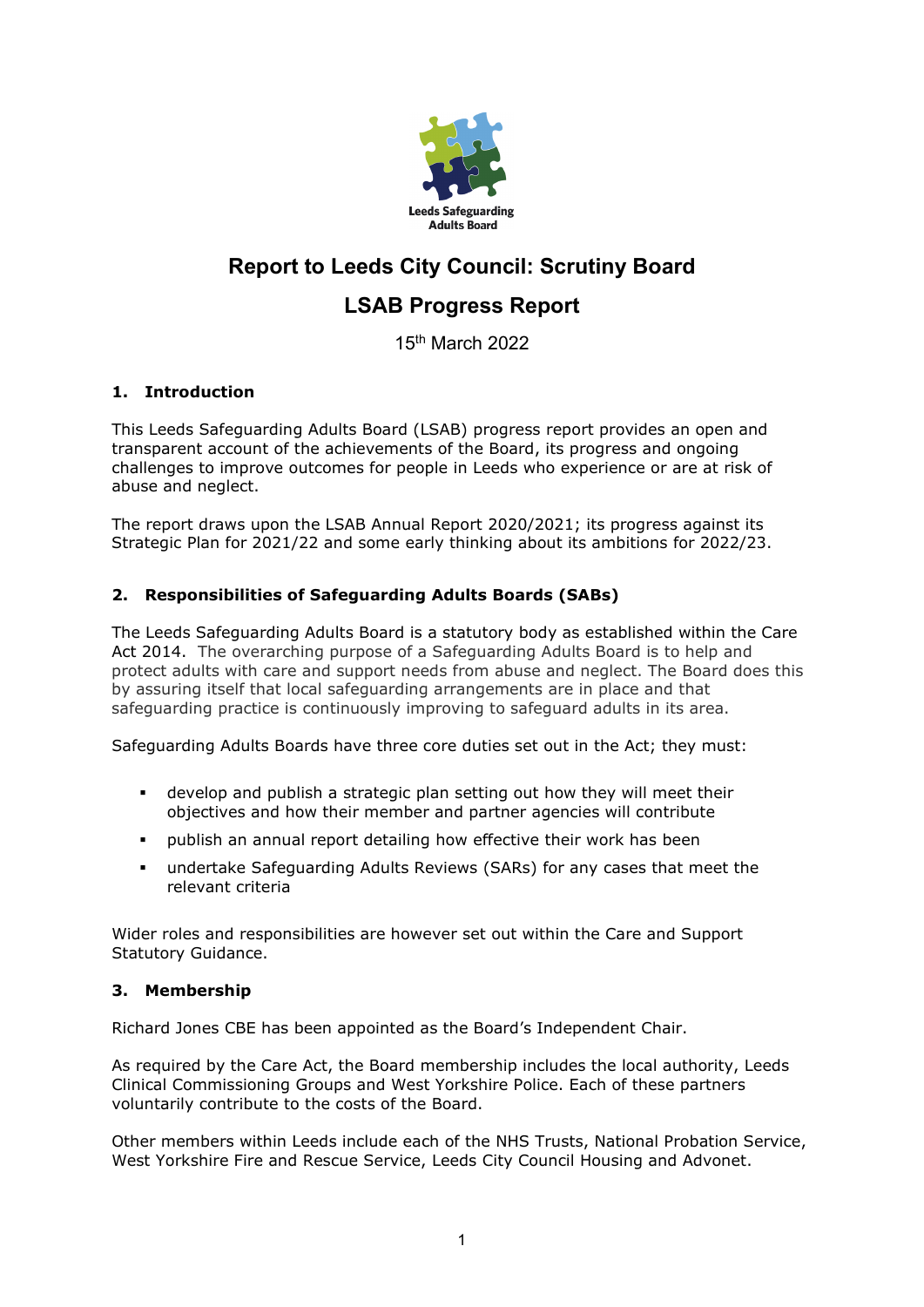Leeds Safeguarding Adults Board

# Report to Leeds City Council: Scrutiny Board

# LSAB Progress Report

15th March 2022

## 1. Introduction

This Leeds Safeguarding Adults Board (LSAB) progress report provides an open and transparent account of the achievements of the Board, its progress and ongoing challenges to improve outcomes for people in Leeds who experience or are at risk of abuse and neglect.

The report draws upon the LSAB Annual Report 2020/2021; its progress against its Strategic Plan for 2021/22 and some early thinking about its ambitions for 2022/23.

## 2. Responsibilities of Safeguarding Adults Boards (SABs)

The Leeds Safeguarding Adults Board is a statutory body as established within the Care Act 2014. The overarching purpose of a Safeguarding Adults Board is to help and protect adults with care and support needs from abuse and neglect. The Board does this by assuring itself that local safeguarding arrangements are in place and that safeguarding practice is continuously improving to safeguard adults in its area.

Safeguarding Adults Boards have three core duties set out in the Act; they must:

- develop and publish a strategic plan setting out how they will meet their objectives and how their member and partner agencies will contribute
- publish an annual report detailing how effective their work has been
- undertake Safeguarding Adults Reviews (SARs) for any cases that meet the relevant criteria

Wider roles and responsibilities are however set out within the Care and Support Statutory Guidance.

## 3. Membership

Richard Jones CBE has been appointed as the Board's Independent Chair.

As required by the Care Act, the Board membership includes the local authority, Leeds Clinical Commissioning Groups and West Yorkshire Police. Each of these partners voluntarily contribute to the costs of the Board.

Other members within Leeds include each of the NHS Trusts, National Probation Service, West Yorkshire Fire and Rescue Service, Leeds City Council Housing and Advonet.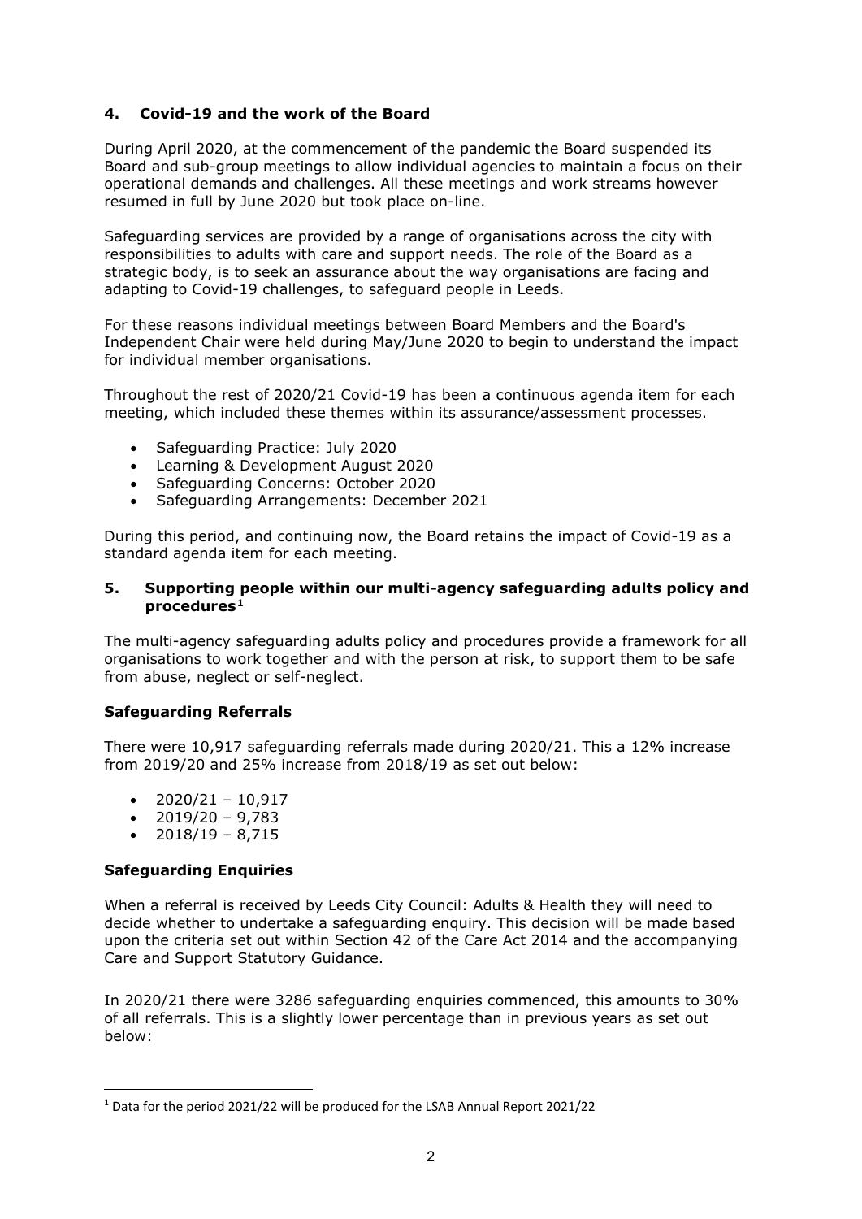## 4. Covid-19 and the work of the Board

During April 2020, at the commencement of the pandemic the Board suspended its Board and sub-group meetings to allow individual agencies to maintain a focus on their operational demands and challenges. All these meetings and work streams however resumed in full by June 2020 but took place on-line.

Safeguarding services are provided by a range of organisations across the city with responsibilities to adults with care and support needs. The role of the Board as a strategic body, is to seek an assurance about the way organisations are facing and adapting to Covid-19 challenges, to safeguard people in Leeds.

For these reasons individual meetings between Board Members and the Board's Independent Chair were held during May/June 2020 to begin to understand the impact for individual member organisations.

Throughout the rest of 2020/21 Covid-19 has been a continuous agenda item for each meeting, which included these themes within its assurance/assessment processes.

- Safeguarding Practice: July 2020
- Learning & Development August 2020
- Safeguarding Concerns: October 2020
- Safeguarding Arrangements: December 2021

During this period, and continuing now, the Board retains the impact of Covid-19 as a standard agenda item for each meeting.

## 5. Supporting people within our multi-agency safeguarding adults policy and procedures[1]

The multi-agency safeguarding adults policy and procedures provide a framework for all organisations to work together and with the person at risk, to support them to be safe from abuse, neglect or self-neglect.

### Safeguarding Referrals

There were 10,917 safeguarding referrals made during 2020/21. This a 12% increase from 2019/20 and 25% increase from 2018/19 as set out below:

- 2020/21 – 10,917
- 2019/20 – 9,783
- 2018/19 – 8,715

### Safeguarding Enquiries

When a referral is received by Leeds City Council: Adults & Health they will need to decide whether to undertake a safeguarding enquiry. This decision will be made based upon the criteria set out within Section 42 of the Care Act 2014 and the accompanying Care and Support Statutory Guidance.

In 2020/21 there were 3286 safeguarding enquiries commenced, this amounts to 30% of all referrals. This is a slightly lower percentage than in previous years as set out below:

[1] Data for the period 2021/22 will be produced for the LSAB Annual Report 2021/22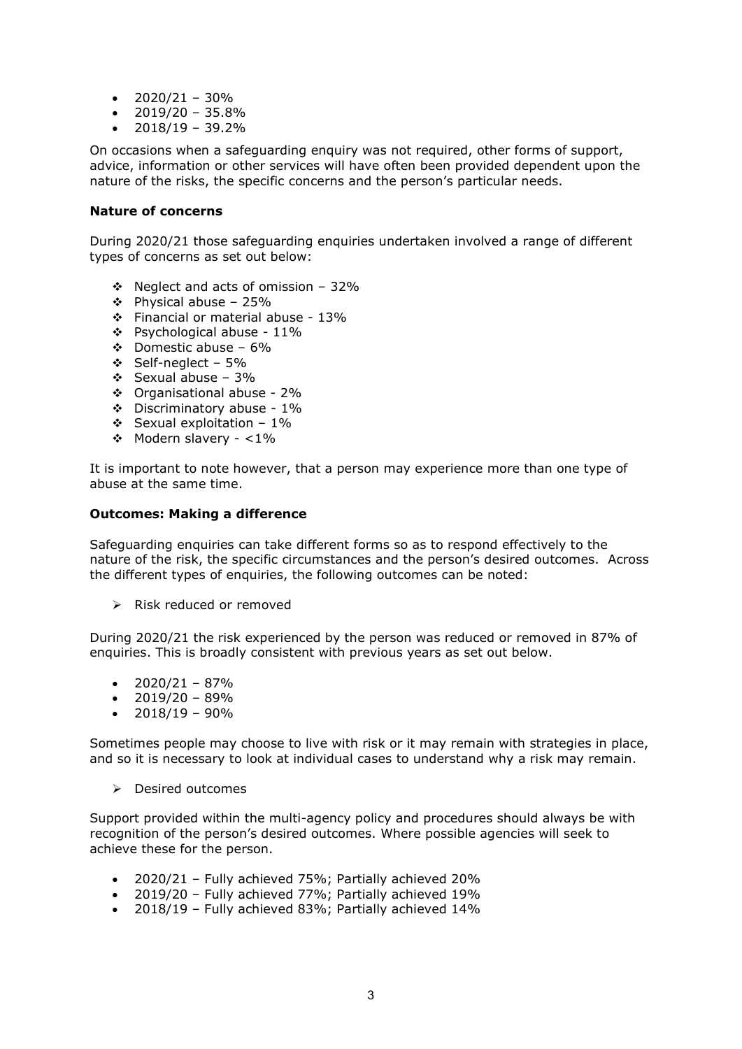- 2020/21 – 30%
- 2019/20 – 35.8%
- 2018/19 – 39.2%

On occasions when a safeguarding enquiry was not required, other forms of support, advice, information or other services will have often been provided dependent upon the nature of the risks, the specific concerns and the person's particular needs.

**Nature of concerns**

During 2020/21 those safeguarding enquiries undertaken involved a range of different types of concerns as set out below:

- Neglect and acts of omission – 32%
- Physical abuse – 25%
- Financial or material abuse - 13%
- Psychological abuse - 11%
- Domestic abuse – 6%
- Self-neglect – 5%
- Sexual abuse – 3%
- Organisational abuse - 2%
- Discriminatory abuse - 1%
- Sexual exploitation – 1%
- Modern slavery - <1%

It is important to note however, that a person may experience more than one type of abuse at the same time.

**Outcomes: Making a difference**

Safeguarding enquiries can take different forms so as to respond effectively to the nature of the risk, the specific circumstances and the person's desired outcomes. Across the different types of enquiries, the following outcomes can be noted:

- Risk reduced or removed

During 2020/21 the risk experienced by the person was reduced or removed in 87% of enquiries. This is broadly consistent with previous years as set out below.

- 2020/21 – 87%
- 2019/20 – 89%
- 2018/19 – 90%

Sometimes people may choose to live with risk or it may remain with strategies in place, and so it is necessary to look at individual cases to understand why a risk may remain.

- Desired outcomes

Support provided within the multi-agency policy and procedures should always be with recognition of the person's desired outcomes. Where possible agencies will seek to achieve these for the person.

- 2020/21 – Fully achieved 75%; Partially achieved 20%
- 2019/20 – Fully achieved 77%; Partially achieved 19%
- 2018/19 – Fully achieved 83%; Partially achieved 14%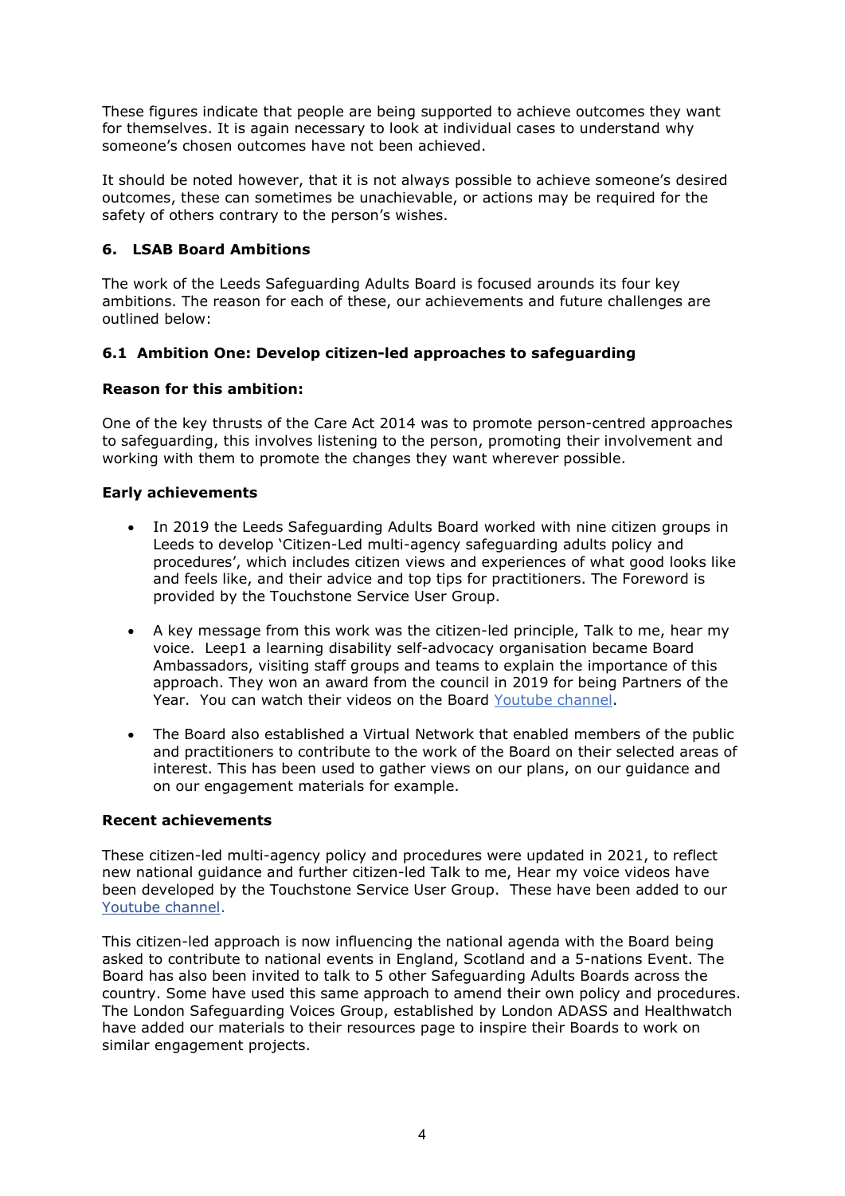These figures indicate that people are being supported to achieve outcomes they want for themselves. It is again necessary to look at individual cases to understand why someone's chosen outcomes have not been achieved.

It should be noted however, that it is not always possible to achieve someone's desired outcomes, these can sometimes be unachievable, or actions may be required for the safety of others contrary to the person's wishes.

## 6. LSAB Board Ambitions

The work of the Leeds Safeguarding Adults Board is focused arounds its four key ambitions. The reason for each of these, our achievements and future challenges are outlined below:

### 6.1 Ambition One: Develop citizen-led approaches to safeguarding

**Reason for this ambition:**

One of the key thrusts of the Care Act 2014 was to promote person-centred approaches to safeguarding, this involves listening to the person, promoting their involvement and working with them to promote the changes they want wherever possible.

**Early achievements**

- In 2019 the Leeds Safeguarding Adults Board worked with nine citizen groups in Leeds to develop 'Citizen-Led multi-agency safeguarding adults policy and procedures', which includes citizen views and experiences of what good looks like and feels like, and their advice and top tips for practitioners. The Foreword is provided by the Touchstone Service User Group.

- A key message from this work was the citizen-led principle, Talk to me, hear my voice. Leep1 a learning disability self-advocacy organisation became Board Ambassadors, visiting staff groups and teams to explain the importance of this approach. They won an award from the council in 2019 for being Partners of the Year. You can watch their videos on the Board Youtube channel.

- The Board also established a Virtual Network that enabled members of the public and practitioners to contribute to the work of the Board on their selected areas of interest. This has been used to gather views on our plans, on our guidance and on our engagement materials for example.

**Recent achievements**

These citizen-led multi-agency policy and procedures were updated in 2021, to reflect new national guidance and further citizen-led Talk to me, Hear my voice videos have been developed by the Touchstone Service User Group. These have been added to our Youtube channel.

This citizen-led approach is now influencing the national agenda with the Board being asked to contribute to national events in England, Scotland and a 5-nations Event. The Board has also been invited to talk to 5 other Safeguarding Adults Boards across the country. Some have used this same approach to amend their own policy and procedures. The London Safeguarding Voices Group, established by London ADASS and Healthwatch have added our materials to their resources page to inspire their Boards to work on similar engagement projects.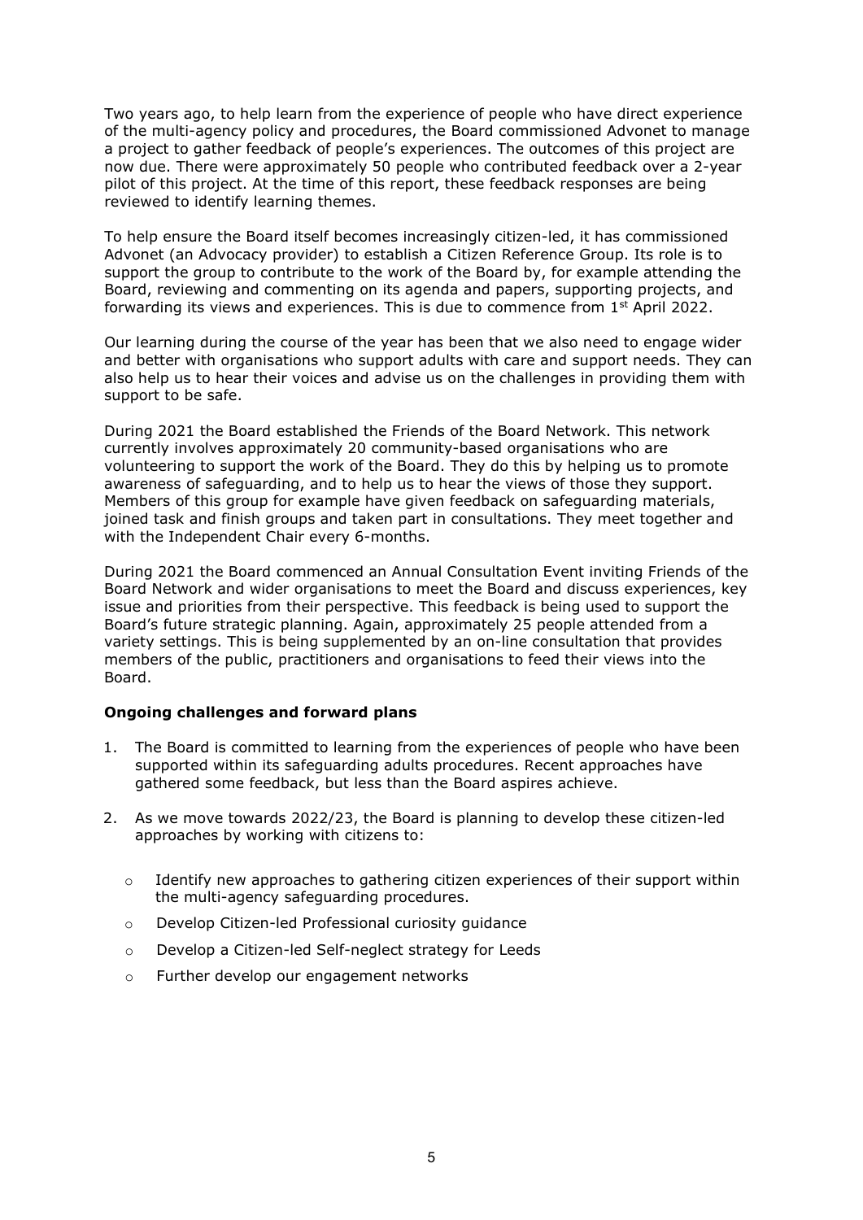Two years ago, to help learn from the experience of people who have direct experience of the multi-agency policy and procedures, the Board commissioned Advonet to manage a project to gather feedback of people's experiences. The outcomes of this project are now due. There were approximately 50 people who contributed feedback over a 2-year pilot of this project. At the time of this report, these feedback responses are being reviewed to identify learning themes.

To help ensure the Board itself becomes increasingly citizen-led, it has commissioned Advonet (an Advocacy provider) to establish a Citizen Reference Group. Its role is to support the group to contribute to the work of the Board by, for example attending the Board, reviewing and commenting on its agenda and papers, supporting projects, and forwarding its views and experiences. This is due to commence from 1st April 2022.

Our learning during the course of the year has been that we also need to engage wider and better with organisations who support adults with care and support needs. They can also help us to hear their voices and advise us on the challenges in providing them with support to be safe.

During 2021 the Board established the Friends of the Board Network. This network currently involves approximately 20 community-based organisations who are volunteering to support the work of the Board. They do this by helping us to promote awareness of safeguarding, and to help us to hear the views of those they support. Members of this group for example have given feedback on safeguarding materials, joined task and finish groups and taken part in consultations. They meet together and with the Independent Chair every 6-months.

During 2021 the Board commenced an Annual Consultation Event inviting Friends of the Board Network and wider organisations to meet the Board and discuss experiences, key issue and priorities from their perspective. This feedback is being used to support the Board's future strategic planning. Again, approximately 25 people attended from a variety settings. This is being supplemented by an on-line consultation that provides members of the public, practitioners and organisations to feed their views into the Board.

**Ongoing challenges and forward plans**

1. The Board is committed to learning from the experiences of people who have been supported within its safeguarding adults procedures. Recent approaches have gathered some feedback, but less than the Board aspires achieve.

2. As we move towards 2022/23, the Board is planning to develop these citizen-led approaches by working with citizens to:

   - Identify new approaches to gathering citizen experiences of their support within the multi-agency safeguarding procedures.
   - Develop Citizen-led Professional curiosity guidance
   - Develop a Citizen-led Self-neglect strategy for Leeds
   - Further develop our engagement networks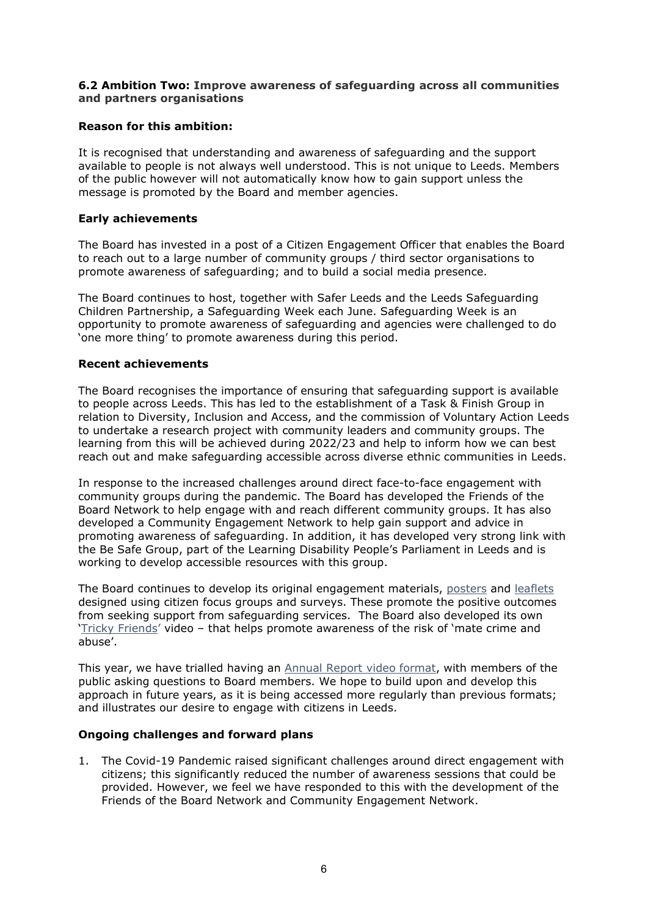### 6.2 Ambition Two: Improve awareness of safeguarding across all communities and partners organisations

**Reason for this ambition:**

It is recognised that understanding and awareness of safeguarding and the support available to people is not always well understood. This is not unique to Leeds. Members of the public however will not automatically know how to gain support unless the message is promoted by the Board and member agencies.

**Early achievements**

The Board has invested in a post of a Citizen Engagement Officer that enables the Board to reach out to a large number of community groups / third sector organisations to promote awareness of safeguarding; and to build a social media presence.

The Board continues to host, together with Safer Leeds and the Leeds Safeguarding Children Partnership, a Safeguarding Week each June. Safeguarding Week is an opportunity to promote awareness of safeguarding and agencies were challenged to do 'one more thing' to promote awareness during this period.

**Recent achievements**

The Board recognises the importance of ensuring that safeguarding support is available to people across Leeds. This has led to the establishment of a Task & Finish Group in relation to Diversity, Inclusion and Access, and the commission of Voluntary Action Leeds to undertake a research project with community leaders and community groups. The learning from this will be achieved during 2022/23 and help to inform how we can best reach out and make safeguarding accessible across diverse ethnic communities in Leeds.

In response to the increased challenges around direct face-to-face engagement with community groups during the pandemic. The Board has developed the Friends of the Board Network to help engage with and reach different community groups. It has also developed a Community Engagement Network to help gain support and advice in promoting awareness of safeguarding. In addition, it has developed very strong link with the Be Safe Group, part of the Learning Disability People's Parliament in Leeds and is working to develop accessible resources with this group.

The Board continues to develop its original engagement materials, posters and leaflets designed using citizen focus groups and surveys. These promote the positive outcomes from seeking support from safeguarding services. The Board also developed its own 'Tricky Friends' video – that helps promote awareness of the risk of 'mate crime and abuse'.

This year, we have trialled having an Annual Report video format, with members of the public asking questions to Board members. We hope to build upon and develop this approach in future years, as it is being accessed more regularly than previous formats; and illustrates our desire to engage with citizens in Leeds.

**Ongoing challenges and forward plans**

1. The Covid-19 Pandemic raised significant challenges around direct engagement with citizens; this significantly reduced the number of awareness sessions that could be provided. However, we feel we have responded to this with the development of the Friends of the Board Network and Community Engagement Network.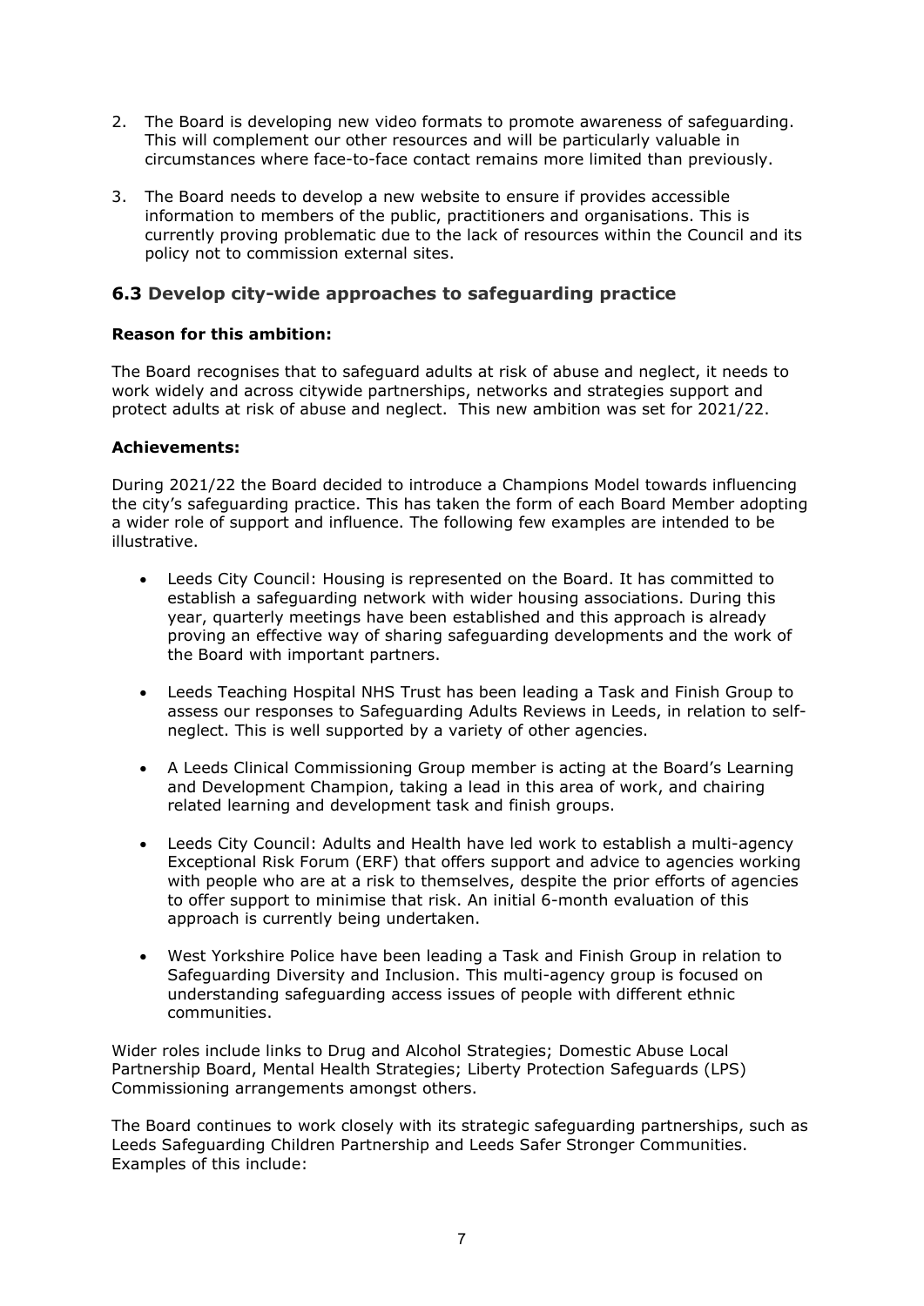2. The Board is developing new video formats to promote awareness of safeguarding. This will complement our other resources and will be particularly valuable in circumstances where face-to-face contact remains more limited than previously.

3. The Board needs to develop a new website to ensure if provides accessible information to members of the public, practitioners and organisations. This is currently proving problematic due to the lack of resources within the Council and its policy not to commission external sites.

## 6.3 Develop city-wide approaches to safeguarding practice

**Reason for this ambition:**

The Board recognises that to safeguard adults at risk of abuse and neglect, it needs to work widely and across citywide partnerships, networks and strategies support and protect adults at risk of abuse and neglect. This new ambition was set for 2021/22.

**Achievements:**

During 2021/22 the Board decided to introduce a Champions Model towards influencing the city's safeguarding practice. This has taken the form of each Board Member adopting a wider role of support and influence. The following few examples are intended to be illustrative.

- Leeds City Council: Housing is represented on the Board. It has committed to establish a safeguarding network with wider housing associations. During this year, quarterly meetings have been established and this approach is already proving an effective way of sharing safeguarding developments and the work of the Board with important partners.

- Leeds Teaching Hospital NHS Trust has been leading a Task and Finish Group to assess our responses to Safeguarding Adults Reviews in Leeds, in relation to self-neglect. This is well supported by a variety of other agencies.

- A Leeds Clinical Commissioning Group member is acting at the Board's Learning and Development Champion, taking a lead in this area of work, and chairing related learning and development task and finish groups.

- Leeds City Council: Adults and Health have led work to establish a multi-agency Exceptional Risk Forum (ERF) that offers support and advice to agencies working with people who are at a risk to themselves, despite the prior efforts of agencies to offer support to minimise that risk. An initial 6-month evaluation of this approach is currently being undertaken.

- West Yorkshire Police have been leading a Task and Finish Group in relation to Safeguarding Diversity and Inclusion. This multi-agency group is focused on understanding safeguarding access issues of people with different ethnic communities.

Wider roles include links to Drug and Alcohol Strategies; Domestic Abuse Local Partnership Board, Mental Health Strategies; Liberty Protection Safeguards (LPS) Commissioning arrangements amongst others.

The Board continues to work closely with its strategic safeguarding partnerships, such as Leeds Safeguarding Children Partnership and Leeds Safer Stronger Communities. Examples of this include: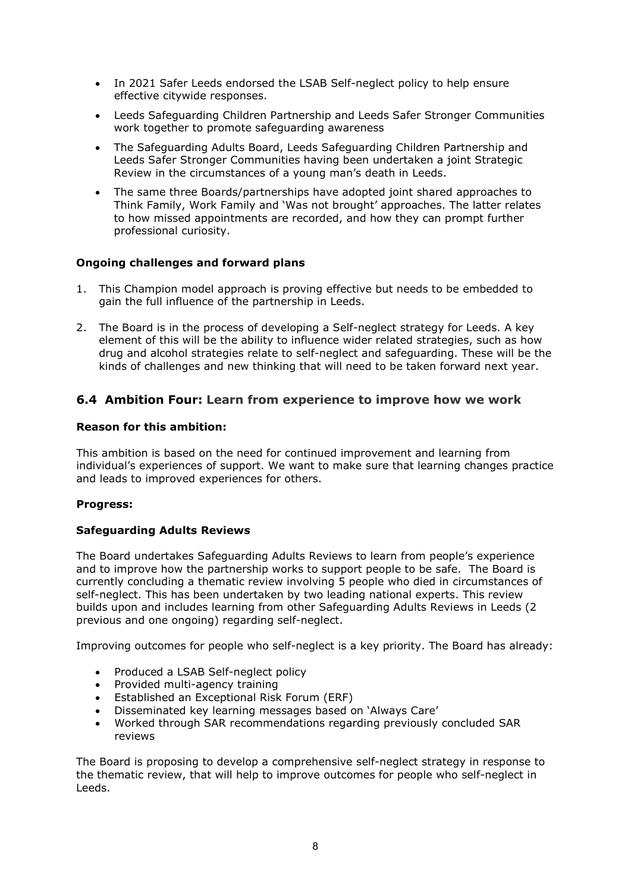- In 2021 Safer Leeds endorsed the LSAB Self-neglect policy to help ensure effective citywide responses.
- Leeds Safeguarding Children Partnership and Leeds Safer Stronger Communities work together to promote safeguarding awareness
- The Safeguarding Adults Board, Leeds Safeguarding Children Partnership and Leeds Safer Stronger Communities having been undertaken a joint Strategic Review in the circumstances of a young man's death in Leeds.
- The same three Boards/partnerships have adopted joint shared approaches to Think Family, Work Family and 'Was not brought' approaches. The latter relates to how missed appointments are recorded, and how they can prompt further professional curiosity.

**Ongoing challenges and forward plans**

1. This Champion model approach is proving effective but needs to be embedded to gain the full influence of the partnership in Leeds.
2. The Board is in the process of developing a Self-neglect strategy for Leeds. A key element of this will be the ability to influence wider related strategies, such as how drug and alcohol strategies relate to self-neglect and safeguarding. These will be the kinds of challenges and new thinking that will need to be taken forward next year.

## 6.4 Ambition Four: Learn from experience to improve how we work

**Reason for this ambition:**

This ambition is based on the need for continued improvement and learning from individual's experiences of support. We want to make sure that learning changes practice and leads to improved experiences for others.

**Progress:**

**Safeguarding Adults Reviews**

The Board undertakes Safeguarding Adults Reviews to learn from people's experience and to improve how the partnership works to support people to be safe. The Board is currently concluding a thematic review involving 5 people who died in circumstances of self-neglect. This has been undertaken by two leading national experts. This review builds upon and includes learning from other Safeguarding Adults Reviews in Leeds (2 previous and one ongoing) regarding self-neglect.

Improving outcomes for people who self-neglect is a key priority. The Board has already:

- Produced a LSAB Self-neglect policy
- Provided multi-agency training
- Established an Exceptional Risk Forum (ERF)
- Disseminated key learning messages based on 'Always Care'
- Worked through SAR recommendations regarding previously concluded SAR reviews

The Board is proposing to develop a comprehensive self-neglect strategy in response to the thematic review, that will help to improve outcomes for people who self-neglect in Leeds.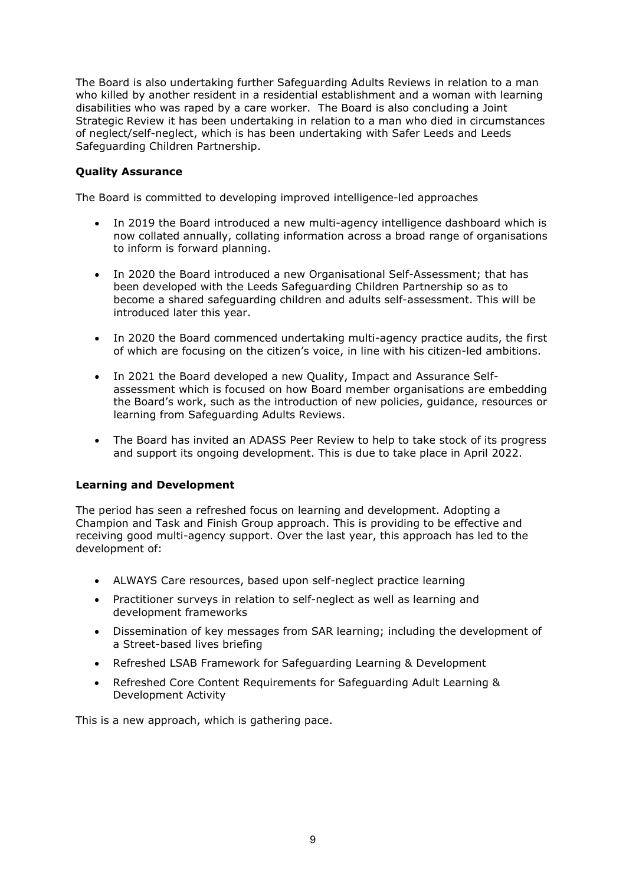The Board is also undertaking further Safeguarding Adults Reviews in relation to a man who killed by another resident in a residential establishment and a woman with learning disabilities who was raped by a care worker. The Board is also concluding a Joint Strategic Review it has been undertaking in relation to a man who died in circumstances of neglect/self-neglect, which is has been undertaking with Safer Leeds and Leeds Safeguarding Children Partnership.

**Quality Assurance**

The Board is committed to developing improved intelligence-led approaches

- In 2019 the Board introduced a new multi-agency intelligence dashboard which is now collated annually, collating information across a broad range of organisations to inform is forward planning.
- In 2020 the Board introduced a new Organisational Self-Assessment; that has been developed with the Leeds Safeguarding Children Partnership so as to become a shared safeguarding children and adults self-assessment. This will be introduced later this year.
- In 2020 the Board commenced undertaking multi-agency practice audits, the first of which are focusing on the citizen's voice, in line with his citizen-led ambitions.
- In 2021 the Board developed a new Quality, Impact and Assurance Self-assessment which is focused on how Board member organisations are embedding the Board's work, such as the introduction of new policies, guidance, resources or learning from Safeguarding Adults Reviews.
- The Board has invited an ADASS Peer Review to help to take stock of its progress and support its ongoing development. This is due to take place in April 2022.

**Learning and Development**

The period has seen a refreshed focus on learning and development. Adopting a Champion and Task and Finish Group approach. This is providing to be effective and receiving good multi-agency support. Over the last year, this approach has led to the development of:

- ALWAYS Care resources, based upon self-neglect practice learning
- Practitioner surveys in relation to self-neglect as well as learning and development frameworks
- Dissemination of key messages from SAR learning; including the development of a Street-based lives briefing
- Refreshed LSAB Framework for Safeguarding Learning & Development
- Refreshed Core Content Requirements for Safeguarding Adult Learning & Development Activity

This is a new approach, which is gathering pace.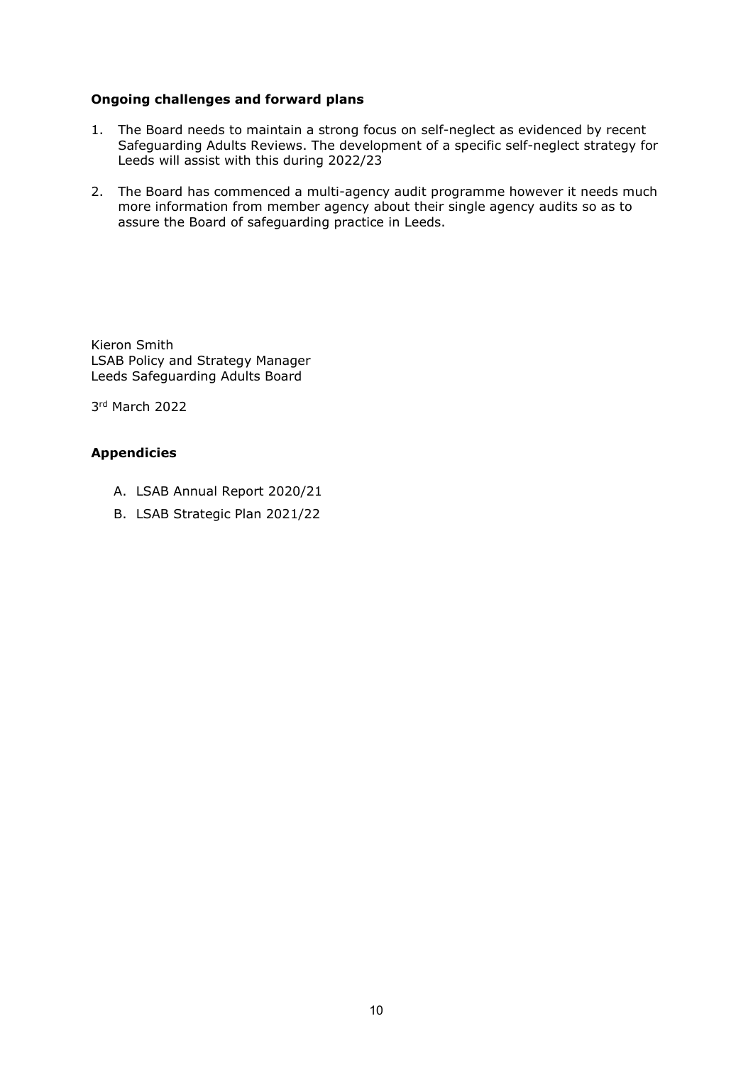**Ongoing challenges and forward plans**

1. The Board needs to maintain a strong focus on self-neglect as evidenced by recent Safeguarding Adults Reviews. The development of a specific self-neglect strategy for Leeds will assist with this during 2022/23

2. The Board has commenced a multi-agency audit programme however it needs much more information from member agency about their single agency audits so as to assure the Board of safeguarding practice in Leeds.

Kieron Smith
LSAB Policy and Strategy Manager
Leeds Safeguarding Adults Board

3rd March 2022

**Appendicies**

A. LSAB Annual Report 2020/21
B. LSAB Strategic Plan 2021/22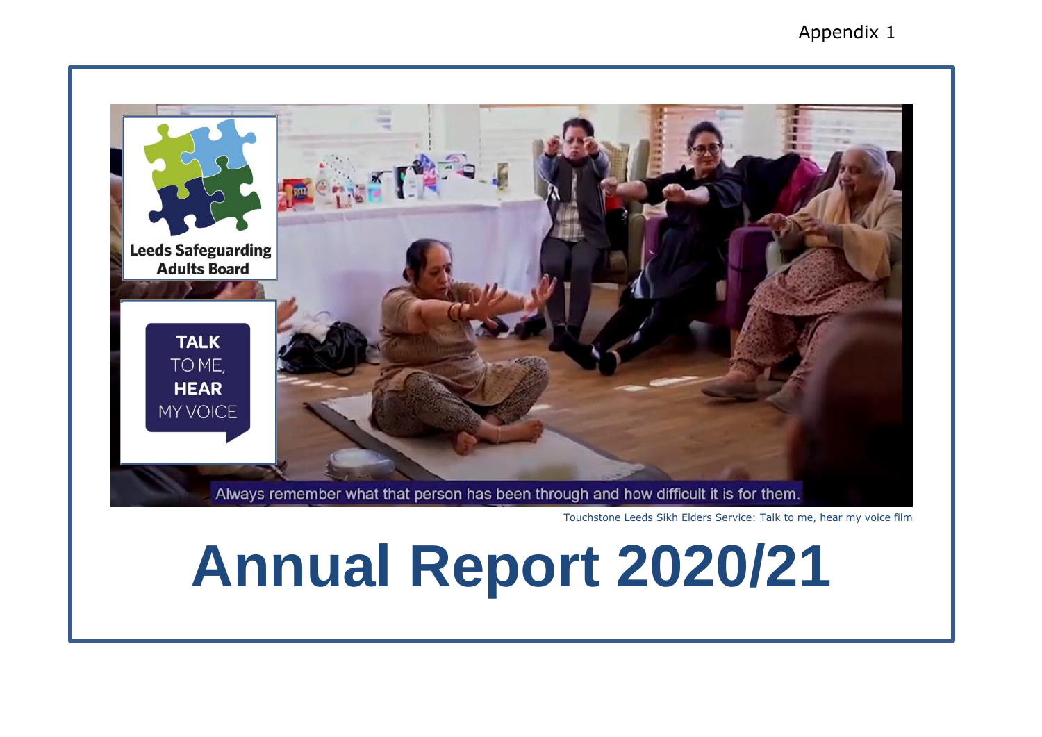Appendix 1

Leeds Safeguarding Adults Board

TALK TO ME, HEAR MY VOICE

Always remember what that person has been through and how difficult it is for them.

Touchstone Leeds Sikh Elders Service: Talk to me, hear my voice film

# Annual Report 2020/21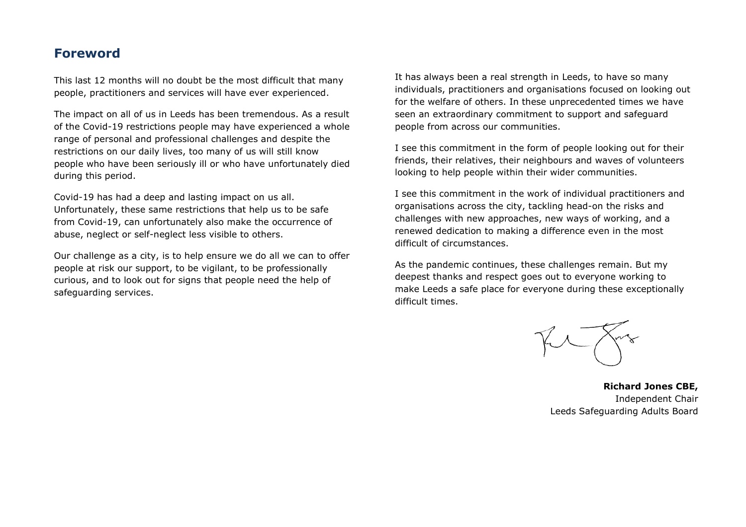## Foreword

This last 12 months will no doubt be the most difficult that many people, practitioners and services will have ever experienced.

The impact on all of us in Leeds has been tremendous. As a result of the Covid-19 restrictions people may have experienced a whole range of personal and professional challenges and despite the restrictions on our daily lives, too many of us will still know people who have been seriously ill or who have unfortunately died during this period.

Covid-19 has had a deep and lasting impact on us all. Unfortunately, these same restrictions that help us to be safe from Covid-19, can unfortunately also make the occurrence of abuse, neglect or self-neglect less visible to others.

Our challenge as a city, is to help ensure we do all we can to offer people at risk our support, to be vigilant, to be professionally curious, and to look out for signs that people need the help of safeguarding services.

It has always been a real strength in Leeds, to have so many individuals, practitioners and organisations focused on looking out for the welfare of others. In these unprecedented times we have seen an extraordinary commitment to support and safeguard people from across our communities.

I see this commitment in the form of people looking out for their friends, their relatives, their neighbours and waves of volunteers looking to help people within their wider communities.

I see this commitment in the work of individual practitioners and organisations across the city, tackling head-on the risks and challenges with new approaches, new ways of working, and a renewed dedication to making a difference even in the most difficult of circumstances.

As the pandemic continues, these challenges remain. But my deepest thanks and respect goes out to everyone working to make Leeds a safe place for everyone during these exceptionally difficult times.

**Richard Jones CBE,**
Independent Chair
Leeds Safeguarding Adults Board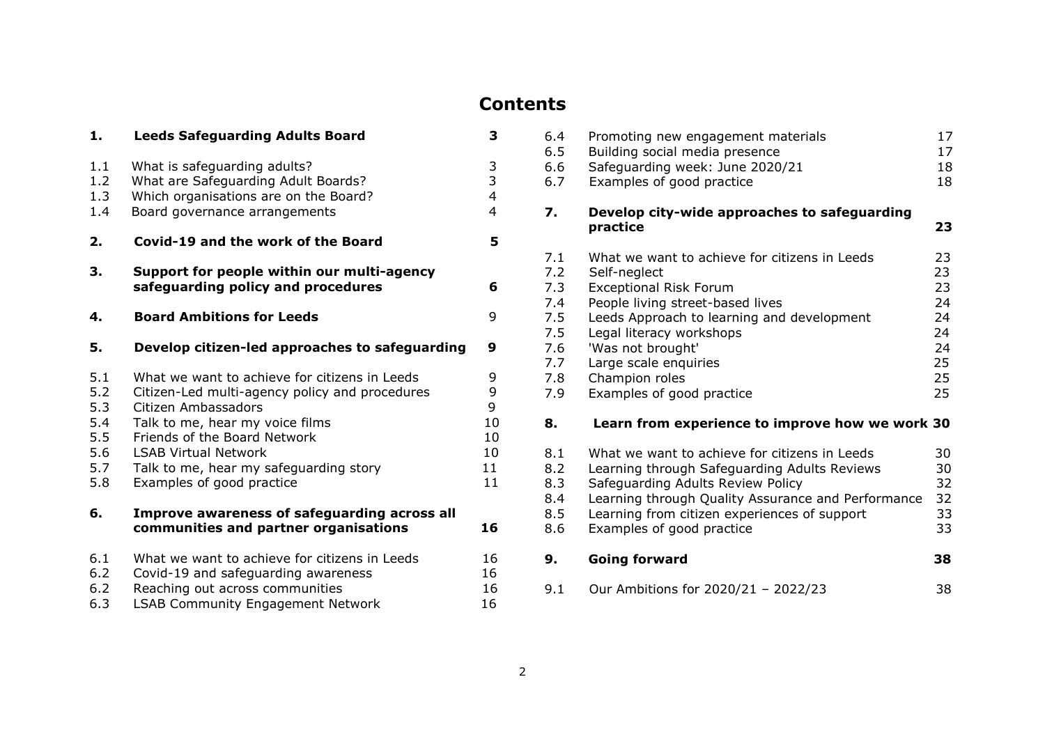# Contents

| | | |
|---|---|---|
| **1.** | **Leeds Safeguarding Adults Board** | **3** |
| 1.1 | What is safeguarding adults? | 3 |
| 1.2 | What are Safeguarding Adult Boards? | 3 |
| 1.3 | Which organisations are on the Board? | 4 |
| 1.4 | Board governance arrangements | 4 |
| **2.** | **Covid-19 and the work of the Board** | **5** |
| **3.** | **Support for people within our multi-agency safeguarding policy and procedures** | **6** |
| **4.** | **Board Ambitions for Leeds** | 9 |
| **5.** | **Develop citizen-led approaches to safeguarding** | **9** |
| 5.1 | What we want to achieve for citizens in Leeds | 9 |
| 5.2 | Citizen-Led multi-agency policy and procedures | 9 |
| 5.3 | Citizen Ambassadors | 9 |
| 5.4 | Talk to me, hear my voice films | 10 |
| 5.5 | Friends of the Board Network | 10 |
| 5.6 | LSAB Virtual Network | 10 |
| 5.7 | Talk to me, hear my safeguarding story | 11 |
| 5.8 | Examples of good practice | 11 |
| **6.** | **Improve awareness of safeguarding across all communities and partner organisations** | **16** |
| 6.1 | What we want to achieve for citizens in Leeds | 16 |
| 6.2 | Covid-19 and safeguarding awareness | 16 |
| 6.2 | Reaching out across communities | 16 |
| 6.3 | LSAB Community Engagement Network | 16 |
| 6.4 | Promoting new engagement materials | 17 |
| 6.5 | Building social media presence | 17 |
| 6.6 | Safeguarding week: June 2020/21 | 18 |
| 6.7 | Examples of good practice | 18 |
| **7.** | **Develop city-wide approaches to safeguarding practice** | **23** |
| 7.1 | What we want to achieve for citizens in Leeds | 23 |
| 7.2 | Self-neglect | 23 |
| 7.3 | Exceptional Risk Forum | 23 |
| 7.4 | People living street-based lives | 24 |
| 7.5 | Leeds Approach to learning and development | 24 |
| 7.5 | Legal literacy workshops | 24 |
| 7.6 | 'Was not brought' | 24 |
| 7.7 | Large scale enquiries | 25 |
| 7.8 | Champion roles | 25 |
| 7.9 | Examples of good practice | 25 |
| **8.** | **Learn from experience to improve how we work** | **30** |
| 8.1 | What we want to achieve for citizens in Leeds | 30 |
| 8.2 | Learning through Safeguarding Adults Reviews | 30 |
| 8.3 | Safeguarding Adults Review Policy | 32 |
| 8.4 | Learning through Quality Assurance and Performance | 32 |
| 8.5 | Learning from citizen experiences of support | 33 |
| 8.6 | Examples of good practice | 33 |
| **9.** | **Going forward** | **38** |
| 9.1 | Our Ambitions for 2020/21 – 2022/23 | 38 |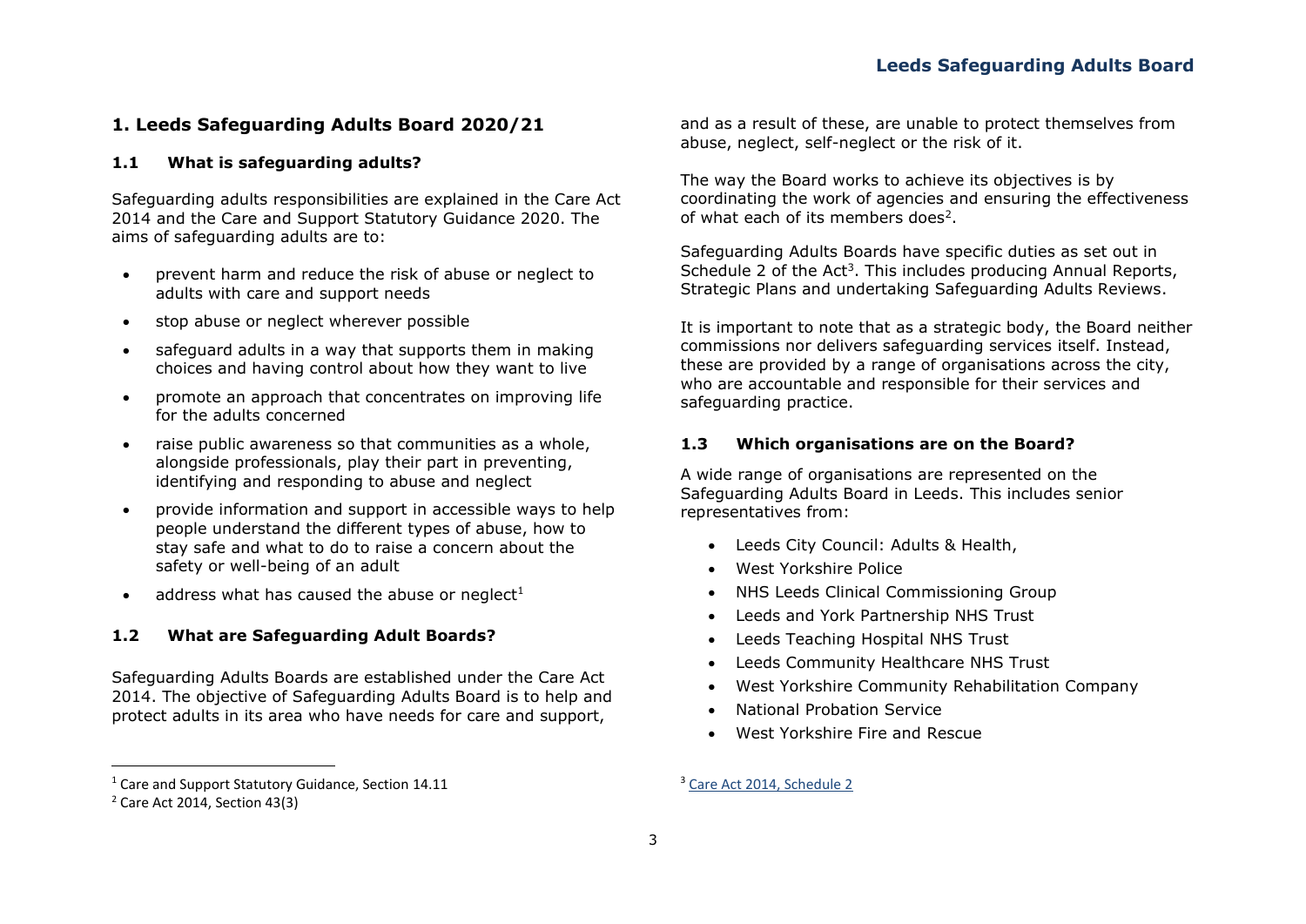## 1. Leeds Safeguarding Adults Board 2020/21

### 1.1 What is safeguarding adults?

Safeguarding adults responsibilities are explained in the Care Act 2014 and the Care and Support Statutory Guidance 2020. The aims of safeguarding adults are to:

- prevent harm and reduce the risk of abuse or neglect to adults with care and support needs
- stop abuse or neglect wherever possible
- safeguard adults in a way that supports them in making choices and having control about how they want to live
- promote an approach that concentrates on improving life for the adults concerned
- raise public awareness so that communities as a whole, alongside professionals, play their part in preventing, identifying and responding to abuse and neglect
- provide information and support in accessible ways to help people understand the different types of abuse, how to stay safe and what to do to raise a concern about the safety or well-being of an adult
- address what has caused the abuse or neglect[1]

### 1.2 What are Safeguarding Adult Boards?

Safeguarding Adults Boards are established under the Care Act 2014. The objective of Safeguarding Adults Board is to help and protect adults in its area who have needs for care and support, and as a result of these, are unable to protect themselves from abuse, neglect, self-neglect or the risk of it.

The way the Board works to achieve its objectives is by coordinating the work of agencies and ensuring the effectiveness of what each of its members does[2].

Safeguarding Adults Boards have specific duties as set out in Schedule 2 of the Act[3]. This includes producing Annual Reports, Strategic Plans and undertaking Safeguarding Adults Reviews.

It is important to note that as a strategic body, the Board neither commissions nor delivers safeguarding services itself. Instead, these are provided by a range of organisations across the city, who are accountable and responsible for their services and safeguarding practice.

### 1.3 Which organisations are on the Board?

A wide range of organisations are represented on the Safeguarding Adults Board in Leeds. This includes senior representatives from:

- Leeds City Council: Adults & Health,
- West Yorkshire Police
- NHS Leeds Clinical Commissioning Group
- Leeds and York Partnership NHS Trust
- Leeds Teaching Hospital NHS Trust
- Leeds Community Healthcare NHS Trust
- West Yorkshire Community Rehabilitation Company
- National Probation Service
- West Yorkshire Fire and Rescue

[1] Care and Support Statutory Guidance, Section 14.11

[2] Care Act 2014, Section 43(3)

[3] Care Act 2014, Schedule 2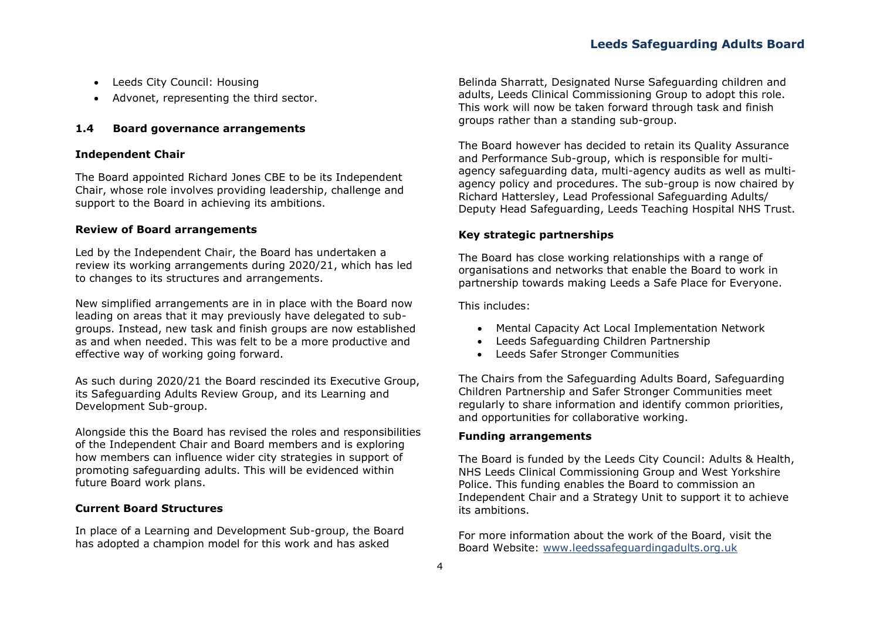- Leeds City Council: Housing
- Advonet, representing the third sector.

### 1.4 Board governance arrangements

**Independent Chair**

The Board appointed Richard Jones CBE to be its Independent Chair, whose role involves providing leadership, challenge and support to the Board in achieving its ambitions.

**Review of Board arrangements**

Led by the Independent Chair, the Board has undertaken a review its working arrangements during 2020/21, which has led to changes to its structures and arrangements.

New simplified arrangements are in in place with the Board now leading on areas that it may previously have delegated to sub-groups. Instead, new task and finish groups are now established as and when needed. This was felt to be a more productive and effective way of working going forward.

As such during 2020/21 the Board rescinded its Executive Group, its Safeguarding Adults Review Group, and its Learning and Development Sub-group.

Alongside this the Board has revised the roles and responsibilities of the Independent Chair and Board members and is exploring how members can influence wider city strategies in support of promoting safeguarding adults. This will be evidenced within future Board work plans.

**Current Board Structures**

In place of a Learning and Development Sub-group, the Board has adopted a champion model for this work and has asked Belinda Sharratt, Designated Nurse Safeguarding children and adults, Leeds Clinical Commissioning Group to adopt this role. This work will now be taken forward through task and finish groups rather than a standing sub-group.

The Board however has decided to retain its Quality Assurance and Performance Sub-group, which is responsible for multi-agency safeguarding data, multi-agency audits as well as multi-agency policy and procedures. The sub-group is now chaired by Richard Hattersley, Lead Professional Safeguarding Adults/ Deputy Head Safeguarding, Leeds Teaching Hospital NHS Trust.

**Key strategic partnerships**

The Board has close working relationships with a range of organisations and networks that enable the Board to work in partnership towards making Leeds a Safe Place for Everyone.

This includes:

- Mental Capacity Act Local Implementation Network
- Leeds Safeguarding Children Partnership
- Leeds Safer Stronger Communities

The Chairs from the Safeguarding Adults Board, Safeguarding Children Partnership and Safer Stronger Communities meet regularly to share information and identify common priorities, and opportunities for collaborative working.

**Funding arrangements**

The Board is funded by the Leeds City Council: Adults & Health, NHS Leeds Clinical Commissioning Group and West Yorkshire Police. This funding enables the Board to commission an Independent Chair and a Strategy Unit to support it to achieve its ambitions.

For more information about the work of the Board, visit the Board Website: [www.leedssafeguardingadults.org.uk](http://www.leedssafeguardingadults.org.uk)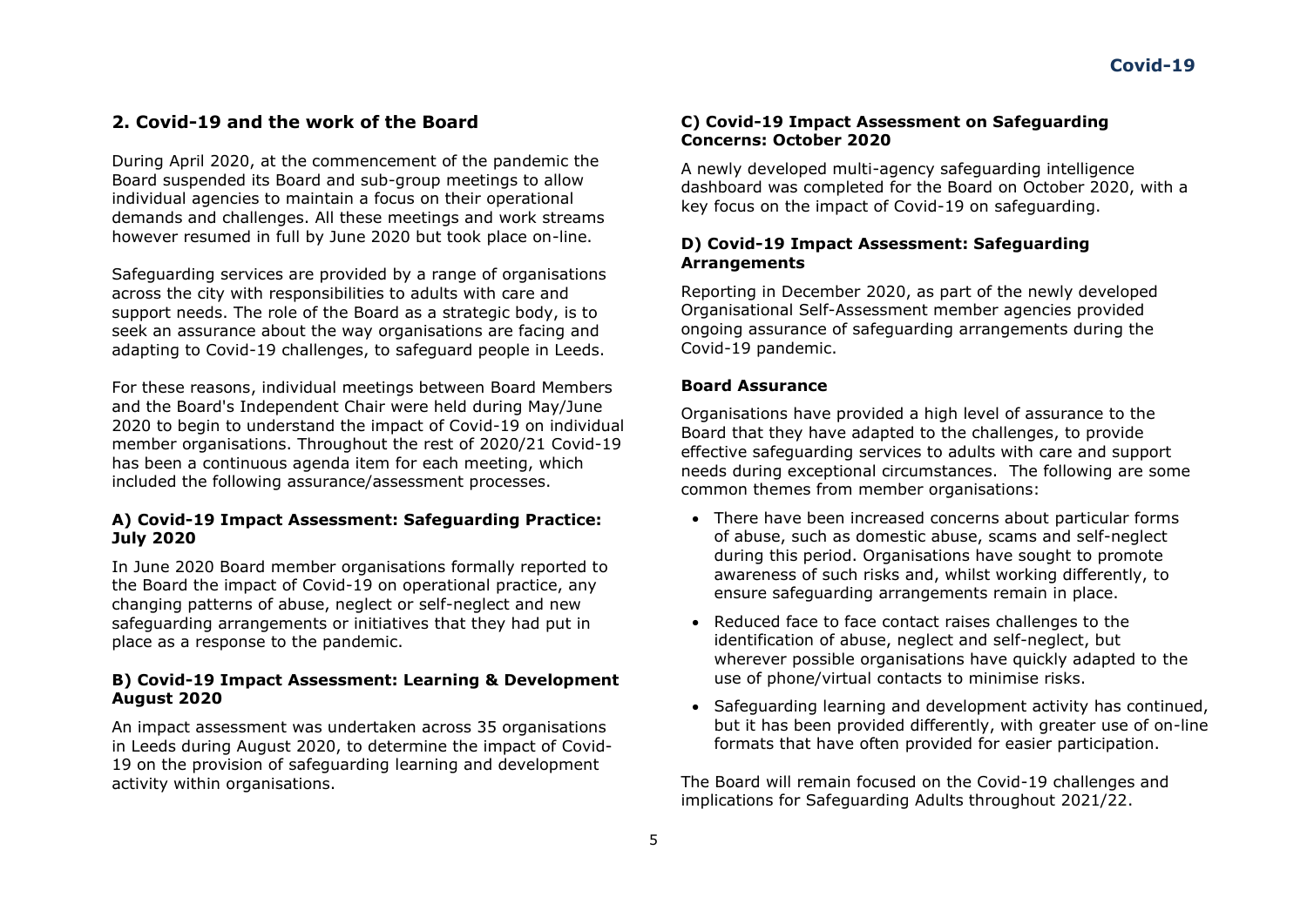## 2. Covid-19 and the work of the Board

During April 2020, at the commencement of the pandemic the Board suspended its Board and sub-group meetings to allow individual agencies to maintain a focus on their operational demands and challenges. All these meetings and work streams however resumed in full by June 2020 but took place on-line.

Safeguarding services are provided by a range of organisations across the city with responsibilities to adults with care and support needs. The role of the Board as a strategic body, is to seek an assurance about the way organisations are facing and adapting to Covid-19 challenges, to safeguard people in Leeds.

For these reasons, individual meetings between Board Members and the Board's Independent Chair were held during May/June 2020 to begin to understand the impact of Covid-19 on individual member organisations. Throughout the rest of 2020/21 Covid-19 has been a continuous agenda item for each meeting, which included the following assurance/assessment processes.

### A) Covid-19 Impact Assessment: Safeguarding Practice: July 2020

In June 2020 Board member organisations formally reported to the Board the impact of Covid-19 on operational practice, any changing patterns of abuse, neglect or self-neglect and new safeguarding arrangements or initiatives that they had put in place as a response to the pandemic.

### B) Covid-19 Impact Assessment: Learning & Development August 2020

An impact assessment was undertaken across 35 organisations in Leeds during August 2020, to determine the impact of Covid-19 on the provision of safeguarding learning and development activity within organisations.

### C) Covid-19 Impact Assessment on Safeguarding Concerns: October 2020

A newly developed multi-agency safeguarding intelligence dashboard was completed for the Board on October 2020, with a key focus on the impact of Covid-19 on safeguarding.

### D) Covid-19 Impact Assessment: Safeguarding Arrangements

Reporting in December 2020, as part of the newly developed Organisational Self-Assessment member agencies provided ongoing assurance of safeguarding arrangements during the Covid-19 pandemic.

### Board Assurance

Organisations have provided a high level of assurance to the Board that they have adapted to the challenges, to provide effective safeguarding services to adults with care and support needs during exceptional circumstances. The following are some common themes from member organisations:

- There have been increased concerns about particular forms of abuse, such as domestic abuse, scams and self-neglect during this period. Organisations have sought to promote awareness of such risks and, whilst working differently, to ensure safeguarding arrangements remain in place.
- Reduced face to face contact raises challenges to the identification of abuse, neglect and self-neglect, but wherever possible organisations have quickly adapted to the use of phone/virtual contacts to minimise risks.
- Safeguarding learning and development activity has continued, but it has been provided differently, with greater use of on-line formats that have often provided for easier participation.

The Board will remain focused on the Covid-19 challenges and implications for Safeguarding Adults throughout 2021/22.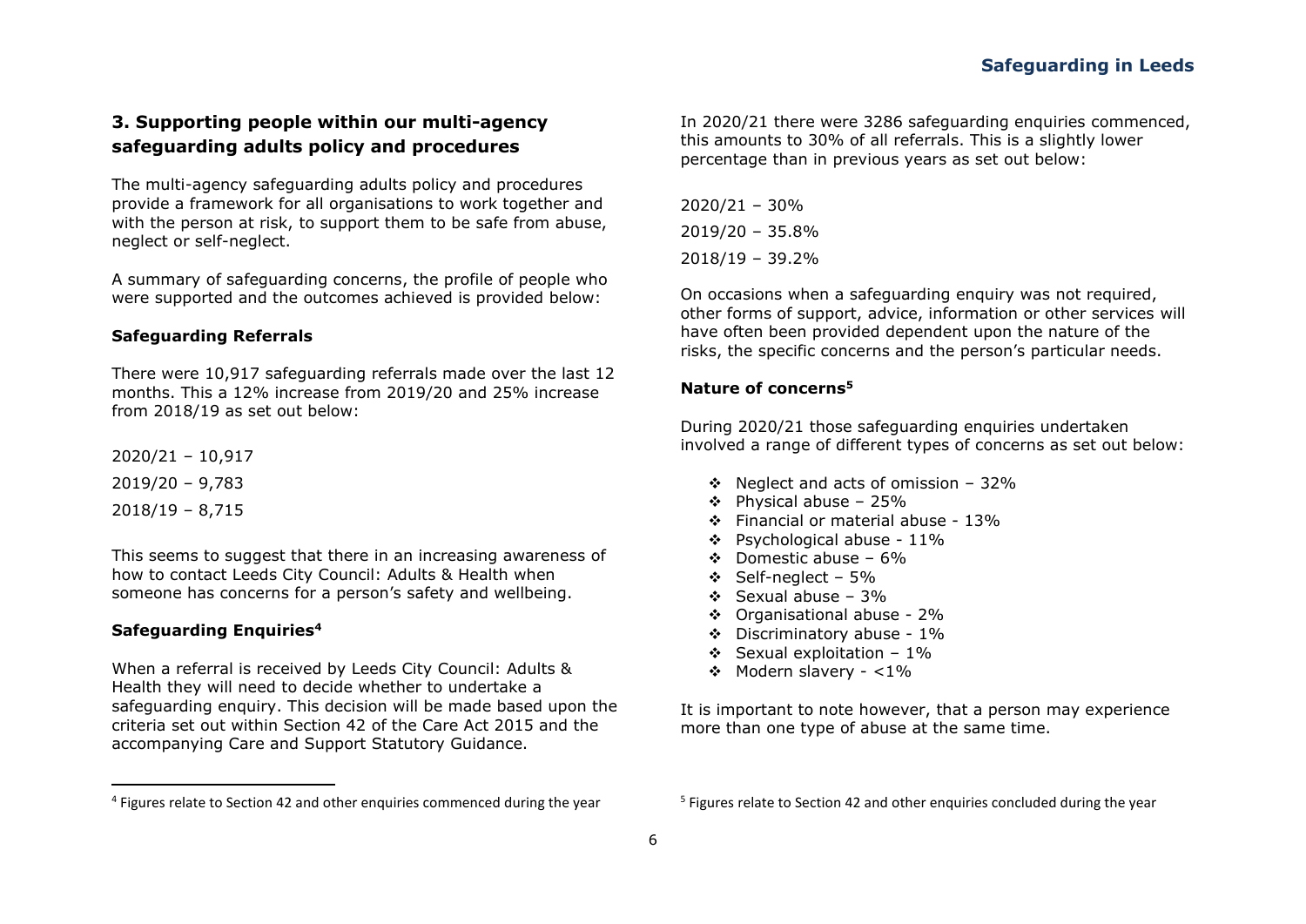## 3. Supporting people within our multi-agency safeguarding adults policy and procedures

The multi-agency safeguarding adults policy and procedures provide a framework for all organisations to work together and with the person at risk, to support them to be safe from abuse, neglect or self-neglect.

A summary of safeguarding concerns, the profile of people who were supported and the outcomes achieved is provided below:

### Safeguarding Referrals

There were 10,917 safeguarding referrals made over the last 12 months. This a 12% increase from 2019/20 and 25% increase from 2018/19 as set out below:

2020/21 – 10,917

2019/20 – 9,783

2018/19 – 8,715

This seems to suggest that there in an increasing awareness of how to contact Leeds City Council: Adults & Health when someone has concerns for a person's safety and wellbeing.

### Safeguarding Enquiries[4]

When a referral is received by Leeds City Council: Adults & Health they will need to decide whether to undertake a safeguarding enquiry. This decision will be made based upon the criteria set out within Section 42 of the Care Act 2015 and the accompanying Care and Support Statutory Guidance.

In 2020/21 there were 3286 safeguarding enquiries commenced, this amounts to 30% of all referrals. This is a slightly lower percentage than in previous years as set out below:

2020/21 – 30%

2019/20 – 35.8%

2018/19 – 39.2%

On occasions when a safeguarding enquiry was not required, other forms of support, advice, information or other services will have often been provided dependent upon the nature of the risks, the specific concerns and the person's particular needs.

### Nature of concerns[5]

During 2020/21 those safeguarding enquiries undertaken involved a range of different types of concerns as set out below:

- Neglect and acts of omission – 32%
- Physical abuse – 25%
- Financial or material abuse - 13%
- Psychological abuse - 11%
- Domestic abuse – 6%
- Self-neglect – 5%
- Sexual abuse – 3%
- Organisational abuse - 2%
- Discriminatory abuse - 1%
- Sexual exploitation – 1%
- Modern slavery - <1%

It is important to note however, that a person may experience more than one type of abuse at the same time.

---

[4] Figures relate to Section 42 and other enquiries commenced during the year

[5] Figures relate to Section 42 and other enquiries concluded during the year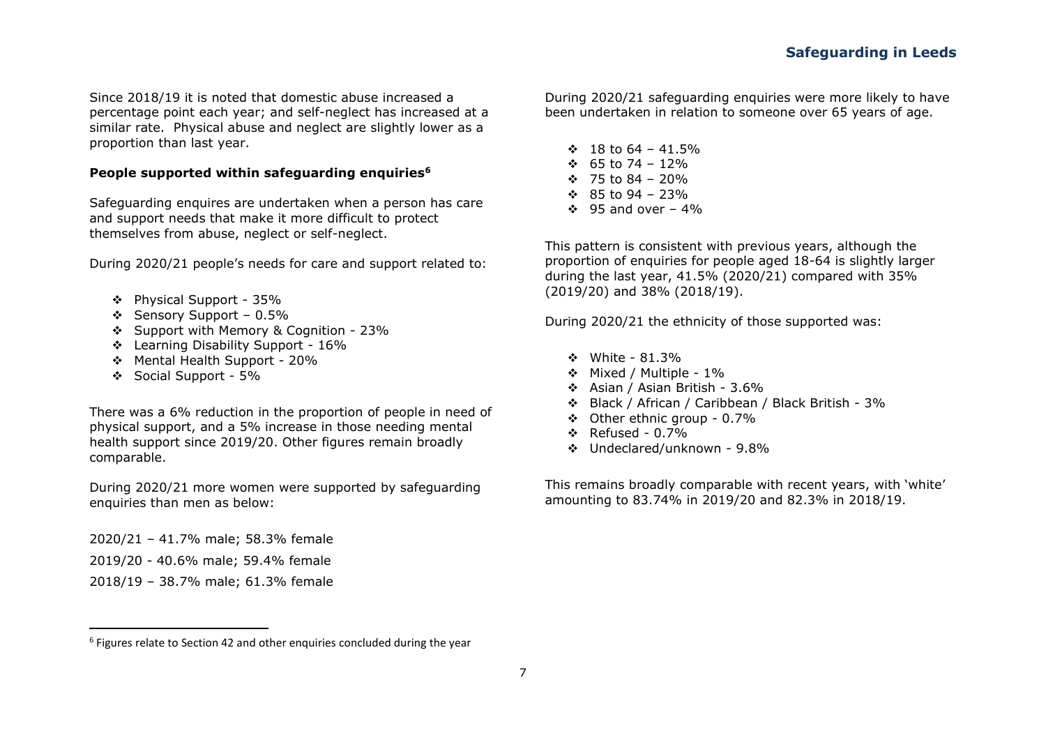Since 2018/19 it is noted that domestic abuse increased a percentage point each year; and self-neglect has increased at a similar rate. Physical abuse and neglect are slightly lower as a proportion than last year.

**People supported within safeguarding enquiries[6]**

Safeguarding enquires are undertaken when a person has care and support needs that make it more difficult to protect themselves from abuse, neglect or self-neglect.

During 2020/21 people's needs for care and support related to:

- Physical Support - 35%
- Sensory Support – 0.5%
- Support with Memory & Cognition - 23%
- Learning Disability Support - 16%
- Mental Health Support - 20%
- Social Support - 5%

There was a 6% reduction in the proportion of people in need of physical support, and a 5% increase in those needing mental health support since 2019/20. Other figures remain broadly comparable.

During 2020/21 more women were supported by safeguarding enquiries than men as below:

2020/21 – 41.7% male; 58.3% female

2019/20 - 40.6% male; 59.4% female

2018/19 – 38.7% male; 61.3% female

During 2020/21 safeguarding enquiries were more likely to have been undertaken in relation to someone over 65 years of age.

- 18 to 64 – 41.5%
- 65 to 74 – 12%
- 75 to 84 – 20%
- 85 to 94 – 23%
- 95 and over – 4%

This pattern is consistent with previous years, although the proportion of enquiries for people aged 18-64 is slightly larger during the last year, 41.5% (2020/21) compared with 35% (2019/20) and 38% (2018/19).

During 2020/21 the ethnicity of those supported was:

- White - 81.3%
- Mixed / Multiple - 1%
- Asian / Asian British - 3.6%
- Black / African / Caribbean / Black British - 3%
- Other ethnic group - 0.7%
- Refused - 0.7%
- Undeclared/unknown - 9.8%

This remains broadly comparable with recent years, with 'white' amounting to 83.74% in 2019/20 and 82.3% in 2018/19.

[6] Figures relate to Section 42 and other enquiries concluded during the year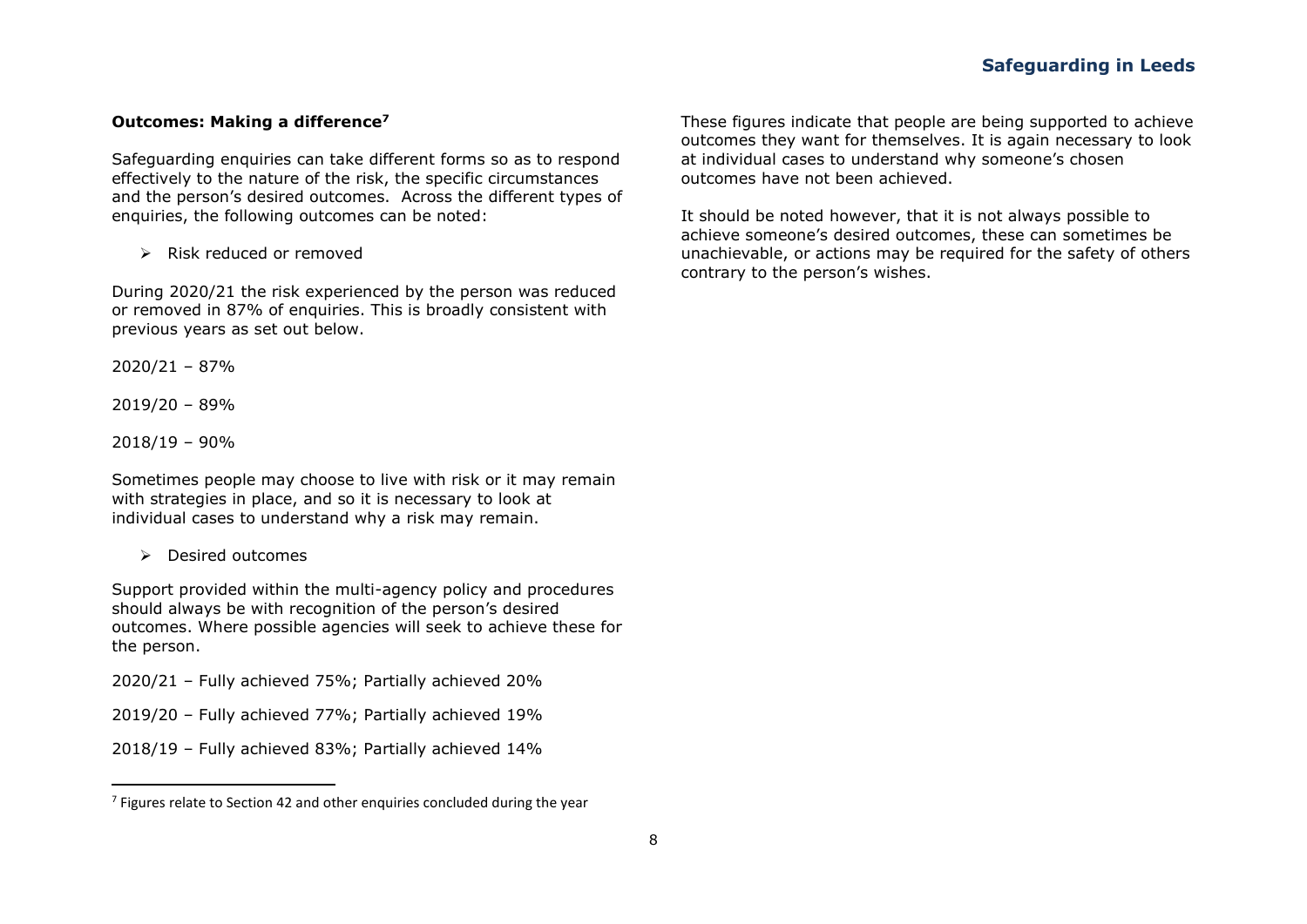### Outcomes: Making a difference[7]

Safeguarding enquiries can take different forms so as to respond effectively to the nature of the risk, the specific circumstances and the person's desired outcomes. Across the different types of enquiries, the following outcomes can be noted:

- Risk reduced or removed

During 2020/21 the risk experienced by the person was reduced or removed in 87% of enquiries. This is broadly consistent with previous years as set out below.

2020/21 – 87%

2019/20 – 89%

2018/19 – 90%

Sometimes people may choose to live with risk or it may remain with strategies in place, and so it is necessary to look at individual cases to understand why a risk may remain.

- Desired outcomes

Support provided within the multi-agency policy and procedures should always be with recognition of the person's desired outcomes. Where possible agencies will seek to achieve these for the person.

2020/21 – Fully achieved 75%; Partially achieved 20%

2019/20 – Fully achieved 77%; Partially achieved 19%

2018/19 – Fully achieved 83%; Partially achieved 14%

These figures indicate that people are being supported to achieve outcomes they want for themselves. It is again necessary to look at individual cases to understand why someone's chosen outcomes have not been achieved.

It should be noted however, that it is not always possible to achieve someone's desired outcomes, these can sometimes be unachievable, or actions may be required for the safety of others contrary to the person's wishes.

[7] Figures relate to Section 42 and other enquiries concluded during the year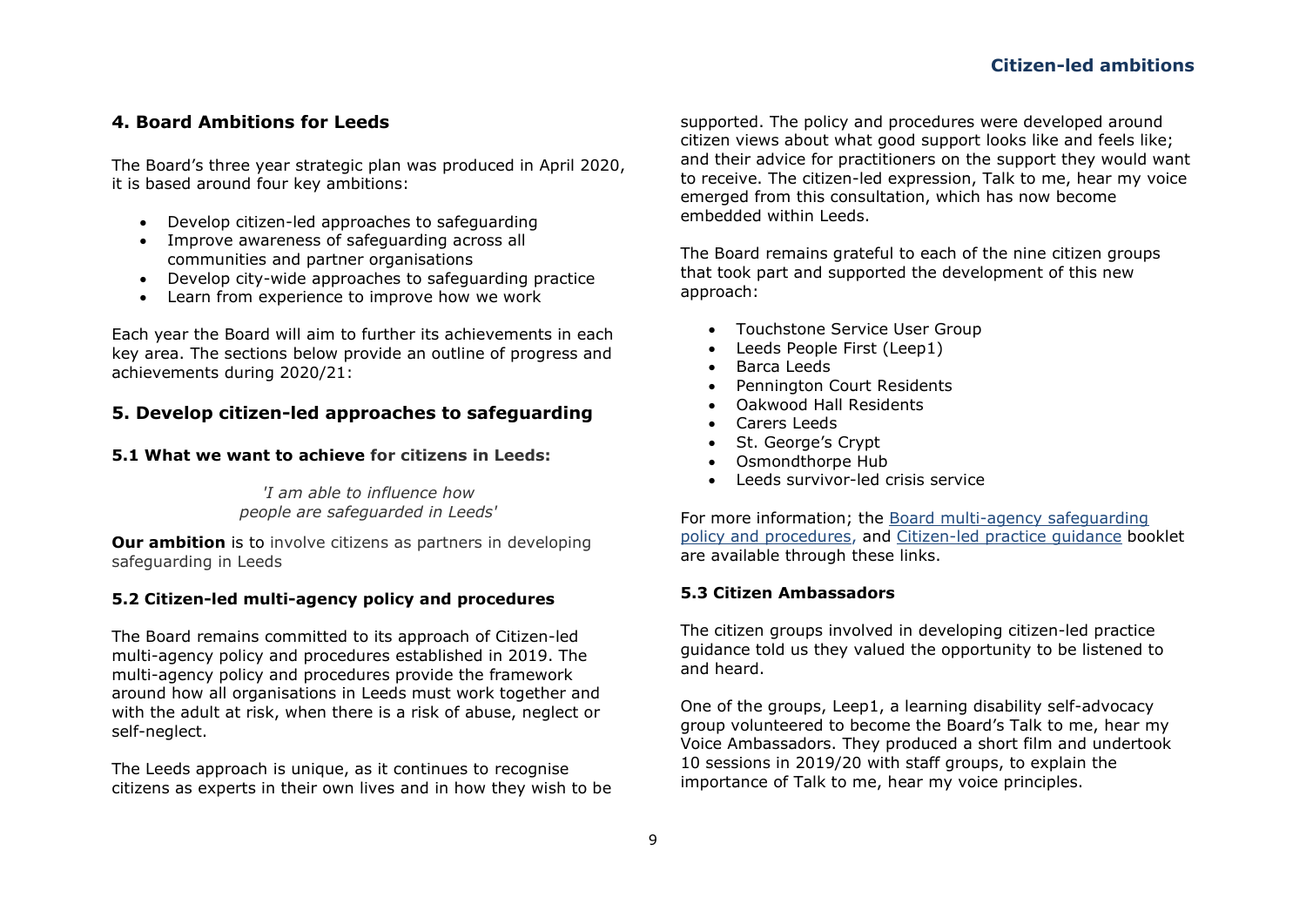## 4. Board Ambitions for Leeds

The Board's three year strategic plan was produced in April 2020, it is based around four key ambitions:

- Develop citizen-led approaches to safeguarding
- Improve awareness of safeguarding across all communities and partner organisations
- Develop city-wide approaches to safeguarding practice
- Learn from experience to improve how we work

Each year the Board will aim to further its achievements in each key area. The sections below provide an outline of progress and achievements during 2020/21:

## 5. Develop citizen-led approaches to safeguarding

### 5.1 What we want to achieve for citizens in Leeds:

*'I am able to influence how people are safeguarded in Leeds'*

**Our ambition** is to involve citizens as partners in developing safeguarding in Leeds

### 5.2 Citizen-led multi-agency policy and procedures

The Board remains committed to its approach of Citizen-led multi-agency policy and procedures established in 2019. The multi-agency policy and procedures provide the framework around how all organisations in Leeds must work together and with the adult at risk, when there is a risk of abuse, neglect or self-neglect.

The Leeds approach is unique, as it continues to recognise citizens as experts in their own lives and in how they wish to be supported. The policy and procedures were developed around citizen views about what good support looks like and feels like; and their advice for practitioners on the support they would want to receive. The citizen-led expression, Talk to me, hear my voice emerged from this consultation, which has now become embedded within Leeds.

The Board remains grateful to each of the nine citizen groups that took part and supported the development of this new approach:

- Touchstone Service User Group
- Leeds People First (Leep1)
- Barca Leeds
- Pennington Court Residents
- Oakwood Hall Residents
- Carers Leeds
- St. George's Crypt
- Osmondthorpe Hub
- Leeds survivor-led crisis service

For more information; the Board multi-agency safeguarding policy and procedures, and Citizen-led practice guidance booklet are available through these links.

### 5.3 Citizen Ambassadors

The citizen groups involved in developing citizen-led practice guidance told us they valued the opportunity to be listened to and heard.

One of the groups, Leep1, a learning disability self-advocacy group volunteered to become the Board's Talk to me, hear my Voice Ambassadors. They produced a short film and undertook 10 sessions in 2019/20 with staff groups, to explain the importance of Talk to me, hear my voice principles.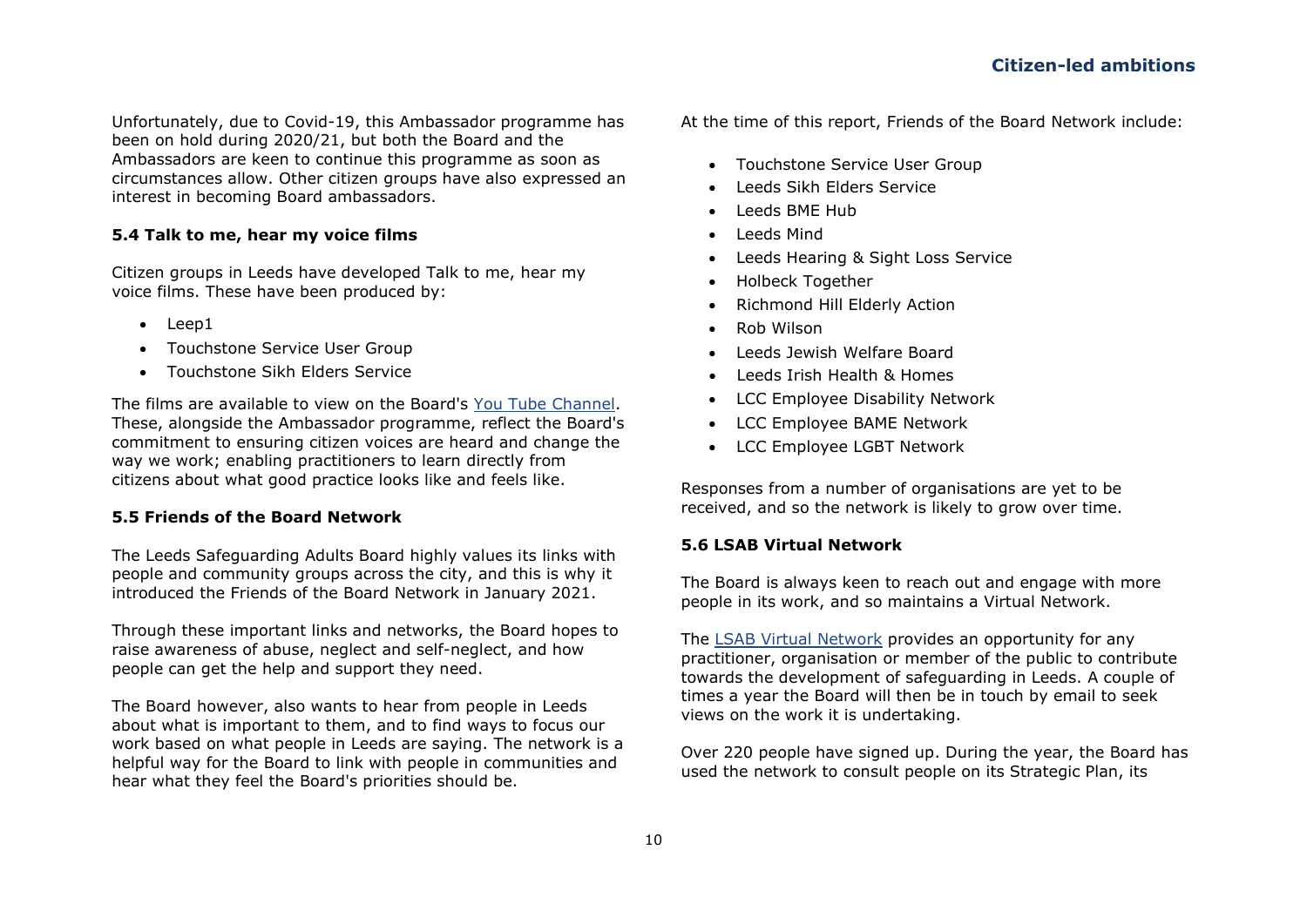Unfortunately, due to Covid-19, this Ambassador programme has been on hold during 2020/21, but both the Board and the Ambassadors are keen to continue this programme as soon as circumstances allow. Other citizen groups have also expressed an interest in becoming Board ambassadors.

### 5.4 Talk to me, hear my voice films

Citizen groups in Leeds have developed Talk to me, hear my voice films. These have been produced by:

- Leep1
- Touchstone Service User Group
- Touchstone Sikh Elders Service

The films are available to view on the Board's [You Tube Channel](). These, alongside the Ambassador programme, reflect the Board's commitment to ensuring citizen voices are heard and change the way we work; enabling practitioners to learn directly from citizens about what good practice looks like and feels like.

### 5.5 Friends of the Board Network

The Leeds Safeguarding Adults Board highly values its links with people and community groups across the city, and this is why it introduced the Friends of the Board Network in January 2021.

Through these important links and networks, the Board hopes to raise awareness of abuse, neglect and self-neglect, and how people can get the help and support they need.

The Board however, also wants to hear from people in Leeds about what is important to them, and to find ways to focus our work based on what people in Leeds are saying. The network is a helpful way for the Board to link with people in communities and hear what they feel the Board's priorities should be.

At the time of this report, Friends of the Board Network include:

- Touchstone Service User Group
- Leeds Sikh Elders Service
- Leeds BME Hub
- Leeds Mind
- Leeds Hearing & Sight Loss Service
- Holbeck Together
- Richmond Hill Elderly Action
- Rob Wilson
- Leeds Jewish Welfare Board
- Leeds Irish Health & Homes
- LCC Employee Disability Network
- LCC Employee BAME Network
- LCC Employee LGBT Network

Responses from a number of organisations are yet to be received, and so the network is likely to grow over time.

### 5.6 LSAB Virtual Network

The Board is always keen to reach out and engage with more people in its work, and so maintains a Virtual Network.

The [LSAB Virtual Network]() provides an opportunity for any practitioner, organisation or member of the public to contribute towards the development of safeguarding in Leeds. A couple of times a year the Board will then be in touch by email to seek views on the work it is undertaking.

Over 220 people have signed up. During the year, the Board has used the network to consult people on its Strategic Plan, its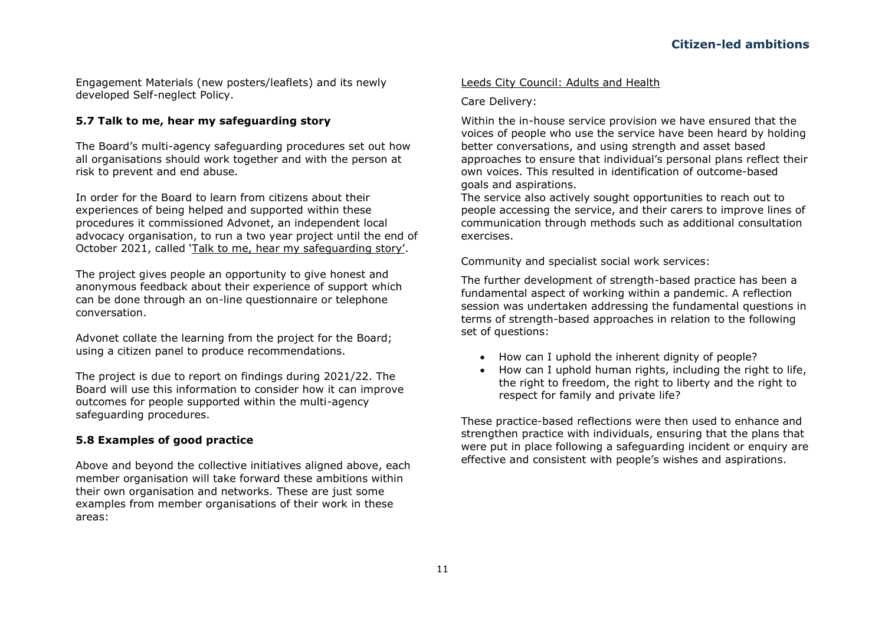Engagement Materials (new posters/leaflets) and its newly developed Self-neglect Policy.

### 5.7 Talk to me, hear my safeguarding story

The Board's multi-agency safeguarding procedures set out how all organisations should work together and with the person at risk to prevent and end abuse.

In order for the Board to learn from citizens about their experiences of being helped and supported within these procedures it commissioned Advonet, an independent local advocacy organisation, to run a two year project until the end of October 2021, called 'Talk to me, hear my safeguarding story'.

The project gives people an opportunity to give honest and anonymous feedback about their experience of support which can be done through an on-line questionnaire or telephone conversation.

Advonet collate the learning from the project for the Board; using a citizen panel to produce recommendations.

The project is due to report on findings during 2021/22. The Board will use this information to consider how it can improve outcomes for people supported within the multi-agency safeguarding procedures.

### 5.8 Examples of good practice

Above and beyond the collective initiatives aligned above, each member organisation will take forward these ambitions within their own organisation and networks. These are just some examples from member organisations of their work in these areas:

Leeds City Council: Adults and Health

Care Delivery:

Within the in-house service provision we have ensured that the voices of people who use the service have been heard by holding better conversations, and using strength and asset based approaches to ensure that individual's personal plans reflect their own voices. This resulted in identification of outcome-based goals and aspirations.
The service also actively sought opportunities to reach out to people accessing the service, and their carers to improve lines of communication through methods such as additional consultation exercises.

Community and specialist social work services:

The further development of strength-based practice has been a fundamental aspect of working within a pandemic. A reflection session was undertaken addressing the fundamental questions in terms of strength-based approaches in relation to the following set of questions:

- How can I uphold the inherent dignity of people?
- How can I uphold human rights, including the right to life, the right to freedom, the right to liberty and the right to respect for family and private life?

These practice-based reflections were then used to enhance and strengthen practice with individuals, ensuring that the plans that were put in place following a safeguarding incident or enquiry are effective and consistent with people's wishes and aspirations.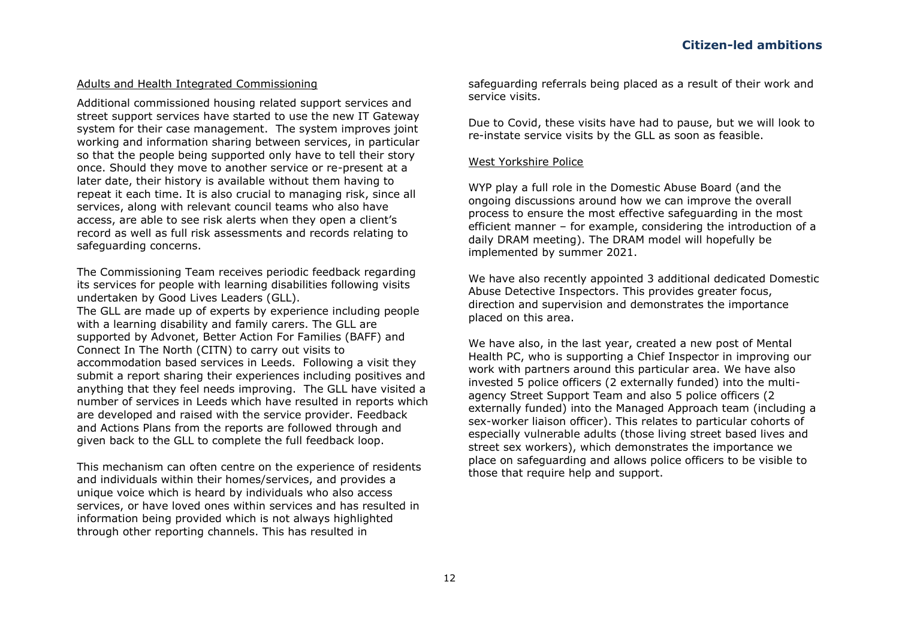### Adults and Health Integrated Commissioning

Additional commissioned housing related support services and street support services have started to use the new IT Gateway system for their case management. The system improves joint working and information sharing between services, in particular so that the people being supported only have to tell their story once. Should they move to another service or re-present at a later date, their history is available without them having to repeat it each time. It is also crucial to managing risk, since all services, along with relevant council teams who also have access, are able to see risk alerts when they open a client's record as well as full risk assessments and records relating to safeguarding concerns.

The Commissioning Team receives periodic feedback regarding its services for people with learning disabilities following visits undertaken by Good Lives Leaders (GLL).
The GLL are made up of experts by experience including people with a learning disability and family carers. The GLL are supported by Advonet, Better Action For Families (BAFF) and Connect In The North (CITN) to carry out visits to accommodation based services in Leeds. Following a visit they submit a report sharing their experiences including positives and anything that they feel needs improving. The GLL have visited a number of services in Leeds which have resulted in reports which are developed and raised with the service provider. Feedback and Actions Plans from the reports are followed through and given back to the GLL to complete the full feedback loop.

This mechanism can often centre on the experience of residents and individuals within their homes/services, and provides a unique voice which is heard by individuals who also access services, or have loved ones within services and has resulted in information being provided which is not always highlighted through other reporting channels. This has resulted in safeguarding referrals being placed as a result of their work and service visits.

Due to Covid, these visits have had to pause, but we will look to re-instate service visits by the GLL as soon as feasible.

### West Yorkshire Police

WYP play a full role in the Domestic Abuse Board (and the ongoing discussions around how we can improve the overall process to ensure the most effective safeguarding in the most efficient manner – for example, considering the introduction of a daily DRAM meeting). The DRAM model will hopefully be implemented by summer 2021.

We have also recently appointed 3 additional dedicated Domestic Abuse Detective Inspectors. This provides greater focus, direction and supervision and demonstrates the importance placed on this area.

We have also, in the last year, created a new post of Mental Health PC, who is supporting a Chief Inspector in improving our work with partners around this particular area. We have also invested 5 police officers (2 externally funded) into the multi-agency Street Support Team and also 5 police officers (2 externally funded) into the Managed Approach team (including a sex-worker liaison officer). This relates to particular cohorts of especially vulnerable adults (those living street based lives and street sex workers), which demonstrates the importance we place on safeguarding and allows police officers to be visible to those that require help and support.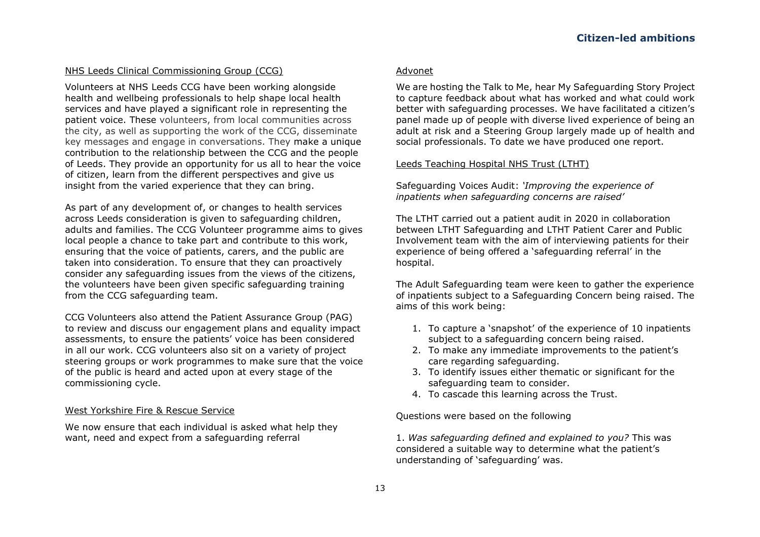NHS Leeds Clinical Commissioning Group (CCG)

Volunteers at NHS Leeds CCG have been working alongside health and wellbeing professionals to help shape local health services and have played a significant role in representing the patient voice. These volunteers, from local communities across the city, as well as supporting the work of the CCG, disseminate key messages and engage in conversations. They make a unique contribution to the relationship between the CCG and the people of Leeds. They provide an opportunity for us all to hear the voice of citizen, learn from the different perspectives and give us insight from the varied experience that they can bring.

As part of any development of, or changes to health services across Leeds consideration is given to safeguarding children, adults and families. The CCG Volunteer programme aims to gives local people a chance to take part and contribute to this work, ensuring that the voice of patients, carers, and the public are taken into consideration. To ensure that they can proactively consider any safeguarding issues from the views of the citizens, the volunteers have been given specific safeguarding training from the CCG safeguarding team.

CCG Volunteers also attend the Patient Assurance Group (PAG) to review and discuss our engagement plans and equality impact assessments, to ensure the patients' voice has been considered in all our work. CCG volunteers also sit on a variety of project steering groups or work programmes to make sure that the voice of the public is heard and acted upon at every stage of the commissioning cycle.

West Yorkshire Fire & Rescue Service

We now ensure that each individual is asked what help they want, need and expect from a safeguarding referral

Advonet

We are hosting the Talk to Me, hear My Safeguarding Story Project to capture feedback about what has worked and what could work better with safeguarding processes. We have facilitated a citizen's panel made up of people with diverse lived experience of being an adult at risk and a Steering Group largely made up of health and social professionals. To date we have produced one report.

Leeds Teaching Hospital NHS Trust (LTHT)

Safeguarding Voices Audit: *'Improving the experience of inpatients when safeguarding concerns are raised'*

The LTHT carried out a patient audit in 2020 in collaboration between LTHT Safeguarding and LTHT Patient Carer and Public Involvement team with the aim of interviewing patients for their experience of being offered a 'safeguarding referral' in the hospital.

The Adult Safeguarding team were keen to gather the experience of inpatients subject to a Safeguarding Concern being raised. The aims of this work being:

1. To capture a 'snapshot' of the experience of 10 inpatients subject to a safeguarding concern being raised.
2. To make any immediate improvements to the patient's care regarding safeguarding.
3. To identify issues either thematic or significant for the safeguarding team to consider.
4. To cascade this learning across the Trust.

Questions were based on the following

1. *Was safeguarding defined and explained to you?* This was considered a suitable way to determine what the patient's understanding of 'safeguarding' was.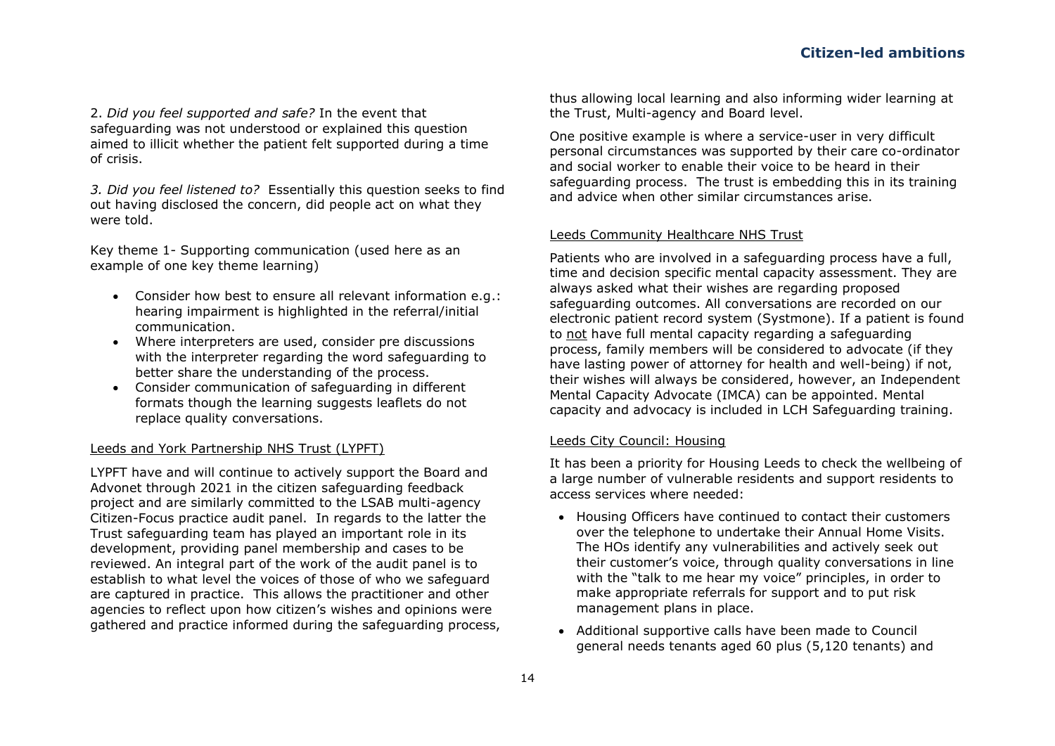2. *Did you feel supported and safe?* In the event that safeguarding was not understood or explained this question aimed to illicit whether the patient felt supported during a time of crisis.

*3. Did you feel listened to?* Essentially this question seeks to find out having disclosed the concern, did people act on what they were told.

Key theme 1- Supporting communication (used here as an example of one key theme learning)

- Consider how best to ensure all relevant information e.g.: hearing impairment is highlighted in the referral/initial communication.
- Where interpreters are used, consider pre discussions with the interpreter regarding the word safeguarding to better share the understanding of the process.
- Consider communication of safeguarding in different formats though the learning suggests leaflets do not replace quality conversations.

Leeds and York Partnership NHS Trust (LYPFT)

LYPFT have and will continue to actively support the Board and Advonet through 2021 in the citizen safeguarding feedback project and are similarly committed to the LSAB multi-agency Citizen-Focus practice audit panel. In regards to the latter the Trust safeguarding team has played an important role in its development, providing panel membership and cases to be reviewed. An integral part of the work of the audit panel is to establish to what level the voices of those of who we safeguard are captured in practice. This allows the practitioner and other agencies to reflect upon how citizen's wishes and opinions were gathered and practice informed during the safeguarding process, thus allowing local learning and also informing wider learning at the Trust, Multi-agency and Board level.

One positive example is where a service-user in very difficult personal circumstances was supported by their care co-ordinator and social worker to enable their voice to be heard in their safeguarding process. The trust is embedding this in its training and advice when other similar circumstances arise.

Leeds Community Healthcare NHS Trust

Patients who are involved in a safeguarding process have a full, time and decision specific mental capacity assessment. They are always asked what their wishes are regarding proposed safeguarding outcomes. All conversations are recorded on our electronic patient record system (Systmone). If a patient is found to not have full mental capacity regarding a safeguarding process, family members will be considered to advocate (if they have lasting power of attorney for health and well-being) if not, their wishes will always be considered, however, an Independent Mental Capacity Advocate (IMCA) can be appointed. Mental capacity and advocacy is included in LCH Safeguarding training.

Leeds City Council: Housing

It has been a priority for Housing Leeds to check the wellbeing of a large number of vulnerable residents and support residents to access services where needed:

- Housing Officers have continued to contact their customers over the telephone to undertake their Annual Home Visits. The HOs identify any vulnerabilities and actively seek out their customer's voice, through quality conversations in line with the "talk to me hear my voice" principles, in order to make appropriate referrals for support and to put risk management plans in place.
- Additional supportive calls have been made to Council general needs tenants aged 60 plus (5,120 tenants) and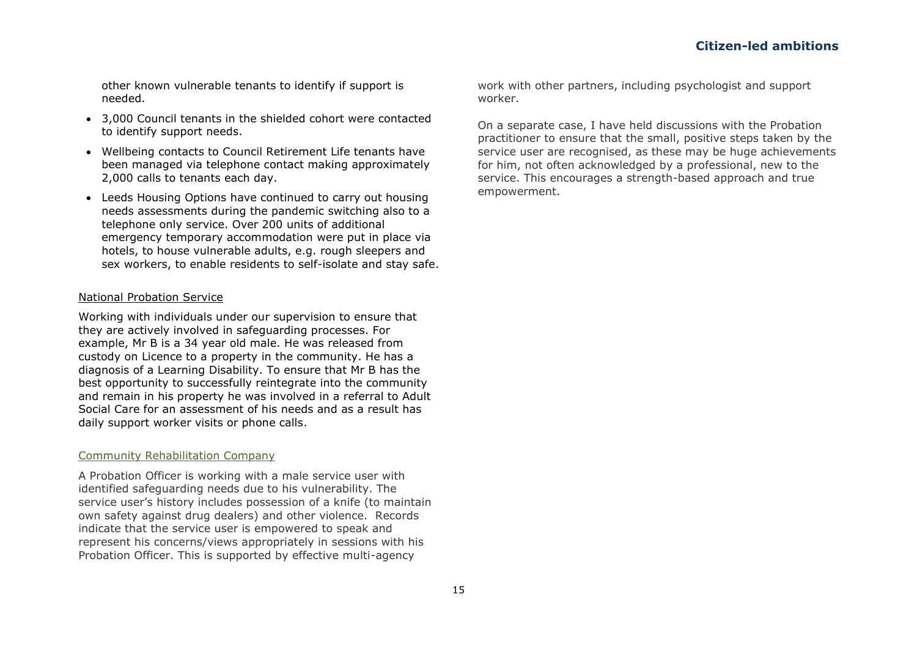other known vulnerable tenants to identify if support is needed.

- 3,000 Council tenants in the shielded cohort were contacted to identify support needs.
- Wellbeing contacts to Council Retirement Life tenants have been managed via telephone contact making approximately 2,000 calls to tenants each day.
- Leeds Housing Options have continued to carry out housing needs assessments during the pandemic switching also to a telephone only service. Over 200 units of additional emergency temporary accommodation were put in place via hotels, to house vulnerable adults, e.g. rough sleepers and sex workers, to enable residents to self-isolate and stay safe.

National Probation Service

Working with individuals under our supervision to ensure that they are actively involved in safeguarding processes. For example, Mr B is a 34 year old male. He was released from custody on Licence to a property in the community. He has a diagnosis of a Learning Disability. To ensure that Mr B has the best opportunity to successfully reintegrate into the community and remain in his property he was involved in a referral to Adult Social Care for an assessment of his needs and as a result has daily support worker visits or phone calls.

Community Rehabilitation Company

A Probation Officer is working with a male service user with identified safeguarding needs due to his vulnerability. The service user's history includes possession of a knife (to maintain own safety against drug dealers) and other violence. Records indicate that the service user is empowered to speak and represent his concerns/views appropriately in sessions with his Probation Officer. This is supported by effective multi-agency work with other partners, including psychologist and support worker.

On a separate case, I have held discussions with the Probation practitioner to ensure that the small, positive steps taken by the service user are recognised, as these may be huge achievements for him, not often acknowledged by a professional, new to the service. This encourages a strength-based approach and true empowerment.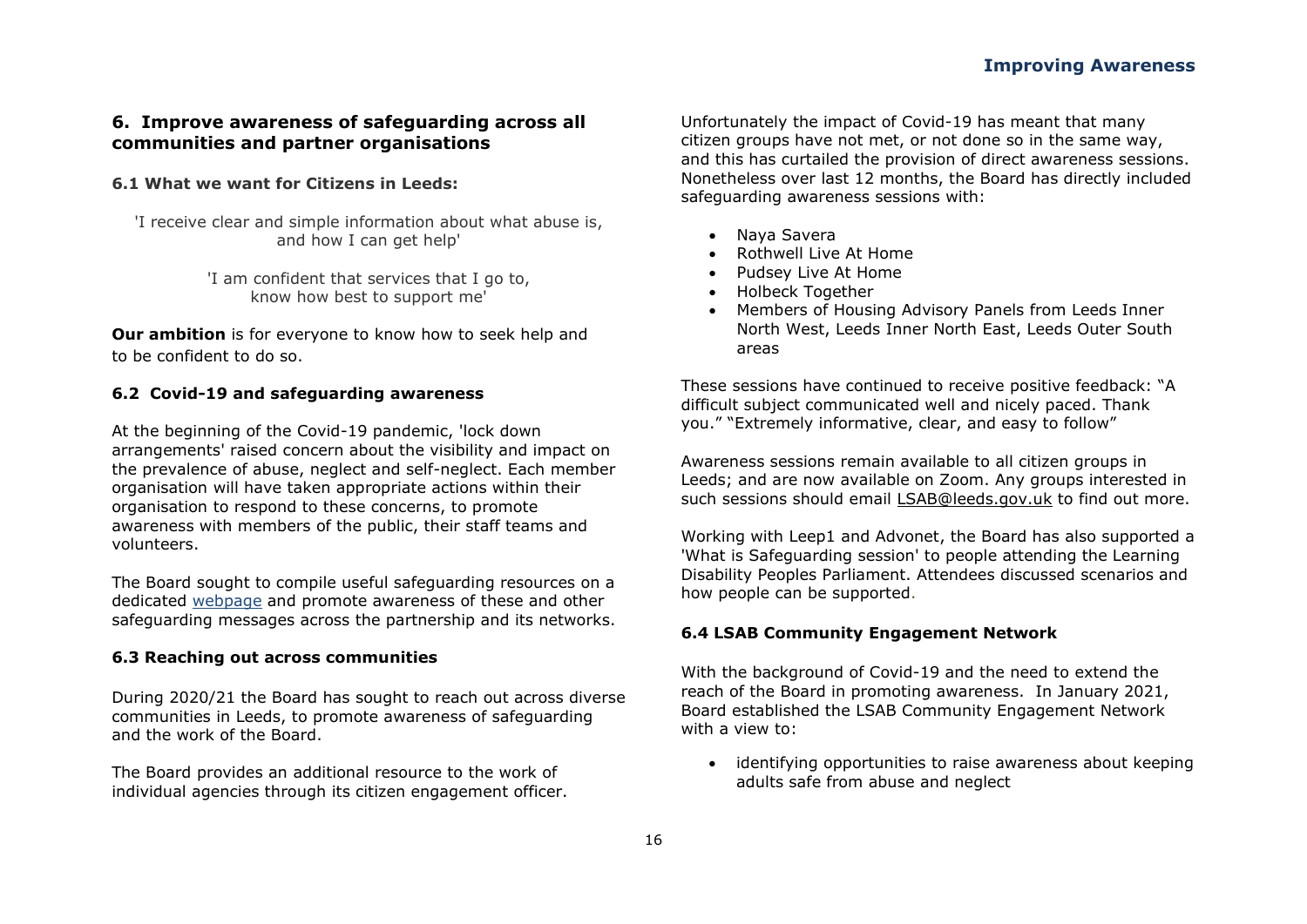## 6. Improve awareness of safeguarding across all communities and partner organisations

### 6.1 What we want for Citizens in Leeds:

'I receive clear and simple information about what abuse is, and how I can get help'

'I am confident that services that I go to, know how best to support me'

**Our ambition** is for everyone to know how to seek help and to be confident to do so.

### 6.2 Covid-19 and safeguarding awareness

At the beginning of the Covid-19 pandemic, 'lock down arrangements' raised concern about the visibility and impact on the prevalence of abuse, neglect and self-neglect. Each member organisation will have taken appropriate actions within their organisation to respond to these concerns, to promote awareness with members of the public, their staff teams and volunteers.

The Board sought to compile useful safeguarding resources on a dedicated webpage and promote awareness of these and other safeguarding messages across the partnership and its networks.

### 6.3 Reaching out across communities

During 2020/21 the Board has sought to reach out across diverse communities in Leeds, to promote awareness of safeguarding and the work of the Board.

The Board provides an additional resource to the work of individual agencies through its citizen engagement officer.

Unfortunately the impact of Covid-19 has meant that many citizen groups have not met, or not done so in the same way, and this has curtailed the provision of direct awareness sessions. Nonetheless over last 12 months, the Board has directly included safeguarding awareness sessions with:

- Naya Savera
- Rothwell Live At Home
- Pudsey Live At Home
- Holbeck Together
- Members of Housing Advisory Panels from Leeds Inner North West, Leeds Inner North East, Leeds Outer South areas

These sessions have continued to receive positive feedback: "A difficult subject communicated well and nicely paced. Thank you." "Extremely informative, clear, and easy to follow"

Awareness sessions remain available to all citizen groups in Leeds; and are now available on Zoom. Any groups interested in such sessions should email LSAB@leeds.gov.uk to find out more.

Working with Leep1 and Advonet, the Board has also supported a 'What is Safeguarding session' to people attending the Learning Disability Peoples Parliament. Attendees discussed scenarios and how people can be supported.

### 6.4 LSAB Community Engagement Network

With the background of Covid-19 and the need to extend the reach of the Board in promoting awareness. In January 2021, Board established the LSAB Community Engagement Network with a view to:

- identifying opportunities to raise awareness about keeping adults safe from abuse and neglect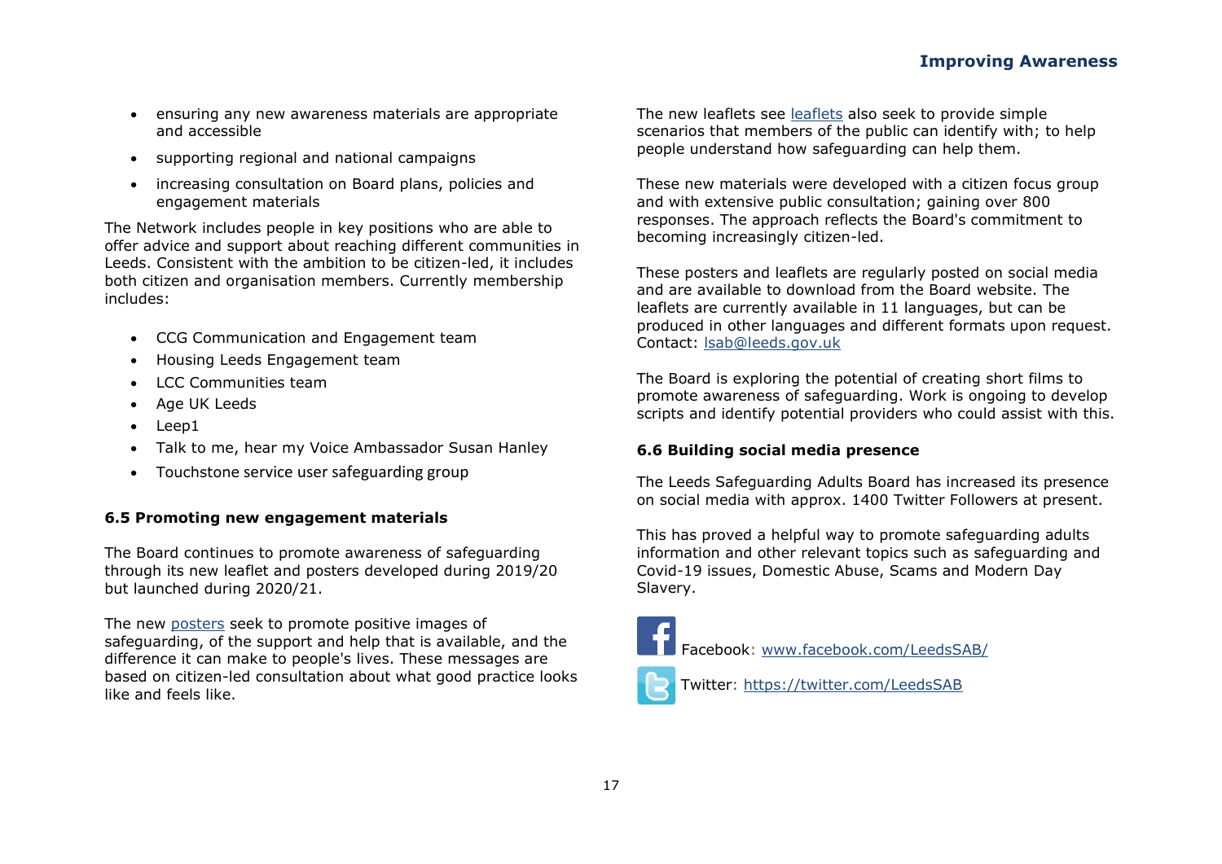- ensuring any new awareness materials are appropriate and accessible
- supporting regional and national campaigns
- increasing consultation on Board plans, policies and engagement materials

The Network includes people in key positions who are able to offer advice and support about reaching different communities in Leeds. Consistent with the ambition to be citizen-led, it includes both citizen and organisation members. Currently membership includes:

- CCG Communication and Engagement team
- Housing Leeds Engagement team
- LCC Communities team
- Age UK Leeds
- Leep1
- Talk to me, hear my Voice Ambassador Susan Hanley
- Touchstone service user safeguarding group

### 6.5 Promoting new engagement materials

The Board continues to promote awareness of safeguarding through its new leaflet and posters developed during 2019/20 but launched during 2020/21.

The new posters seek to promote positive images of safeguarding, of the support and help that is available, and the difference it can make to people's lives. These messages are based on citizen-led consultation about what good practice looks like and feels like.

The new leaflets see leaflets also seek to provide simple scenarios that members of the public can identify with; to help people understand how safeguarding can help them.

These new materials were developed with a citizen focus group and with extensive public consultation; gaining over 800 responses. The approach reflects the Board's commitment to becoming increasingly citizen-led.

These posters and leaflets are regularly posted on social media and are available to download from the Board website. The leaflets are currently available in 11 languages, but can be produced in other languages and different formats upon request. Contact: lsab@leeds.gov.uk

The Board is exploring the potential of creating short films to promote awareness of safeguarding. Work is ongoing to develop scripts and identify potential providers who could assist with this.

### 6.6 Building social media presence

The Leeds Safeguarding Adults Board has increased its presence on social media with approx. 1400 Twitter Followers at present.

This has proved a helpful way to promote safeguarding adults information and other relevant topics such as safeguarding and Covid-19 issues, Domestic Abuse, Scams and Modern Day Slavery.

Facebook: www.facebook.com/LeedsSAB/

Twitter: https://twitter.com/LeedsSAB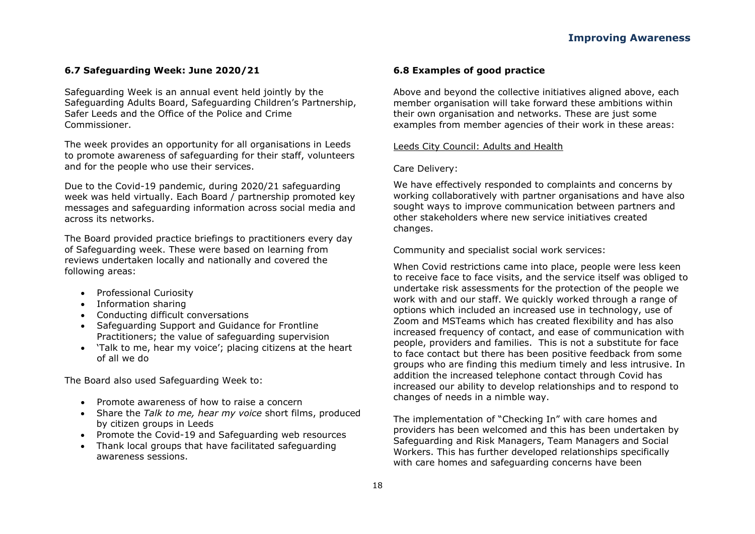### 6.7 Safeguarding Week: June 2020/21

Safeguarding Week is an annual event held jointly by the Safeguarding Adults Board, Safeguarding Children's Partnership, Safer Leeds and the Office of the Police and Crime Commissioner.

The week provides an opportunity for all organisations in Leeds to promote awareness of safeguarding for their staff, volunteers and for the people who use their services.

Due to the Covid-19 pandemic, during 2020/21 safeguarding week was held virtually. Each Board / partnership promoted key messages and safeguarding information across social media and across its networks.

The Board provided practice briefings to practitioners every day of Safeguarding week. These were based on learning from reviews undertaken locally and nationally and covered the following areas:

- Professional Curiosity
- Information sharing
- Conducting difficult conversations
- Safeguarding Support and Guidance for Frontline Practitioners; the value of safeguarding supervision
- 'Talk to me, hear my voice'; placing citizens at the heart of all we do

The Board also used Safeguarding Week to:

- Promote awareness of how to raise a concern
- Share the *Talk to me, hear my voice* short films, produced by citizen groups in Leeds
- Promote the Covid-19 and Safeguarding web resources
- Thank local groups that have facilitated safeguarding awareness sessions.

### 6.8 Examples of good practice

Above and beyond the collective initiatives aligned above, each member organisation will take forward these ambitions within their own organisation and networks. These are just some examples from member agencies of their work in these areas:

<u>Leeds City Council: Adults and Health</u>

Care Delivery:

We have effectively responded to complaints and concerns by working collaboratively with partner organisations and have also sought ways to improve communication between partners and other stakeholders where new service initiatives created changes.

Community and specialist social work services:

When Covid restrictions came into place, people were less keen to receive face to face visits, and the service itself was obliged to undertake risk assessments for the protection of the people we work with and our staff. We quickly worked through a range of options which included an increased use in technology, use of Zoom and MSTeams which has created flexibility and has also increased frequency of contact, and ease of communication with people, providers and families. This is not a substitute for face to face contact but there has been positive feedback from some groups who are finding this medium timely and less intrusive. In addition the increased telephone contact through Covid has increased our ability to develop relationships and to respond to changes of needs in a nimble way.

The implementation of "Checking In" with care homes and providers has been welcomed and this has been undertaken by Safeguarding and Risk Managers, Team Managers and Social Workers. This has further developed relationships specifically with care homes and safeguarding concerns have been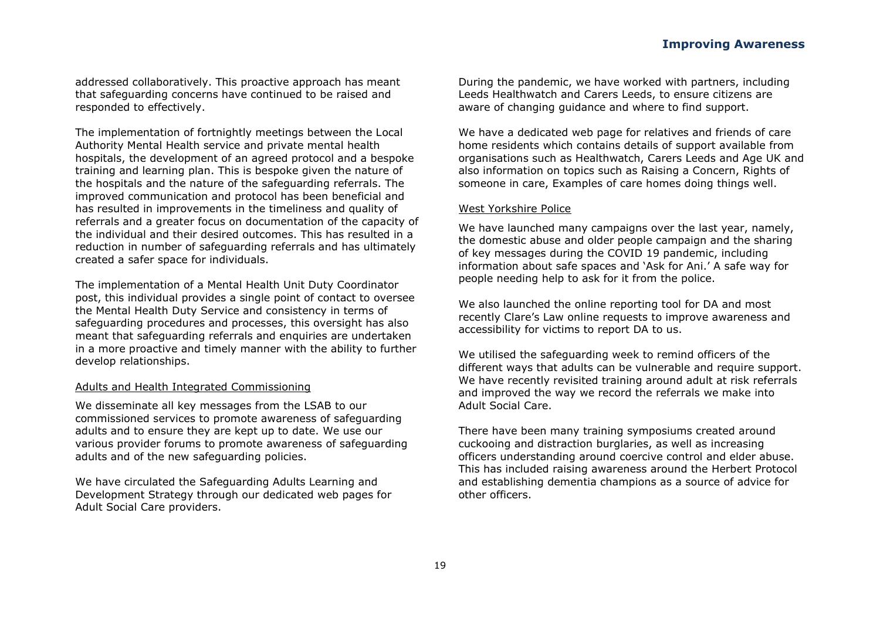addressed collaboratively. This proactive approach has meant that safeguarding concerns have continued to be raised and responded to effectively.

The implementation of fortnightly meetings between the Local Authority Mental Health service and private mental health hospitals, the development of an agreed protocol and a bespoke training and learning plan. This is bespoke given the nature of the hospitals and the nature of the safeguarding referrals. The improved communication and protocol has been beneficial and has resulted in improvements in the timeliness and quality of referrals and a greater focus on documentation of the capacity of the individual and their desired outcomes. This has resulted in a reduction in number of safeguarding referrals and has ultimately created a safer space for individuals.

The implementation of a Mental Health Unit Duty Coordinator post, this individual provides a single point of contact to oversee the Mental Health Duty Service and consistency in terms of safeguarding procedures and processes, this oversight has also meant that safeguarding referrals and enquiries are undertaken in a more proactive and timely manner with the ability to further develop relationships.

### Adults and Health Integrated Commissioning

We disseminate all key messages from the LSAB to our commissioned services to promote awareness of safeguarding adults and to ensure they are kept up to date. We use our various provider forums to promote awareness of safeguarding adults and of the new safeguarding policies.

We have circulated the Safeguarding Adults Learning and Development Strategy through our dedicated web pages for Adult Social Care providers.

During the pandemic, we have worked with partners, including Leeds Healthwatch and Carers Leeds, to ensure citizens are aware of changing guidance and where to find support.

We have a dedicated web page for relatives and friends of care home residents which contains details of support available from organisations such as Healthwatch, Carers Leeds and Age UK and also information on topics such as Raising a Concern, Rights of someone in care, Examples of care homes doing things well.

### West Yorkshire Police

We have launched many campaigns over the last year, namely, the domestic abuse and older people campaign and the sharing of key messages during the COVID 19 pandemic, including information about safe spaces and 'Ask for Ani.' A safe way for people needing help to ask for it from the police.

We also launched the online reporting tool for DA and most recently Clare's Law online requests to improve awareness and accessibility for victims to report DA to us.

We utilised the safeguarding week to remind officers of the different ways that adults can be vulnerable and require support. We have recently revisited training around adult at risk referrals and improved the way we record the referrals we make into Adult Social Care.

There have been many training symposiums created around cuckooing and distraction burglaries, as well as increasing officers understanding around coercive control and elder abuse. This has included raising awareness around the Herbert Protocol and establishing dementia champions as a source of advice for other officers.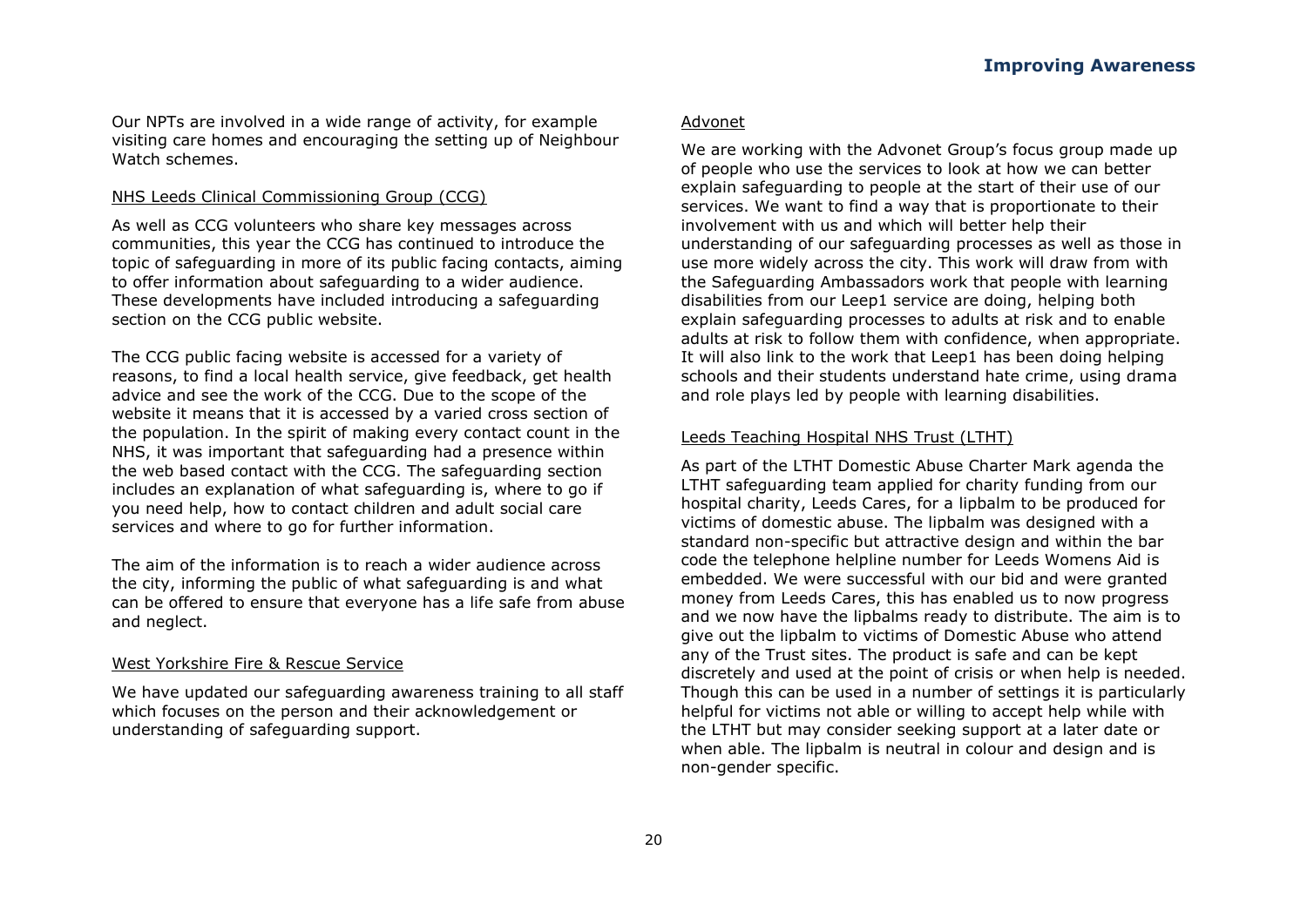Our NPTs are involved in a wide range of activity, for example visiting care homes and encouraging the setting up of Neighbour Watch schemes.

NHS Leeds Clinical Commissioning Group (CCG)

As well as CCG volunteers who share key messages across communities, this year the CCG has continued to introduce the topic of safeguarding in more of its public facing contacts, aiming to offer information about safeguarding to a wider audience. These developments have included introducing a safeguarding section on the CCG public website.

The CCG public facing website is accessed for a variety of reasons, to find a local health service, give feedback, get health advice and see the work of the CCG. Due to the scope of the website it means that it is accessed by a varied cross section of the population. In the spirit of making every contact count in the NHS, it was important that safeguarding had a presence within the web based contact with the CCG. The safeguarding section includes an explanation of what safeguarding is, where to go if you need help, how to contact children and adult social care services and where to go for further information.

The aim of the information is to reach a wider audience across the city, informing the public of what safeguarding is and what can be offered to ensure that everyone has a life safe from abuse and neglect.

West Yorkshire Fire & Rescue Service

We have updated our safeguarding awareness training to all staff which focuses on the person and their acknowledgement or understanding of safeguarding support.

Advonet

We are working with the Advonet Group's focus group made up of people who use the services to look at how we can better explain safeguarding to people at the start of their use of our services. We want to find a way that is proportionate to their involvement with us and which will better help their understanding of our safeguarding processes as well as those in use more widely across the city. This work will draw from with the Safeguarding Ambassadors work that people with learning disabilities from our Leep1 service are doing, helping both explain safeguarding processes to adults at risk and to enable adults at risk to follow them with confidence, when appropriate. It will also link to the work that Leep1 has been doing helping schools and their students understand hate crime, using drama and role plays led by people with learning disabilities.

Leeds Teaching Hospital NHS Trust (LTHT)

As part of the LTHT Domestic Abuse Charter Mark agenda the LTHT safeguarding team applied for charity funding from our hospital charity, Leeds Cares, for a lipbalm to be produced for victims of domestic abuse. The lipbalm was designed with a standard non-specific but attractive design and within the bar code the telephone helpline number for Leeds Womens Aid is embedded. We were successful with our bid and were granted money from Leeds Cares, this has enabled us to now progress and we now have the lipbalms ready to distribute. The aim is to give out the lipbalm to victims of Domestic Abuse who attend any of the Trust sites. The product is safe and can be kept discretely and used at the point of crisis or when help is needed. Though this can be used in a number of settings it is particularly helpful for victims not able or willing to accept help while with the LTHT but may consider seeking support at a later date or when able. The lipbalm is neutral in colour and design and is non-gender specific.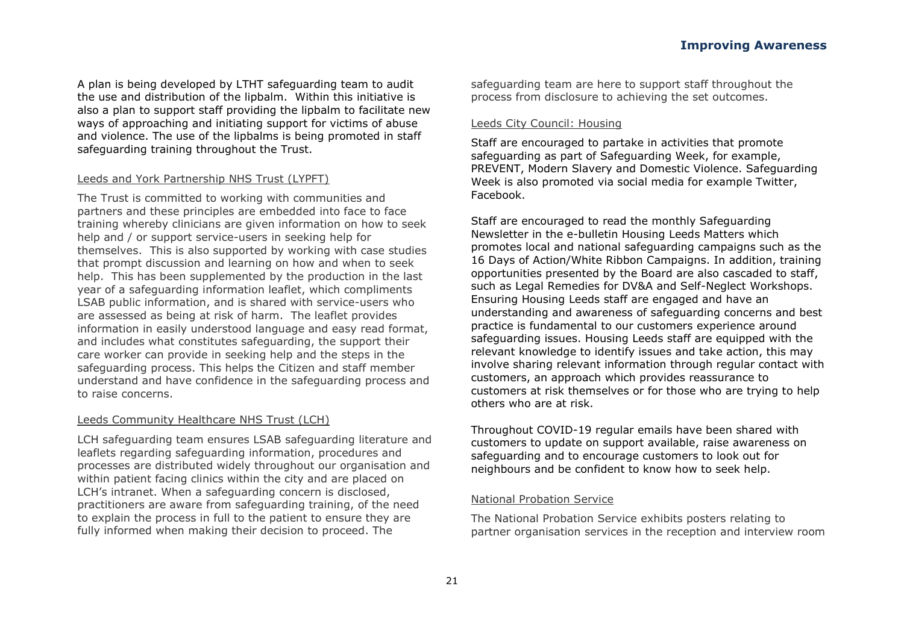A plan is being developed by LTHT safeguarding team to audit the use and distribution of the lipbalm. Within this initiative is also a plan to support staff providing the lipbalm to facilitate new ways of approaching and initiating support for victims of abuse and violence. The use of the lipbalms is being promoted in staff safeguarding training throughout the Trust.

### Leeds and York Partnership NHS Trust (LYPFT)

The Trust is committed to working with communities and partners and these principles are embedded into face to face training whereby clinicians are given information on how to seek help and / or support service-users in seeking help for themselves. This is also supported by working with case studies that prompt discussion and learning on how and when to seek help. This has been supplemented by the production in the last year of a safeguarding information leaflet, which compliments LSAB public information, and is shared with service-users who are assessed as being at risk of harm. The leaflet provides information in easily understood language and easy read format, and includes what constitutes safeguarding, the support their care worker can provide in seeking help and the steps in the safeguarding process. This helps the Citizen and staff member understand and have confidence in the safeguarding process and to raise concerns.

### Leeds Community Healthcare NHS Trust (LCH)

LCH safeguarding team ensures LSAB safeguarding literature and leaflets regarding safeguarding information, procedures and processes are distributed widely throughout our organisation and within patient facing clinics within the city and are placed on LCH's intranet. When a safeguarding concern is disclosed, practitioners are aware from safeguarding training, of the need to explain the process in full to the patient to ensure they are fully informed when making their decision to proceed. The safeguarding team are here to support staff throughout the process from disclosure to achieving the set outcomes.

### Leeds City Council: Housing

Staff are encouraged to partake in activities that promote safeguarding as part of Safeguarding Week, for example, PREVENT, Modern Slavery and Domestic Violence. Safeguarding Week is also promoted via social media for example Twitter, Facebook.

Staff are encouraged to read the monthly Safeguarding Newsletter in the e-bulletin Housing Leeds Matters which promotes local and national safeguarding campaigns such as the 16 Days of Action/White Ribbon Campaigns. In addition, training opportunities presented by the Board are also cascaded to staff, such as Legal Remedies for DV&A and Self-Neglect Workshops. Ensuring Housing Leeds staff are engaged and have an understanding and awareness of safeguarding concerns and best practice is fundamental to our customers experience around safeguarding issues. Housing Leeds staff are equipped with the relevant knowledge to identify issues and take action, this may involve sharing relevant information through regular contact with customers, an approach which provides reassurance to customers at risk themselves or for those who are trying to help others who are at risk.

Throughout COVID-19 regular emails have been shared with customers to update on support available, raise awareness on safeguarding and to encourage customers to look out for neighbours and be confident to know how to seek help.

### National Probation Service

The National Probation Service exhibits posters relating to partner organisation services in the reception and interview room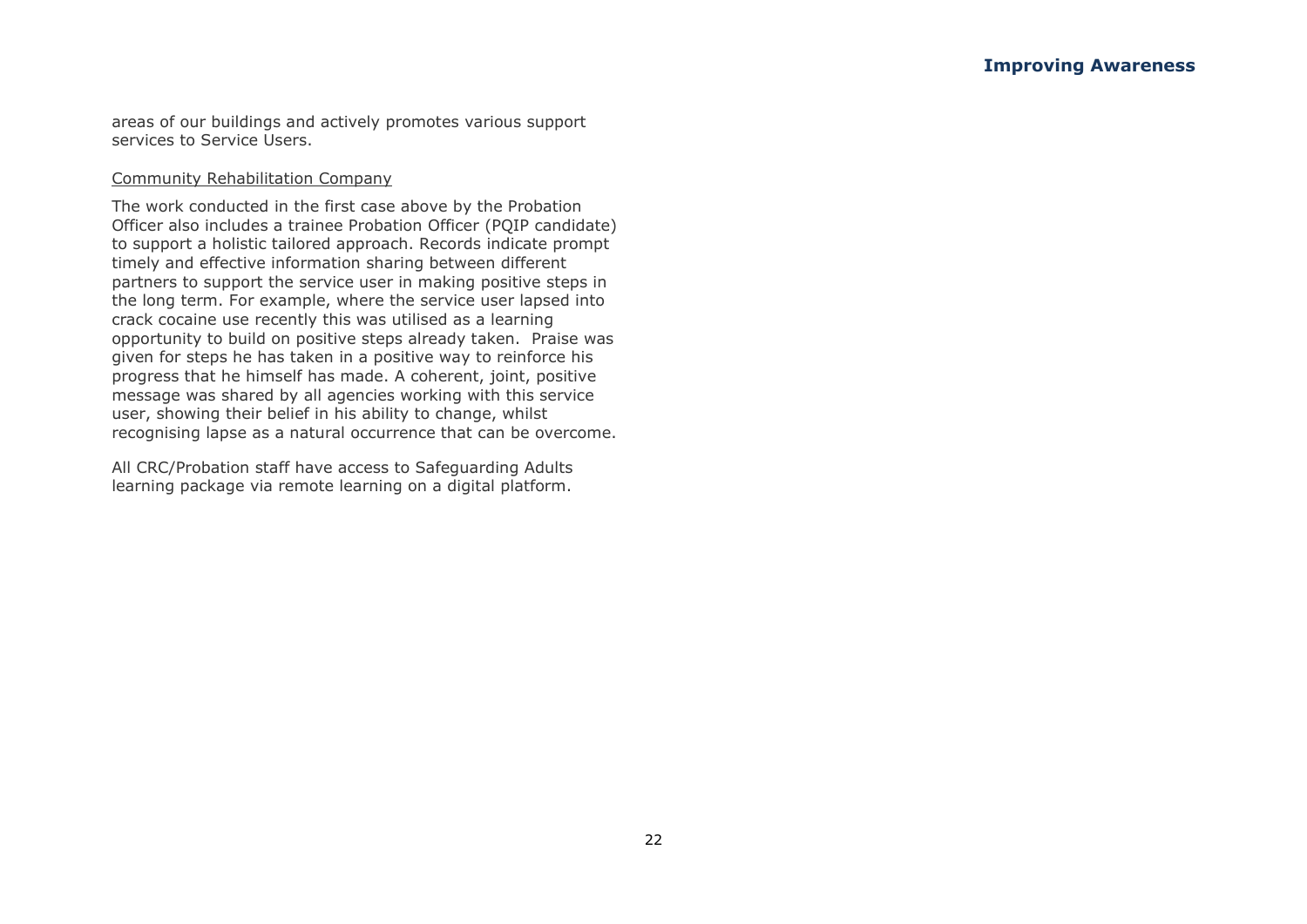areas of our buildings and actively promotes various support services to Service Users.

Community Rehabilitation Company

The work conducted in the first case above by the Probation Officer also includes a trainee Probation Officer (PQIP candidate) to support a holistic tailored approach. Records indicate prompt timely and effective information sharing between different partners to support the service user in making positive steps in the long term. For example, where the service user lapsed into crack cocaine use recently this was utilised as a learning opportunity to build on positive steps already taken. Praise was given for steps he has taken in a positive way to reinforce his progress that he himself has made. A coherent, joint, positive message was shared by all agencies working with this service user, showing their belief in his ability to change, whilst recognising lapse as a natural occurrence that can be overcome.

All CRC/Probation staff have access to Safeguarding Adults learning package via remote learning on a digital platform.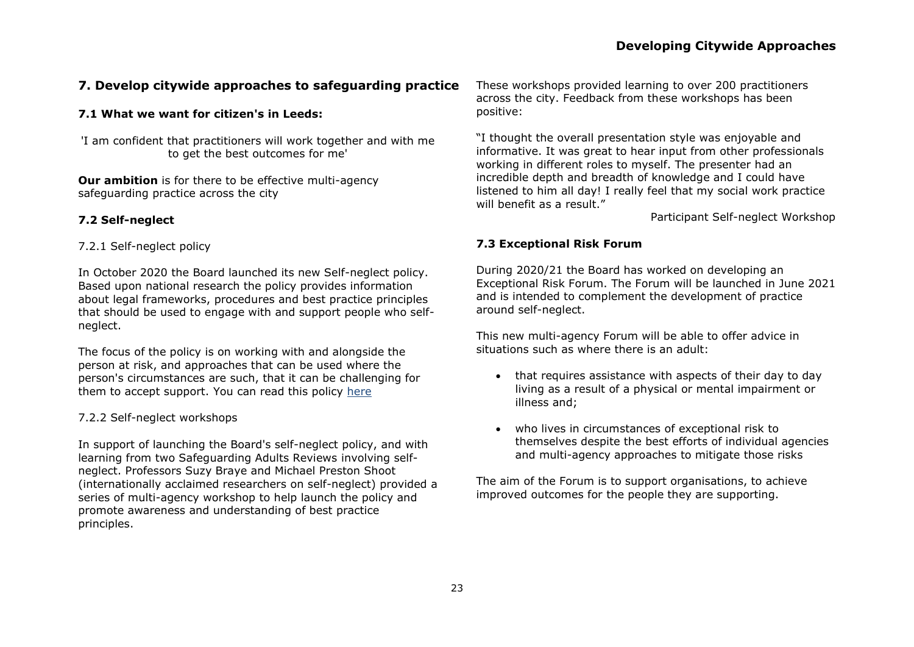## 7. Develop citywide approaches to safeguarding practice

### 7.1 What we want for citizen's in Leeds:

'I am confident that practitioners will work together and with me to get the best outcomes for me'

**Our ambition** is for there to be effective multi-agency safeguarding practice across the city

### 7.2 Self-neglect

7.2.1 Self-neglect policy

In October 2020 the Board launched its new Self-neglect policy. Based upon national research the policy provides information about legal frameworks, procedures and best practice principles that should be used to engage with and support people who self-neglect.

The focus of the policy is on working with and alongside the person at risk, and approaches that can be used where the person's circumstances are such, that it can be challenging for them to accept support. You can read this policy [here]

7.2.2 Self-neglect workshops

In support of launching the Board's self-neglect policy, and with learning from two Safeguarding Adults Reviews involving self-neglect. Professors Suzy Braye and Michael Preston Shoot (internationally acclaimed researchers on self-neglect) provided a series of multi-agency workshop to help launch the policy and promote awareness and understanding of best practice principles.

These workshops provided learning to over 200 practitioners across the city. Feedback from these workshops has been positive:

"I thought the overall presentation style was enjoyable and informative. It was great to hear input from other professionals working in different roles to myself. The presenter had an incredible depth and breadth of knowledge and I could have listened to him all day! I really feel that my social work practice will benefit as a result."

Participant Self-neglect Workshop

### 7.3 Exceptional Risk Forum

During 2020/21 the Board has worked on developing an Exceptional Risk Forum. The Forum will be launched in June 2021 and is intended to complement the development of practice around self-neglect.

This new multi-agency Forum will be able to offer advice in situations such as where there is an adult:

- that requires assistance with aspects of their day to day living as a result of a physical or mental impairment or illness and;
- who lives in circumstances of exceptional risk to themselves despite the best efforts of individual agencies and multi-agency approaches to mitigate those risks

The aim of the Forum is to support organisations, to achieve improved outcomes for the people they are supporting.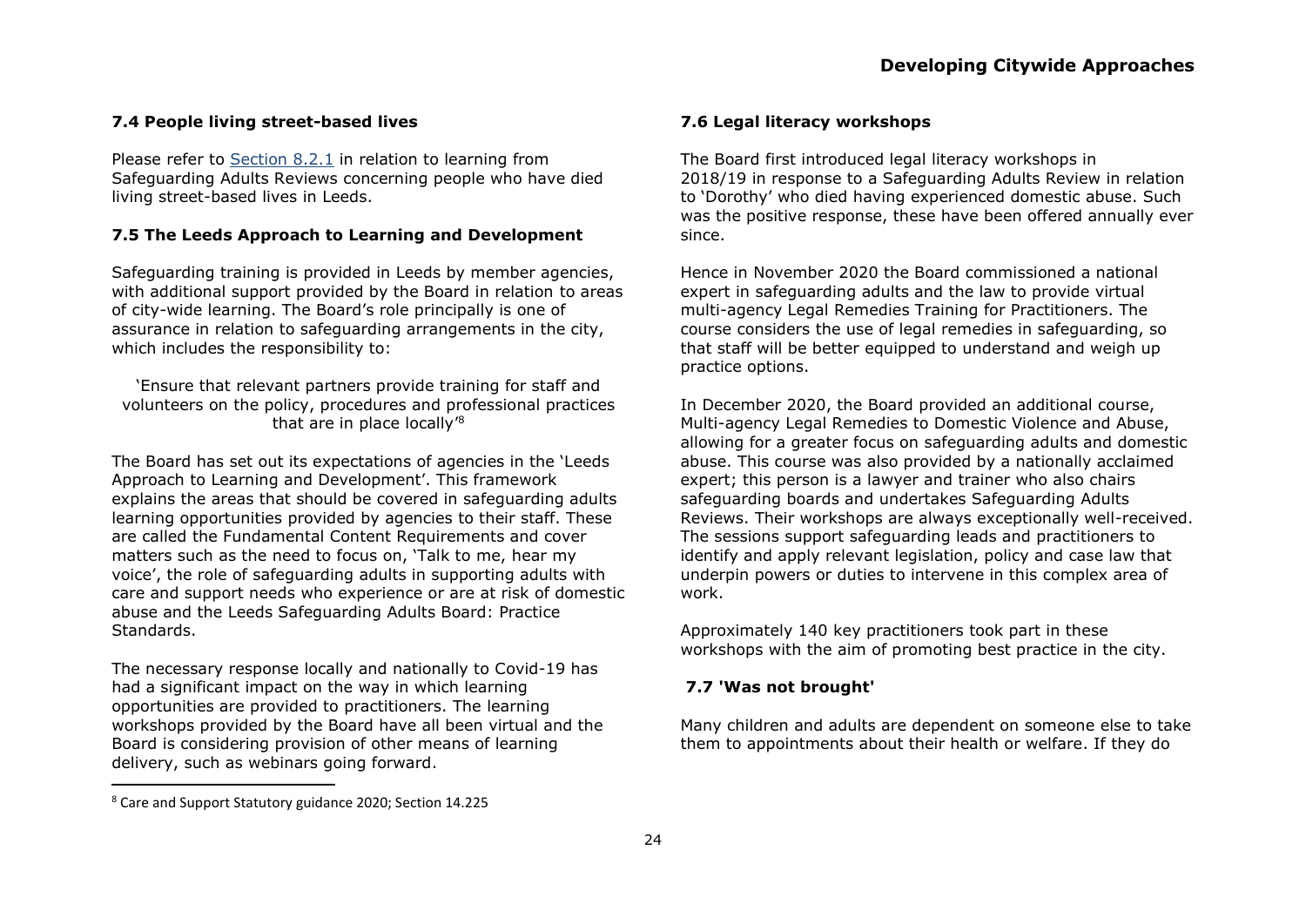### 7.4 People living street-based lives

Please refer to Section 8.2.1 in relation to learning from Safeguarding Adults Reviews concerning people who have died living street-based lives in Leeds.

### 7.5 The Leeds Approach to Learning and Development

Safeguarding training is provided in Leeds by member agencies, with additional support provided by the Board in relation to areas of city-wide learning. The Board's role principally is one of assurance in relation to safeguarding arrangements in the city, which includes the responsibility to:

> 'Ensure that relevant partners provide training for staff and volunteers on the policy, procedures and professional practices that are in place locally'[8]

The Board has set out its expectations of agencies in the 'Leeds Approach to Learning and Development'. This framework explains the areas that should be covered in safeguarding adults learning opportunities provided by agencies to their staff. These are called the Fundamental Content Requirements and cover matters such as the need to focus on, 'Talk to me, hear my voice', the role of safeguarding adults in supporting adults with care and support needs who experience or are at risk of domestic abuse and the Leeds Safeguarding Adults Board: Practice Standards.

The necessary response locally and nationally to Covid-19 has had a significant impact on the way in which learning opportunities are provided to practitioners. The learning workshops provided by the Board have all been virtual and the Board is considering provision of other means of learning delivery, such as webinars going forward.

### 7.6 Legal literacy workshops

The Board first introduced legal literacy workshops in 2018/19 in response to a Safeguarding Adults Review in relation to 'Dorothy' who died having experienced domestic abuse. Such was the positive response, these have been offered annually ever since.

Hence in November 2020 the Board commissioned a national expert in safeguarding adults and the law to provide virtual multi-agency Legal Remedies Training for Practitioners. The course considers the use of legal remedies in safeguarding, so that staff will be better equipped to understand and weigh up practice options.

In December 2020, the Board provided an additional course, Multi-agency Legal Remedies to Domestic Violence and Abuse, allowing for a greater focus on safeguarding adults and domestic abuse. This course was also provided by a nationally acclaimed expert; this person is a lawyer and trainer who also chairs safeguarding boards and undertakes Safeguarding Adults Reviews. Their workshops are always exceptionally well-received. The sessions support safeguarding leads and practitioners to identify and apply relevant legislation, policy and case law that underpin powers or duties to intervene in this complex area of work.

Approximately 140 key practitioners took part in these workshops with the aim of promoting best practice in the city.

### 7.7 'Was not brought'

Many children and adults are dependent on someone else to take them to appointments about their health or welfare. If they do

[8] Care and Support Statutory guidance 2020; Section 14.225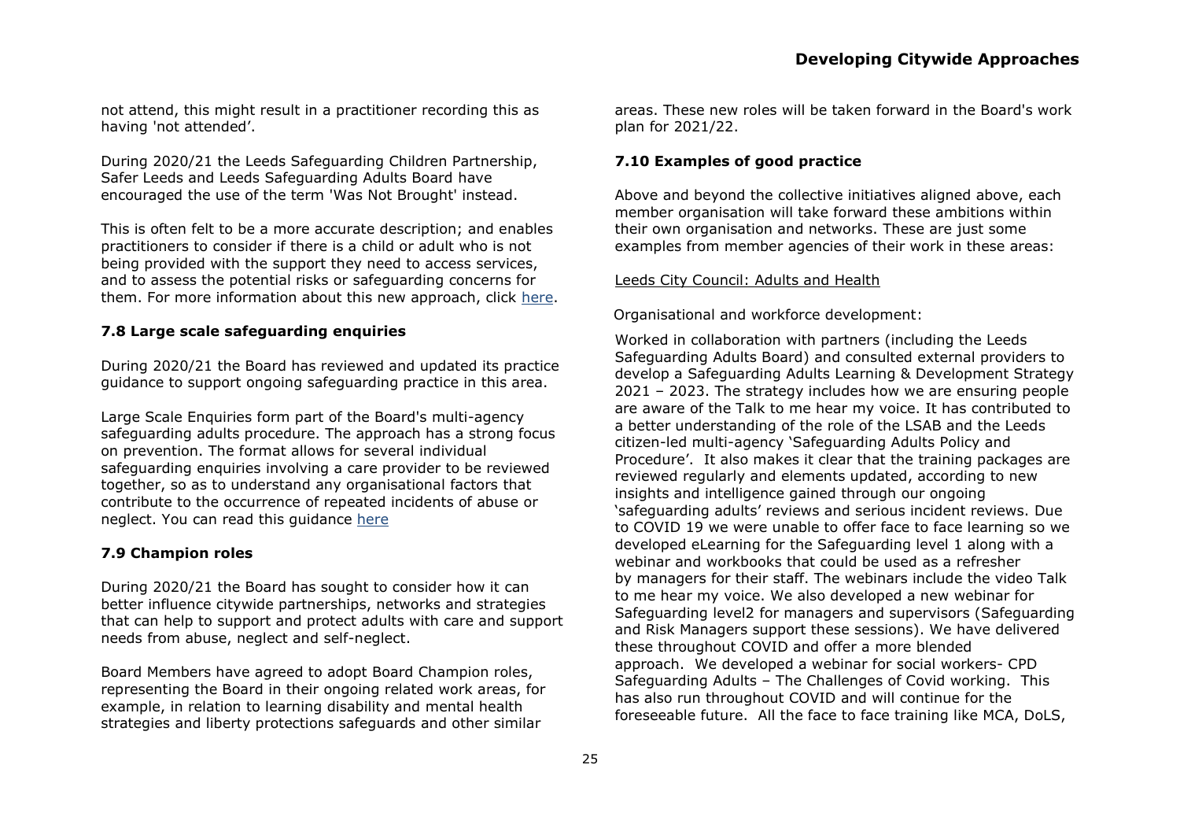not attend, this might result in a practitioner recording this as having 'not attended'.

During 2020/21 the Leeds Safeguarding Children Partnership, Safer Leeds and Leeds Safeguarding Adults Board have encouraged the use of the term 'Was Not Brought' instead.

This is often felt to be a more accurate description; and enables practitioners to consider if there is a child or adult who is not being provided with the support they need to access services, and to assess the potential risks or safeguarding concerns for them. For more information about this new approach, click here.

### 7.8 Large scale safeguarding enquiries

During 2020/21 the Board has reviewed and updated its practice guidance to support ongoing safeguarding practice in this area.

Large Scale Enquiries form part of the Board's multi-agency safeguarding adults procedure. The approach has a strong focus on prevention. The format allows for several individual safeguarding enquiries involving a care provider to be reviewed together, so as to understand any organisational factors that contribute to the occurrence of repeated incidents of abuse or neglect. You can read this guidance here

### 7.9 Champion roles

During 2020/21 the Board has sought to consider how it can better influence citywide partnerships, networks and strategies that can help to support and protect adults with care and support needs from abuse, neglect and self-neglect.

Board Members have agreed to adopt Board Champion roles, representing the Board in their ongoing related work areas, for example, in relation to learning disability and mental health strategies and liberty protections safeguards and other similar areas. These new roles will be taken forward in the Board's work plan for 2021/22.

### 7.10 Examples of good practice

Above and beyond the collective initiatives aligned above, each member organisation will take forward these ambitions within their own organisation and networks. These are just some examples from member agencies of their work in these areas:

Leeds City Council: Adults and Health

Organisational and workforce development:

Worked in collaboration with partners (including the Leeds Safeguarding Adults Board) and consulted external providers to develop a Safeguarding Adults Learning & Development Strategy 2021 – 2023. The strategy includes how we are ensuring people are aware of the Talk to me hear my voice. It has contributed to a better understanding of the role of the LSAB and the Leeds citizen-led multi-agency 'Safeguarding Adults Policy and Procedure'. It also makes it clear that the training packages are reviewed regularly and elements updated, according to new insights and intelligence gained through our ongoing 'safeguarding adults' reviews and serious incident reviews. Due to COVID 19 we were unable to offer face to face learning so we developed eLearning for the Safeguarding level 1 along with a webinar and workbooks that could be used as a refresher by managers for their staff. The webinars include the video Talk to me hear my voice. We also developed a new webinar for Safeguarding level2 for managers and supervisors (Safeguarding and Risk Managers support these sessions). We have delivered these throughout COVID and offer a more blended approach. We developed a webinar for social workers- CPD Safeguarding Adults – The Challenges of Covid working. This has also run throughout COVID and will continue for the foreseeable future. All the face to face training like MCA, DoLS,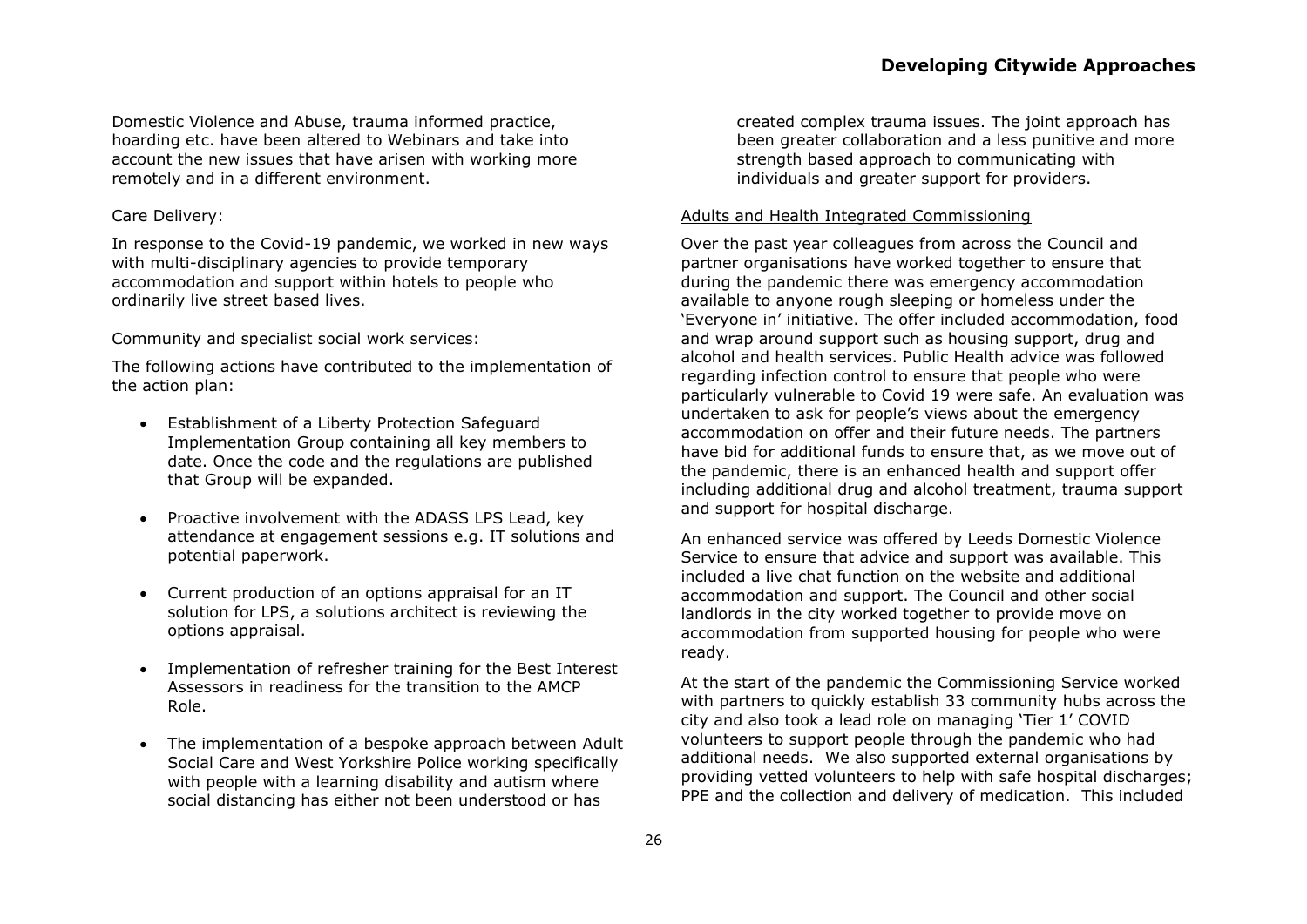Domestic Violence and Abuse, trauma informed practice, hoarding etc. have been altered to Webinars and take into account the new issues that have arisen with working more remotely and in a different environment.

Care Delivery:

In response to the Covid-19 pandemic, we worked in new ways with multi-disciplinary agencies to provide temporary accommodation and support within hotels to people who ordinarily live street based lives.

Community and specialist social work services:

The following actions have contributed to the implementation of the action plan:

- Establishment of a Liberty Protection Safeguard Implementation Group containing all key members to date. Once the code and the regulations are published that Group will be expanded.
- Proactive involvement with the ADASS LPS Lead, key attendance at engagement sessions e.g. IT solutions and potential paperwork.
- Current production of an options appraisal for an IT solution for LPS, a solutions architect is reviewing the options appraisal.
- Implementation of refresher training for the Best Interest Assessors in readiness for the transition to the AMCP Role.
- The implementation of a bespoke approach between Adult Social Care and West Yorkshire Police working specifically with people with a learning disability and autism where social distancing has either not been understood or has created complex trauma issues. The joint approach has been greater collaboration and a less punitive and more strength based approach to communicating with individuals and greater support for providers.

Adults and Health Integrated Commissioning

Over the past year colleagues from across the Council and partner organisations have worked together to ensure that during the pandemic there was emergency accommodation available to anyone rough sleeping or homeless under the 'Everyone in' initiative. The offer included accommodation, food and wrap around support such as housing support, drug and alcohol and health services. Public Health advice was followed regarding infection control to ensure that people who were particularly vulnerable to Covid 19 were safe. An evaluation was undertaken to ask for people's views about the emergency accommodation on offer and their future needs. The partners have bid for additional funds to ensure that, as we move out of the pandemic, there is an enhanced health and support offer including additional drug and alcohol treatment, trauma support and support for hospital discharge.

An enhanced service was offered by Leeds Domestic Violence Service to ensure that advice and support was available. This included a live chat function on the website and additional accommodation and support. The Council and other social landlords in the city worked together to provide move on accommodation from supported housing for people who were ready.

At the start of the pandemic the Commissioning Service worked with partners to quickly establish 33 community hubs across the city and also took a lead role on managing 'Tier 1' COVID volunteers to support people through the pandemic who had additional needs. We also supported external organisations by providing vetted volunteers to help with safe hospital discharges; PPE and the collection and delivery of medication. This included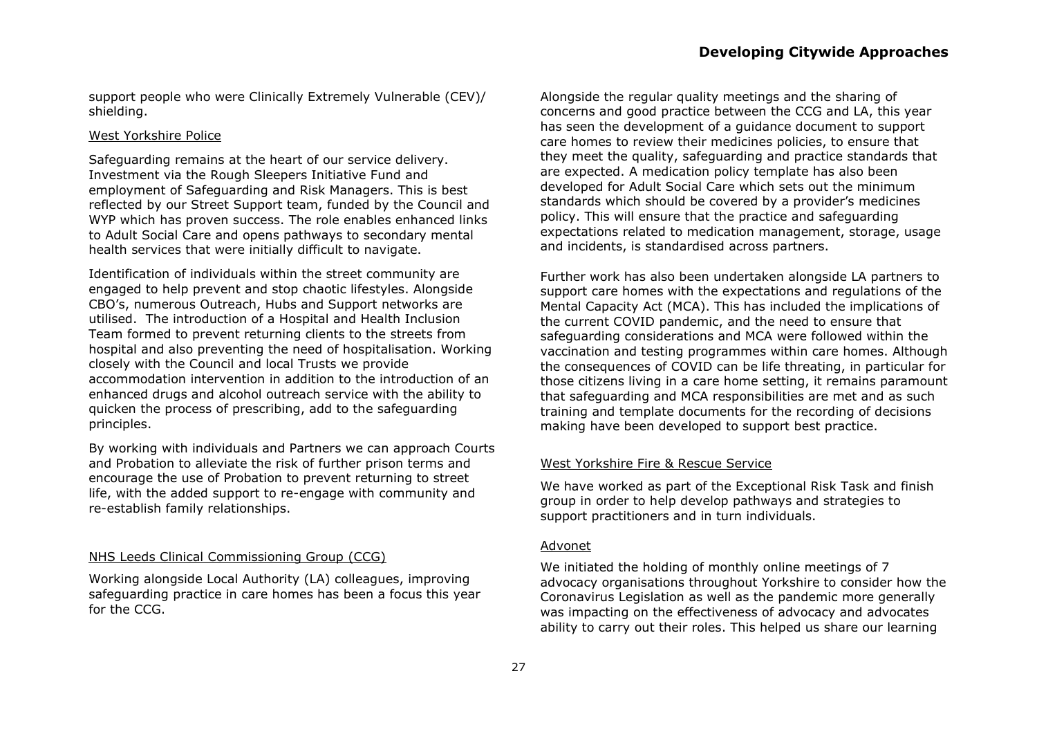support people who were Clinically Extremely Vulnerable (CEV)/ shielding.

West Yorkshire Police

Safeguarding remains at the heart of our service delivery. Investment via the Rough Sleepers Initiative Fund and employment of Safeguarding and Risk Managers. This is best reflected by our Street Support team, funded by the Council and WYP which has proven success. The role enables enhanced links to Adult Social Care and opens pathways to secondary mental health services that were initially difficult to navigate.

Identification of individuals within the street community are engaged to help prevent and stop chaotic lifestyles. Alongside CBO's, numerous Outreach, Hubs and Support networks are utilised. The introduction of a Hospital and Health Inclusion Team formed to prevent returning clients to the streets from hospital and also preventing the need of hospitalisation. Working closely with the Council and local Trusts we provide accommodation intervention in addition to the introduction of an enhanced drugs and alcohol outreach service with the ability to quicken the process of prescribing, add to the safeguarding principles.

By working with individuals and Partners we can approach Courts and Probation to alleviate the risk of further prison terms and encourage the use of Probation to prevent returning to street life, with the added support to re-engage with community and re-establish family relationships.

NHS Leeds Clinical Commissioning Group (CCG)

Working alongside Local Authority (LA) colleagues, improving safeguarding practice in care homes has been a focus this year for the CCG.

Alongside the regular quality meetings and the sharing of concerns and good practice between the CCG and LA, this year has seen the development of a guidance document to support care homes to review their medicines policies, to ensure that they meet the quality, safeguarding and practice standards that are expected. A medication policy template has also been developed for Adult Social Care which sets out the minimum standards which should be covered by a provider's medicines policy. This will ensure that the practice and safeguarding expectations related to medication management, storage, usage and incidents, is standardised across partners.

Further work has also been undertaken alongside LA partners to support care homes with the expectations and regulations of the Mental Capacity Act (MCA). This has included the implications of the current COVID pandemic, and the need to ensure that safeguarding considerations and MCA were followed within the vaccination and testing programmes within care homes. Although the consequences of COVID can be life threating, in particular for those citizens living in a care home setting, it remains paramount that safeguarding and MCA responsibilities are met and as such training and template documents for the recording of decisions making have been developed to support best practice.

West Yorkshire Fire & Rescue Service

We have worked as part of the Exceptional Risk Task and finish group in order to help develop pathways and strategies to support practitioners and in turn individuals.

Advonet

We initiated the holding of monthly online meetings of 7 advocacy organisations throughout Yorkshire to consider how the Coronavirus Legislation as well as the pandemic more generally was impacting on the effectiveness of advocacy and advocates ability to carry out their roles. This helped us share our learning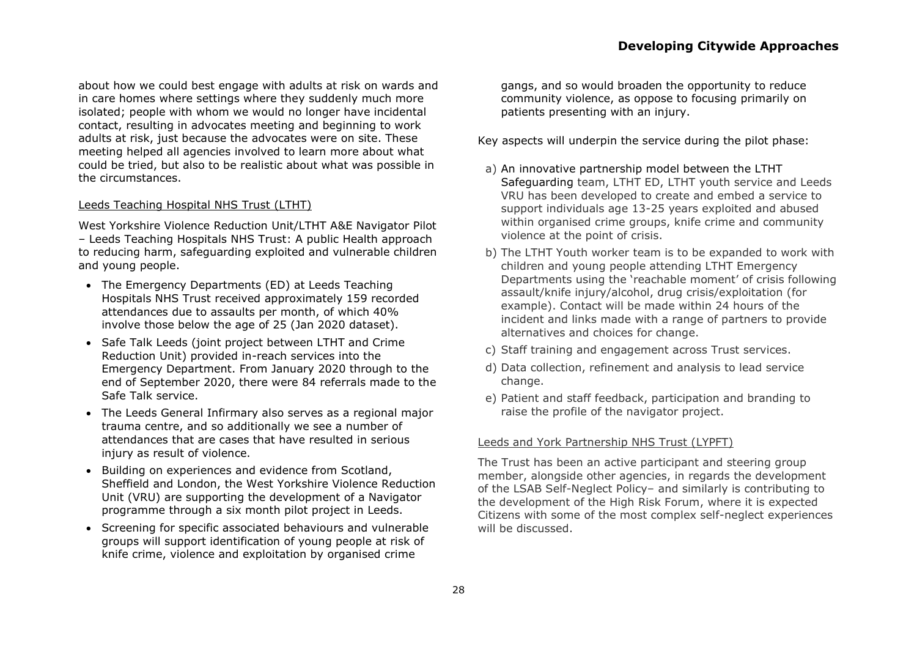about how we could best engage with adults at risk on wards and in care homes where settings where they suddenly much more isolated; people with whom we would no longer have incidental contact, resulting in advocates meeting and beginning to work adults at risk, just because the advocates were on site. These meeting helped all agencies involved to learn more about what could be tried, but also to be realistic about what was possible in the circumstances.

Leeds Teaching Hospital NHS Trust (LTHT)

West Yorkshire Violence Reduction Unit/LTHT A&E Navigator Pilot – Leeds Teaching Hospitals NHS Trust: A public Health approach to reducing harm, safeguarding exploited and vulnerable children and young people.

- The Emergency Departments (ED) at Leeds Teaching Hospitals NHS Trust received approximately 159 recorded attendances due to assaults per month, of which 40% involve those below the age of 25 (Jan 2020 dataset).
- Safe Talk Leeds (joint project between LTHT and Crime Reduction Unit) provided in-reach services into the Emergency Department. From January 2020 through to the end of September 2020, there were 84 referrals made to the Safe Talk service.
- The Leeds General Infirmary also serves as a regional major trauma centre, and so additionally we see a number of attendances that are cases that have resulted in serious injury as result of violence.
- Building on experiences and evidence from Scotland, Sheffield and London, the West Yorkshire Violence Reduction Unit (VRU) are supporting the development of a Navigator programme through a six month pilot project in Leeds.
- Screening for specific associated behaviours and vulnerable groups will support identification of young people at risk of knife crime, violence and exploitation by organised crime gangs, and so would broaden the opportunity to reduce community violence, as oppose to focusing primarily on patients presenting with an injury.

Key aspects will underpin the service during the pilot phase:

a) An innovative partnership model between the LTHT Safeguarding team, LTHT ED, LTHT youth service and Leeds VRU has been developed to create and embed a service to support individuals age 13-25 years exploited and abused within organised crime groups, knife crime and community violence at the point of crisis.
b) The LTHT Youth worker team is to be expanded to work with children and young people attending LTHT Emergency Departments using the 'reachable moment' of crisis following assault/knife injury/alcohol, drug crisis/exploitation (for example). Contact will be made within 24 hours of the incident and links made with a range of partners to provide alternatives and choices for change.
c) Staff training and engagement across Trust services.
d) Data collection, refinement and analysis to lead service change.
e) Patient and staff feedback, participation and branding to raise the profile of the navigator project.

Leeds and York Partnership NHS Trust (LYPFT)

The Trust has been an active participant and steering group member, alongside other agencies, in regards the development of the LSAB Self-Neglect Policy– and similarly is contributing to the development of the High Risk Forum, where it is expected Citizens with some of the most complex self-neglect experiences will be discussed.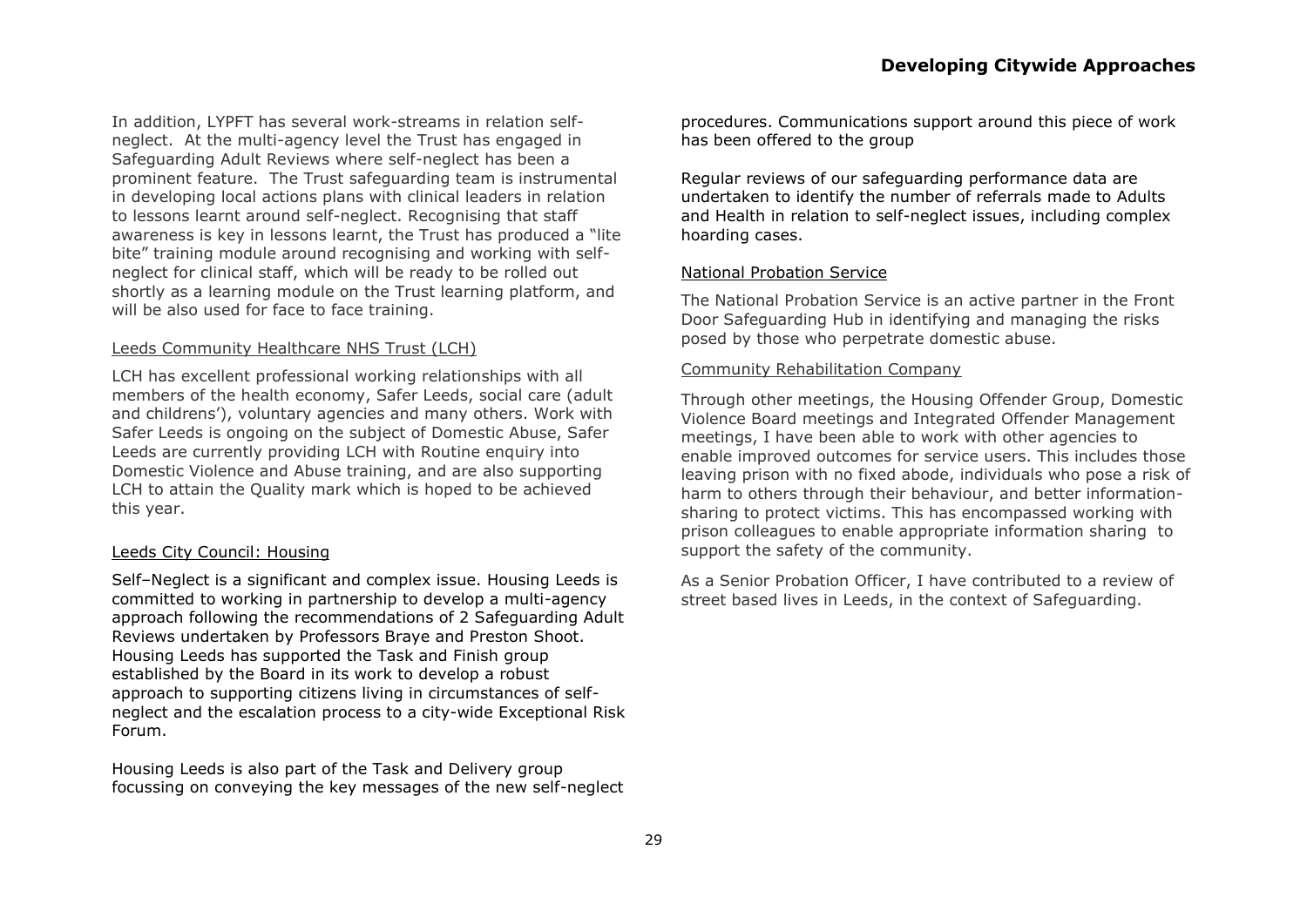In addition, LYPFT has several work-streams in relation self-neglect. At the multi-agency level the Trust has engaged in Safeguarding Adult Reviews where self-neglect has been a prominent feature. The Trust safeguarding team is instrumental in developing local actions plans with clinical leaders in relation to lessons learnt around self-neglect. Recognising that staff awareness is key in lessons learnt, the Trust has produced a "lite bite" training module around recognising and working with self-neglect for clinical staff, which will be ready to be rolled out shortly as a learning module on the Trust learning platform, and will be also used for face to face training.

Leeds Community Healthcare NHS Trust (LCH)

LCH has excellent professional working relationships with all members of the health economy, Safer Leeds, social care (adult and childrens'), voluntary agencies and many others. Work with Safer Leeds is ongoing on the subject of Domestic Abuse, Safer Leeds are currently providing LCH with Routine enquiry into Domestic Violence and Abuse training, and are also supporting LCH to attain the Quality mark which is hoped to be achieved this year.

Leeds City Council: Housing

Self–Neglect is a significant and complex issue. Housing Leeds is committed to working in partnership to develop a multi-agency approach following the recommendations of 2 Safeguarding Adult Reviews undertaken by Professors Braye and Preston Shoot. Housing Leeds has supported the Task and Finish group established by the Board in its work to develop a robust approach to supporting citizens living in circumstances of self-neglect and the escalation process to a city-wide Exceptional Risk Forum.

Housing Leeds is also part of the Task and Delivery group focussing on conveying the key messages of the new self-neglect procedures. Communications support around this piece of work has been offered to the group

Regular reviews of our safeguarding performance data are undertaken to identify the number of referrals made to Adults and Health in relation to self-neglect issues, including complex hoarding cases.

National Probation Service

The National Probation Service is an active partner in the Front Door Safeguarding Hub in identifying and managing the risks posed by those who perpetrate domestic abuse.

Community Rehabilitation Company

Through other meetings, the Housing Offender Group, Domestic Violence Board meetings and Integrated Offender Management meetings, I have been able to work with other agencies to enable improved outcomes for service users. This includes those leaving prison with no fixed abode, individuals who pose a risk of harm to others through their behaviour, and better information-sharing to protect victims. This has encompassed working with prison colleagues to enable appropriate information sharing to support the safety of the community.

As a Senior Probation Officer, I have contributed to a review of street based lives in Leeds, in the context of Safeguarding.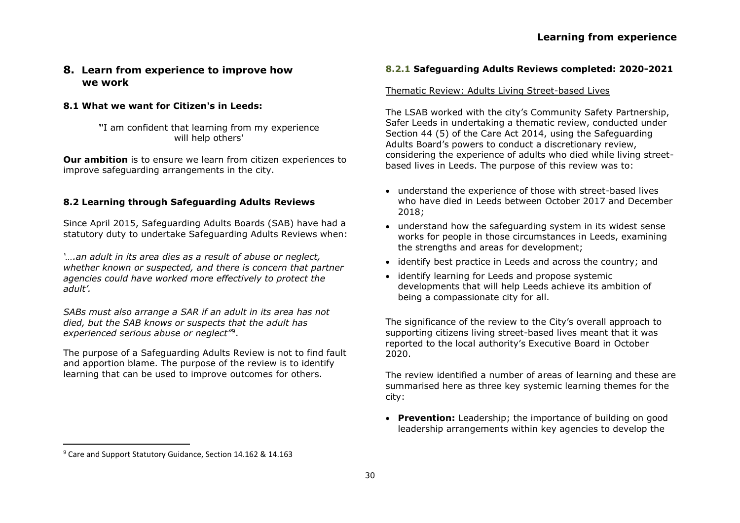## 8. Learn from experience to improve how we work

### 8.1 What we want for Citizen's in Leeds:

"I am confident that learning from my experience will help others'

**Our ambition** is to ensure we learn from citizen experiences to improve safeguarding arrangements in the city.

### 8.2 Learning through Safeguarding Adults Reviews

Since April 2015, Safeguarding Adults Boards (SAB) have had a statutory duty to undertake Safeguarding Adults Reviews when:

*'….an adult in its area dies as a result of abuse or neglect, whether known or suspected, and there is concern that partner agencies could have worked more effectively to protect the adult'.*

*SABs must also arrange a SAR if an adult in its area has not died, but the SAB knows or suspects that the adult has experienced serious abuse or neglect"*[9].

The purpose of a Safeguarding Adults Review is not to find fault and apportion blame. The purpose of the review is to identify learning that can be used to improve outcomes for others.

[9] Care and Support Statutory Guidance, Section 14.162 & 14.163

#### 8.2.1 Safeguarding Adults Reviews completed: 2020-2021

Thematic Review: Adults Living Street-based Lives

The LSAB worked with the city's Community Safety Partnership, Safer Leeds in undertaking a thematic review, conducted under Section 44 (5) of the Care Act 2014, using the Safeguarding Adults Board's powers to conduct a discretionary review, considering the experience of adults who died while living street-based lives in Leeds. The purpose of this review was to:

- understand the experience of those with street-based lives who have died in Leeds between October 2017 and December 2018;
- understand how the safeguarding system in its widest sense works for people in those circumstances in Leeds, examining the strengths and areas for development;
- identify best practice in Leeds and across the country; and
- identify learning for Leeds and propose systemic developments that will help Leeds achieve its ambition of being a compassionate city for all.

The significance of the review to the City's overall approach to supporting citizens living street-based lives meant that it was reported to the local authority's Executive Board in October 2020.

The review identified a number of areas of learning and these are summarised here as three key systemic learning themes for the city:

- **Prevention:** Leadership; the importance of building on good leadership arrangements within key agencies to develop the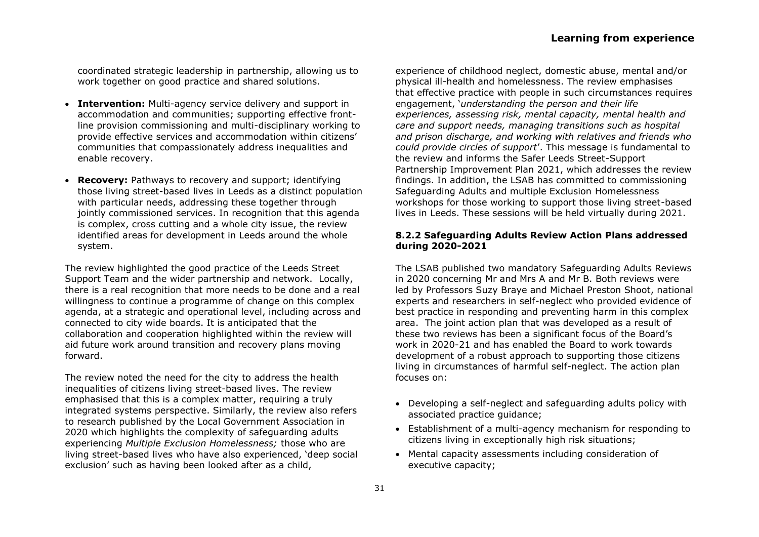coordinated strategic leadership in partnership, allowing us to work together on good practice and shared solutions.

- **Intervention:** Multi-agency service delivery and support in accommodation and communities; supporting effective front-line provision commissioning and multi-disciplinary working to provide effective services and accommodation within citizens' communities that compassionately address inequalities and enable recovery.
- **Recovery:** Pathways to recovery and support; identifying those living street-based lives in Leeds as a distinct population with particular needs, addressing these together through jointly commissioned services. In recognition that this agenda is complex, cross cutting and a whole city issue, the review identified areas for development in Leeds around the whole system.

The review highlighted the good practice of the Leeds Street Support Team and the wider partnership and network. Locally, there is a real recognition that more needs to be done and a real willingness to continue a programme of change on this complex agenda, at a strategic and operational level, including across and connected to city wide boards. It is anticipated that the collaboration and cooperation highlighted within the review will aid future work around transition and recovery plans moving forward.

The review noted the need for the city to address the health inequalities of citizens living street-based lives. The review emphasised that this is a complex matter, requiring a truly integrated systems perspective. Similarly, the review also refers to research published by the Local Government Association in 2020 which highlights the complexity of safeguarding adults experiencing *Multiple Exclusion Homelessness;* those who are living street-based lives who have also experienced, 'deep social exclusion' such as having been looked after as a child, experience of childhood neglect, domestic abuse, mental and/or physical ill-health and homelessness. The review emphasises that effective practice with people in such circumstances requires engagement, '*understanding the person and their life experiences, assessing risk, mental capacity, mental health and care and support needs, managing transitions such as hospital and prison discharge, and working with relatives and friends who could provide circles of support*'. This message is fundamental to the review and informs the Safer Leeds Street-Support Partnership Improvement Plan 2021, which addresses the review findings. In addition, the LSAB has committed to commissioning Safeguarding Adults and multiple Exclusion Homelessness workshops for those working to support those living street-based lives in Leeds. These sessions will be held virtually during 2021.

### 8.2.2 Safeguarding Adults Review Action Plans addressed during 2020-2021

The LSAB published two mandatory Safeguarding Adults Reviews in 2020 concerning Mr and Mrs A and Mr B. Both reviews were led by Professors Suzy Braye and Michael Preston Shoot, national experts and researchers in self-neglect who provided evidence of best practice in responding and preventing harm in this complex area. The joint action plan that was developed as a result of these two reviews has been a significant focus of the Board's work in 2020-21 and has enabled the Board to work towards development of a robust approach to supporting those citizens living in circumstances of harmful self-neglect. The action plan focuses on:

- Developing a self-neglect and safeguarding adults policy with associated practice guidance;
- Establishment of a multi-agency mechanism for responding to citizens living in exceptionally high risk situations;
- Mental capacity assessments including consideration of executive capacity;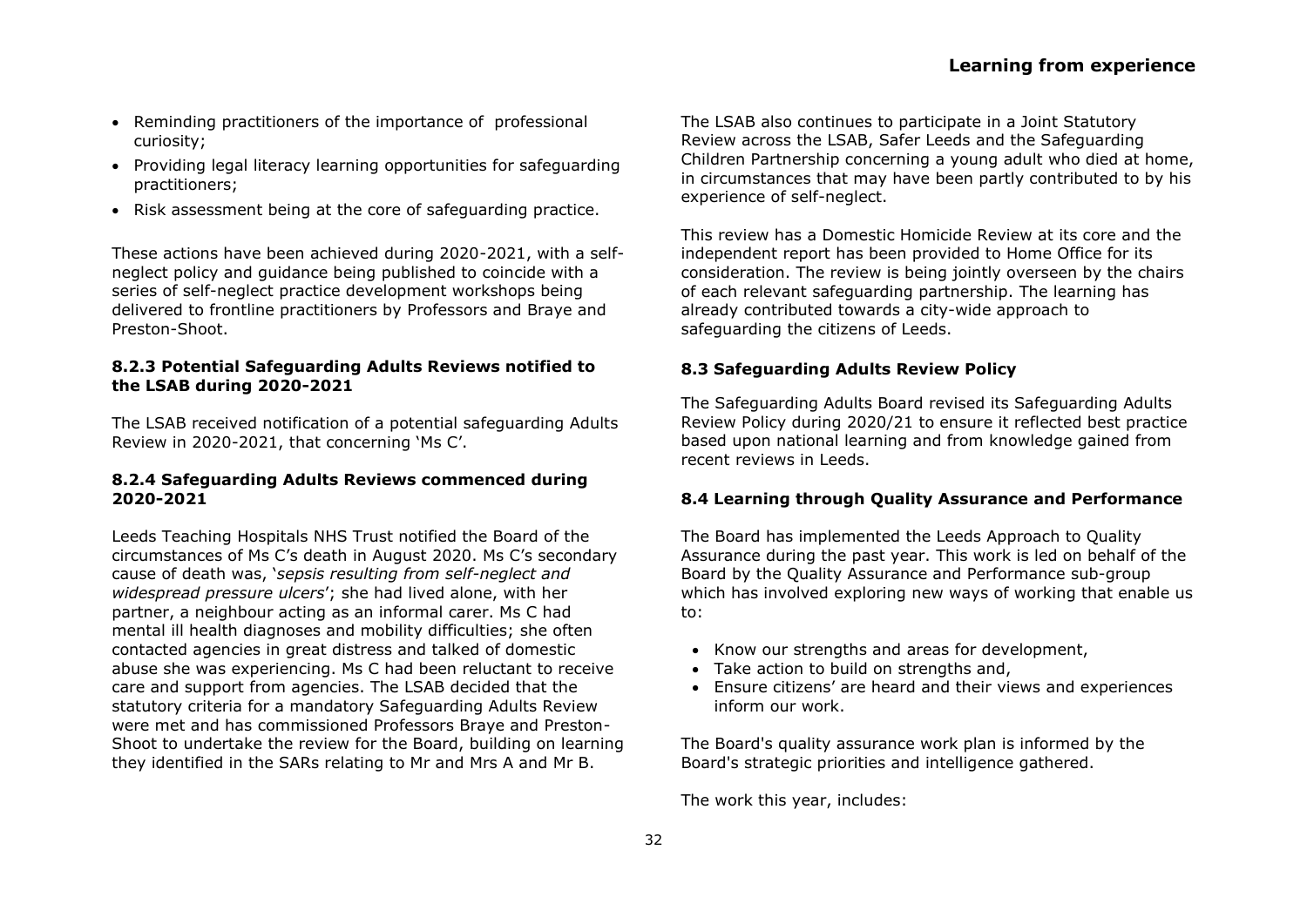- Reminding practitioners of the importance of professional curiosity;
- Providing legal literacy learning opportunities for safeguarding practitioners;
- Risk assessment being at the core of safeguarding practice.

These actions have been achieved during 2020-2021, with a self-neglect policy and guidance being published to coincide with a series of self-neglect practice development workshops being delivered to frontline practitioners by Professors and Braye and Preston-Shoot.

### 8.2.3 Potential Safeguarding Adults Reviews notified to the LSAB during 2020-2021

The LSAB received notification of a potential safeguarding Adults Review in 2020-2021, that concerning 'Ms C'.

### 8.2.4 Safeguarding Adults Reviews commenced during 2020-2021

Leeds Teaching Hospitals NHS Trust notified the Board of the circumstances of Ms C's death in August 2020. Ms C's secondary cause of death was, '*sepsis resulting from self-neglect and widespread pressure ulcers*'; she had lived alone, with her partner, a neighbour acting as an informal carer. Ms C had mental ill health diagnoses and mobility difficulties; she often contacted agencies in great distress and talked of domestic abuse she was experiencing. Ms C had been reluctant to receive care and support from agencies. The LSAB decided that the statutory criteria for a mandatory Safeguarding Adults Review were met and has commissioned Professors Braye and Preston-Shoot to undertake the review for the Board, building on learning they identified in the SARs relating to Mr and Mrs A and Mr B.

The LSAB also continues to participate in a Joint Statutory Review across the LSAB, Safer Leeds and the Safeguarding Children Partnership concerning a young adult who died at home, in circumstances that may have been partly contributed to by his experience of self-neglect.

This review has a Domestic Homicide Review at its core and the independent report has been provided to Home Office for its consideration. The review is being jointly overseen by the chairs of each relevant safeguarding partnership. The learning has already contributed towards a city-wide approach to safeguarding the citizens of Leeds.

## 8.3 Safeguarding Adults Review Policy

The Safeguarding Adults Board revised its Safeguarding Adults Review Policy during 2020/21 to ensure it reflected best practice based upon national learning and from knowledge gained from recent reviews in Leeds.

## 8.4 Learning through Quality Assurance and Performance

The Board has implemented the Leeds Approach to Quality Assurance during the past year. This work is led on behalf of the Board by the Quality Assurance and Performance sub-group which has involved exploring new ways of working that enable us to:

- Know our strengths and areas for development,
- Take action to build on strengths and,
- Ensure citizens' are heard and their views and experiences inform our work.

The Board's quality assurance work plan is informed by the Board's strategic priorities and intelligence gathered.

The work this year, includes: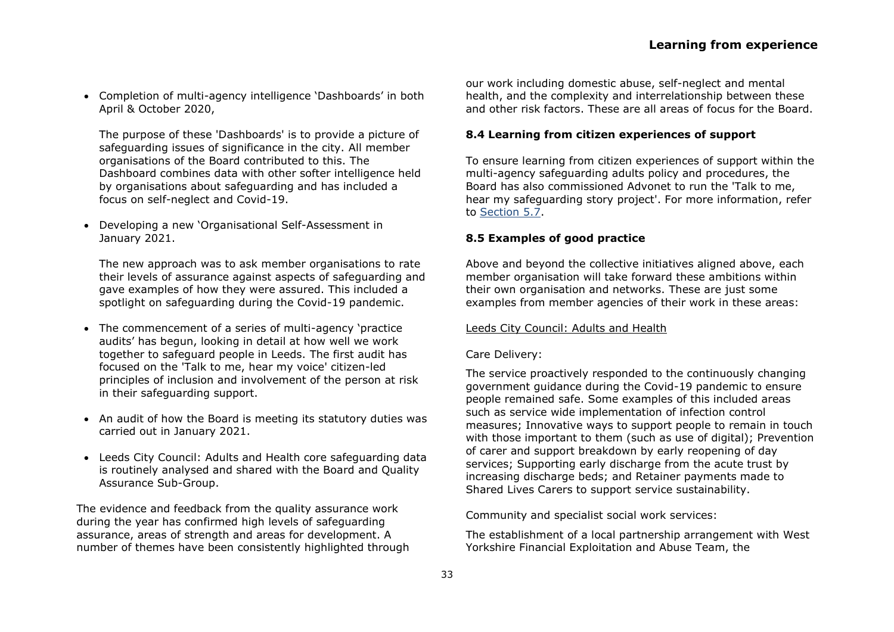- Completion of multi-agency intelligence 'Dashboards' in both April & October 2020,

  The purpose of these 'Dashboards' is to provide a picture of safeguarding issues of significance in the city. All member organisations of the Board contributed to this. The Dashboard combines data with other softer intelligence held by organisations about safeguarding and has included a focus on self-neglect and Covid-19.

- Developing a new 'Organisational Self-Assessment in January 2021.

  The new approach was to ask member organisations to rate their levels of assurance against aspects of safeguarding and gave examples of how they were assured. This included a spotlight on safeguarding during the Covid-19 pandemic.

- The commencement of a series of multi-agency 'practice audits' has begun, looking in detail at how well we work together to safeguard people in Leeds. The first audit has focused on the 'Talk to me, hear my voice' citizen-led principles of inclusion and involvement of the person at risk in their safeguarding support.

- An audit of how the Board is meeting its statutory duties was carried out in January 2021.

- Leeds City Council: Adults and Health core safeguarding data is routinely analysed and shared with the Board and Quality Assurance Sub-Group.

The evidence and feedback from the quality assurance work during the year has confirmed high levels of safeguarding assurance, areas of strength and areas for development. A number of themes have been consistently highlighted through our work including domestic abuse, self-neglect and mental health, and the complexity and interrelationship between these and other risk factors. These are all areas of focus for the Board.

### 8.4 Learning from citizen experiences of support

To ensure learning from citizen experiences of support within the multi-agency safeguarding adults policy and procedures, the Board has also commissioned Advonet to run the 'Talk to me, hear my safeguarding story project'. For more information, refer to Section 5.7.

### 8.5 Examples of good practice

Above and beyond the collective initiatives aligned above, each member organisation will take forward these ambitions within their own organisation and networks. These are just some examples from member agencies of their work in these areas:

Leeds City Council: Adults and Health

Care Delivery:

The service proactively responded to the continuously changing government guidance during the Covid-19 pandemic to ensure people remained safe. Some examples of this included areas such as service wide implementation of infection control measures; Innovative ways to support people to remain in touch with those important to them (such as use of digital); Prevention of carer and support breakdown by early reopening of day services; Supporting early discharge from the acute trust by increasing discharge beds; and Retainer payments made to Shared Lives Carers to support service sustainability.

Community and specialist social work services:

The establishment of a local partnership arrangement with West Yorkshire Financial Exploitation and Abuse Team, the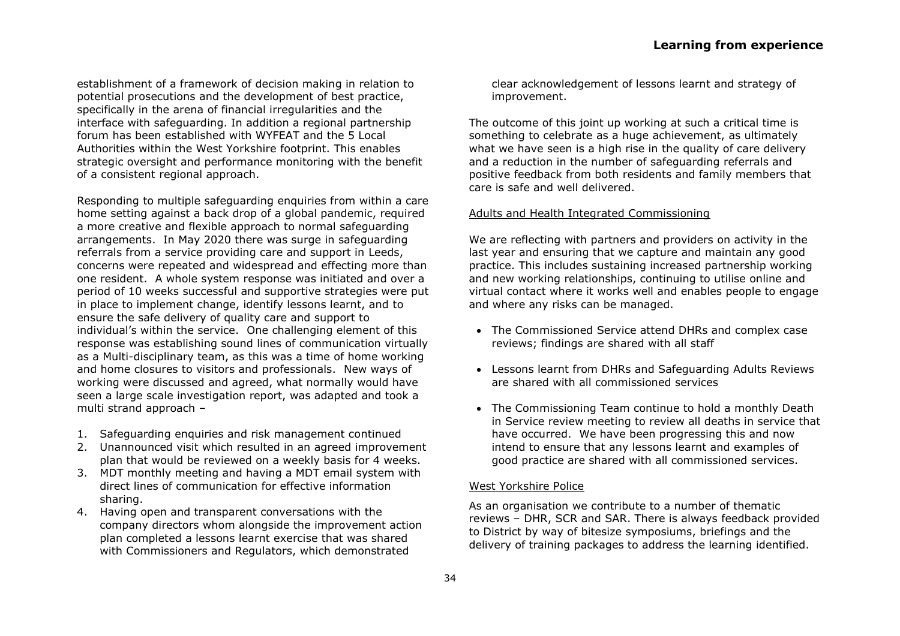establishment of a framework of decision making in relation to potential prosecutions and the development of best practice, specifically in the arena of financial irregularities and the interface with safeguarding. In addition a regional partnership forum has been established with WYFEAT and the 5 Local Authorities within the West Yorkshire footprint. This enables strategic oversight and performance monitoring with the benefit of a consistent regional approach.

Responding to multiple safeguarding enquiries from within a care home setting against a back drop of a global pandemic, required a more creative and flexible approach to normal safeguarding arrangements. In May 2020 there was surge in safeguarding referrals from a service providing care and support in Leeds, concerns were repeated and widespread and effecting more than one resident. A whole system response was initiated and over a period of 10 weeks successful and supportive strategies were put in place to implement change, identify lessons learnt, and to ensure the safe delivery of quality care and support to individual's within the service. One challenging element of this response was establishing sound lines of communication virtually as a Multi-disciplinary team, as this was a time of home working and home closures to visitors and professionals. New ways of working were discussed and agreed, what normally would have seen a large scale investigation report, was adapted and took a multi strand approach –

1. Safeguarding enquiries and risk management continued
2. Unannounced visit which resulted in an agreed improvement plan that would be reviewed on a weekly basis for 4 weeks.
3. MDT monthly meeting and having a MDT email system with direct lines of communication for effective information sharing.
4. Having open and transparent conversations with the company directors whom alongside the improvement action plan completed a lessons learnt exercise that was shared with Commissioners and Regulators, which demonstrated clear acknowledgement of lessons learnt and strategy of improvement.

The outcome of this joint up working at such a critical time is something to celebrate as a huge achievement, as ultimately what we have seen is a high rise in the quality of care delivery and a reduction in the number of safeguarding referrals and positive feedback from both residents and family members that care is safe and well delivered.

Adults and Health Integrated Commissioning

We are reflecting with partners and providers on activity in the last year and ensuring that we capture and maintain any good practice. This includes sustaining increased partnership working and new working relationships, continuing to utilise online and virtual contact where it works well and enables people to engage and where any risks can be managed.

- The Commissioned Service attend DHRs and complex case reviews; findings are shared with all staff
- Lessons learnt from DHRs and Safeguarding Adults Reviews are shared with all commissioned services
- The Commissioning Team continue to hold a monthly Death in Service review meeting to review all deaths in service that have occurred. We have been progressing this and now intend to ensure that any lessons learnt and examples of good practice are shared with all commissioned services.

West Yorkshire Police

As an organisation we contribute to a number of thematic reviews – DHR, SCR and SAR. There is always feedback provided to District by way of bitesize symposiums, briefings and the delivery of training packages to address the learning identified.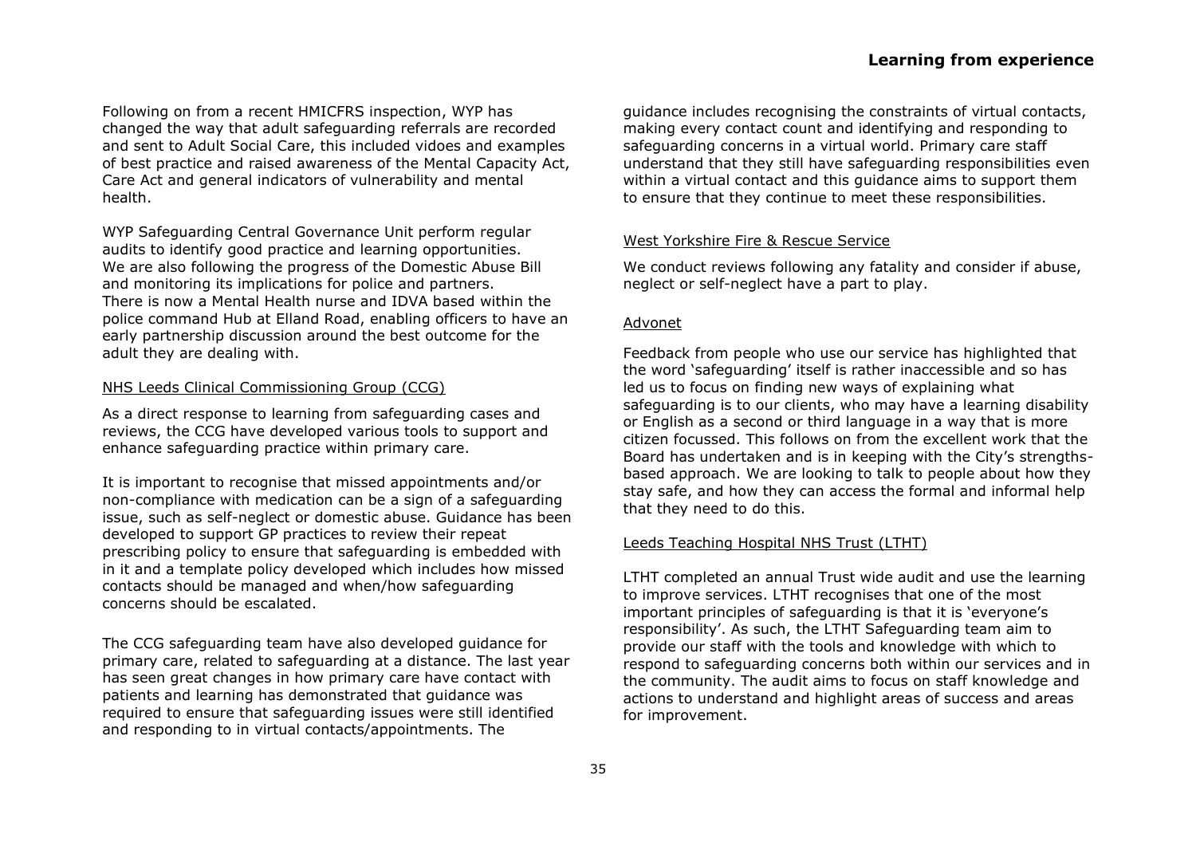Following on from a recent HMICFRS inspection, WYP has changed the way that adult safeguarding referrals are recorded and sent to Adult Social Care, this included vidoes and examples of best practice and raised awareness of the Mental Capacity Act, Care Act and general indicators of vulnerability and mental health.

WYP Safeguarding Central Governance Unit perform regular audits to identify good practice and learning opportunities. We are also following the progress of the Domestic Abuse Bill and monitoring its implications for police and partners. There is now a Mental Health nurse and IDVA based within the police command Hub at Elland Road, enabling officers to have an early partnership discussion around the best outcome for the adult they are dealing with.

NHS Leeds Clinical Commissioning Group (CCG)

As a direct response to learning from safeguarding cases and reviews, the CCG have developed various tools to support and enhance safeguarding practice within primary care.

It is important to recognise that missed appointments and/or non-compliance with medication can be a sign of a safeguarding issue, such as self-neglect or domestic abuse. Guidance has been developed to support GP practices to review their repeat prescribing policy to ensure that safeguarding is embedded with in it and a template policy developed which includes how missed contacts should be managed and when/how safeguarding concerns should be escalated.

The CCG safeguarding team have also developed guidance for primary care, related to safeguarding at a distance. The last year has seen great changes in how primary care have contact with patients and learning has demonstrated that guidance was required to ensure that safeguarding issues were still identified and responding to in virtual contacts/appointments. The guidance includes recognising the constraints of virtual contacts, making every contact count and identifying and responding to safeguarding concerns in a virtual world. Primary care staff understand that they still have safeguarding responsibilities even within a virtual contact and this guidance aims to support them to ensure that they continue to meet these responsibilities.

West Yorkshire Fire & Rescue Service

We conduct reviews following any fatality and consider if abuse, neglect or self-neglect have a part to play.

Advonet

Feedback from people who use our service has highlighted that the word 'safeguarding' itself is rather inaccessible and so has led us to focus on finding new ways of explaining what safeguarding is to our clients, who may have a learning disability or English as a second or third language in a way that is more citizen focussed. This follows on from the excellent work that the Board has undertaken and is in keeping with the City's strengths-based approach. We are looking to talk to people about how they stay safe, and how they can access the formal and informal help that they need to do this.

Leeds Teaching Hospital NHS Trust (LTHT)

LTHT completed an annual Trust wide audit and use the learning to improve services. LTHT recognises that one of the most important principles of safeguarding is that it is 'everyone's responsibility'. As such, the LTHT Safeguarding team aim to provide our staff with the tools and knowledge with which to respond to safeguarding concerns both within our services and in the community. The audit aims to focus on staff knowledge and actions to understand and highlight areas of success and areas for improvement.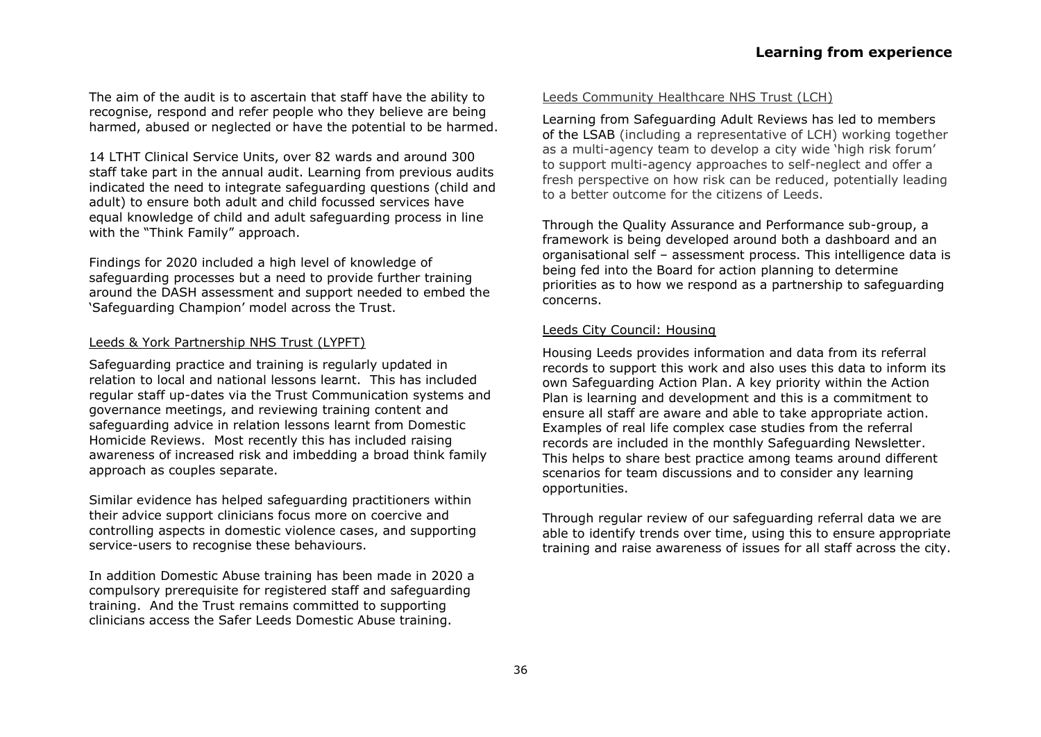The aim of the audit is to ascertain that staff have the ability to recognise, respond and refer people who they believe are being harmed, abused or neglected or have the potential to be harmed.

14 LTHT Clinical Service Units, over 82 wards and around 300 staff take part in the annual audit. Learning from previous audits indicated the need to integrate safeguarding questions (child and adult) to ensure both adult and child focussed services have equal knowledge of child and adult safeguarding process in line with the "Think Family" approach.

Findings for 2020 included a high level of knowledge of safeguarding processes but a need to provide further training around the DASH assessment and support needed to embed the 'Safeguarding Champion' model across the Trust.

Leeds & York Partnership NHS Trust (LYPFT)

Safeguarding practice and training is regularly updated in relation to local and national lessons learnt. This has included regular staff up-dates via the Trust Communication systems and governance meetings, and reviewing training content and safeguarding advice in relation lessons learnt from Domestic Homicide Reviews. Most recently this has included raising awareness of increased risk and imbedding a broad think family approach as couples separate.

Similar evidence has helped safeguarding practitioners within their advice support clinicians focus more on coercive and controlling aspects in domestic violence cases, and supporting service-users to recognise these behaviours.

In addition Domestic Abuse training has been made in 2020 a compulsory prerequisite for registered staff and safeguarding training. And the Trust remains committed to supporting clinicians access the Safer Leeds Domestic Abuse training.

Leeds Community Healthcare NHS Trust (LCH)

Learning from Safeguarding Adult Reviews has led to members of the LSAB (including a representative of LCH) working together as a multi-agency team to develop a city wide 'high risk forum' to support multi-agency approaches to self-neglect and offer a fresh perspective on how risk can be reduced, potentially leading to a better outcome for the citizens of Leeds.

Through the Quality Assurance and Performance sub-group, a framework is being developed around both a dashboard and an organisational self – assessment process. This intelligence data is being fed into the Board for action planning to determine priorities as to how we respond as a partnership to safeguarding concerns.

Leeds City Council: Housing

Housing Leeds provides information and data from its referral records to support this work and also uses this data to inform its own Safeguarding Action Plan. A key priority within the Action Plan is learning and development and this is a commitment to ensure all staff are aware and able to take appropriate action. Examples of real life complex case studies from the referral records are included in the monthly Safeguarding Newsletter. This helps to share best practice among teams around different scenarios for team discussions and to consider any learning opportunities.

Through regular review of our safeguarding referral data we are able to identify trends over time, using this to ensure appropriate training and raise awareness of issues for all staff across the city.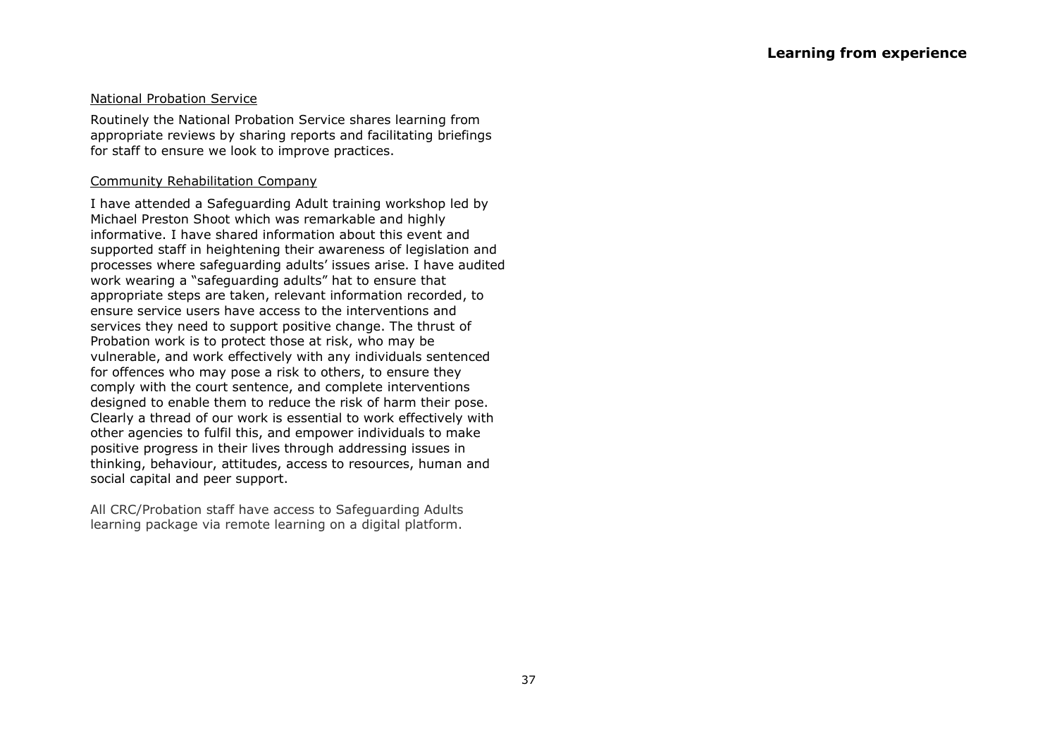National Probation Service

Routinely the National Probation Service shares learning from appropriate reviews by sharing reports and facilitating briefings for staff to ensure we look to improve practices.

Community Rehabilitation Company

I have attended a Safeguarding Adult training workshop led by Michael Preston Shoot which was remarkable and highly informative. I have shared information about this event and supported staff in heightening their awareness of legislation and processes where safeguarding adults' issues arise. I have audited work wearing a "safeguarding adults" hat to ensure that appropriate steps are taken, relevant information recorded, to ensure service users have access to the interventions and services they need to support positive change. The thrust of Probation work is to protect those at risk, who may be vulnerable, and work effectively with any individuals sentenced for offences who may pose a risk to others, to ensure they comply with the court sentence, and complete interventions designed to enable them to reduce the risk of harm their pose. Clearly a thread of our work is essential to work effectively with other agencies to fulfil this, and empower individuals to make positive progress in their lives through addressing issues in thinking, behaviour, attitudes, access to resources, human and social capital and peer support.

All CRC/Probation staff have access to Safeguarding Adults learning package via remote learning on a digital platform.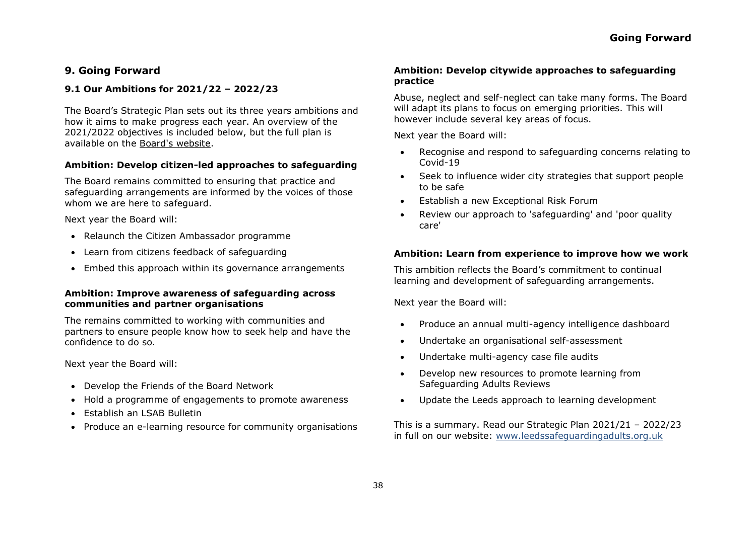## 9. Going Forward

### 9.1 Our Ambitions for 2021/22 – 2022/23

The Board's Strategic Plan sets out its three years ambitions and how it aims to make progress each year. An overview of the 2021/2022 objectives is included below, but the full plan is available on the Board's website.

**Ambition: Develop citizen-led approaches to safeguarding**

The Board remains committed to ensuring that practice and safeguarding arrangements are informed by the voices of those whom we are here to safeguard.

Next year the Board will:

- Relaunch the Citizen Ambassador programme
- Learn from citizens feedback of safeguarding
- Embed this approach within its governance arrangements

**Ambition: Improve awareness of safeguarding across communities and partner organisations**

The remains committed to working with communities and partners to ensure people know how to seek help and have the confidence to do so.

Next year the Board will:

- Develop the Friends of the Board Network
- Hold a programme of engagements to promote awareness
- Establish an LSAB Bulletin
- Produce an e-learning resource for community organisations

**Ambition: Develop citywide approaches to safeguarding practice**

Abuse, neglect and self-neglect can take many forms. The Board will adapt its plans to focus on emerging priorities. This will however include several key areas of focus.

Next year the Board will:

- Recognise and respond to safeguarding concerns relating to Covid-19
- Seek to influence wider city strategies that support people to be safe
- Establish a new Exceptional Risk Forum
- Review our approach to 'safeguarding' and 'poor quality care'

**Ambition: Learn from experience to improve how we work**

This ambition reflects the Board's commitment to continual learning and development of safeguarding arrangements.

Next year the Board will:

- Produce an annual multi-agency intelligence dashboard
- Undertake an organisational self-assessment
- Undertake multi-agency case file audits
- Develop new resources to promote learning from Safeguarding Adults Reviews
- Update the Leeds approach to learning development

This is a summary. Read our Strategic Plan 2021/21 – 2022/23 in full on our website: www.leedssafeguardingadults.org.uk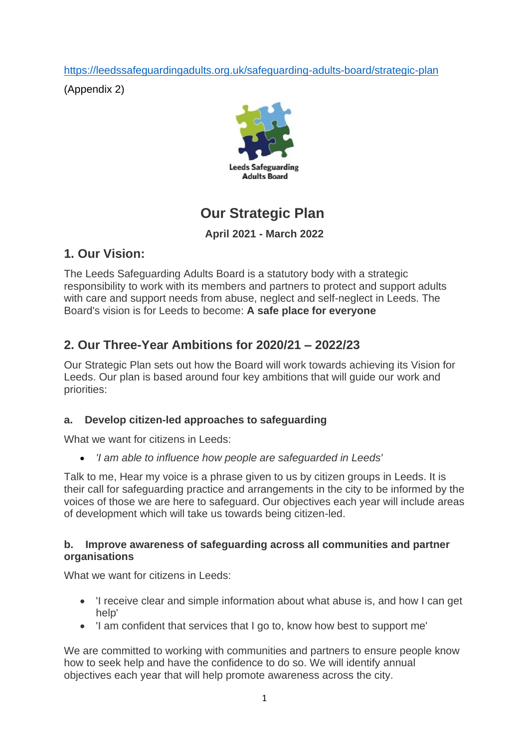https://leedssafeguardingadults.org.uk/safeguarding-adults-board/strategic-plan

(Appendix 2)

Leeds Safeguarding Adults Board

# Our Strategic Plan

**April 2021 - March 2022**

## 1. Our Vision:

The Leeds Safeguarding Adults Board is a statutory body with a strategic responsibility to work with its members and partners to protect and support adults with care and support needs from abuse, neglect and self-neglect in Leeds. The Board's vision is for Leeds to become: **A safe place for everyone**

## 2. Our Three-Year Ambitions for 2020/21 – 2022/23

Our Strategic Plan sets out how the Board will work towards achieving its Vision for Leeds. Our plan is based around four key ambitions that will guide our work and priorities:

### a. Develop citizen-led approaches to safeguarding

What we want for citizens in Leeds:

- *'I am able to influence how people are safeguarded in Leeds'*

Talk to me, Hear my voice is a phrase given to us by citizen groups in Leeds. It is their call for safeguarding practice and arrangements in the city to be informed by the voices of those we are here to safeguard. Our objectives each year will include areas of development which will take us towards being citizen-led.

### b. Improve awareness of safeguarding across all communities and partner organisations

What we want for citizens in Leeds:

- 'I receive clear and simple information about what abuse is, and how I can get help'
- 'I am confident that services that I go to, know how best to support me'

We are committed to working with communities and partners to ensure people know how to seek help and have the confidence to do so. We will identify annual objectives each year that will help promote awareness across the city.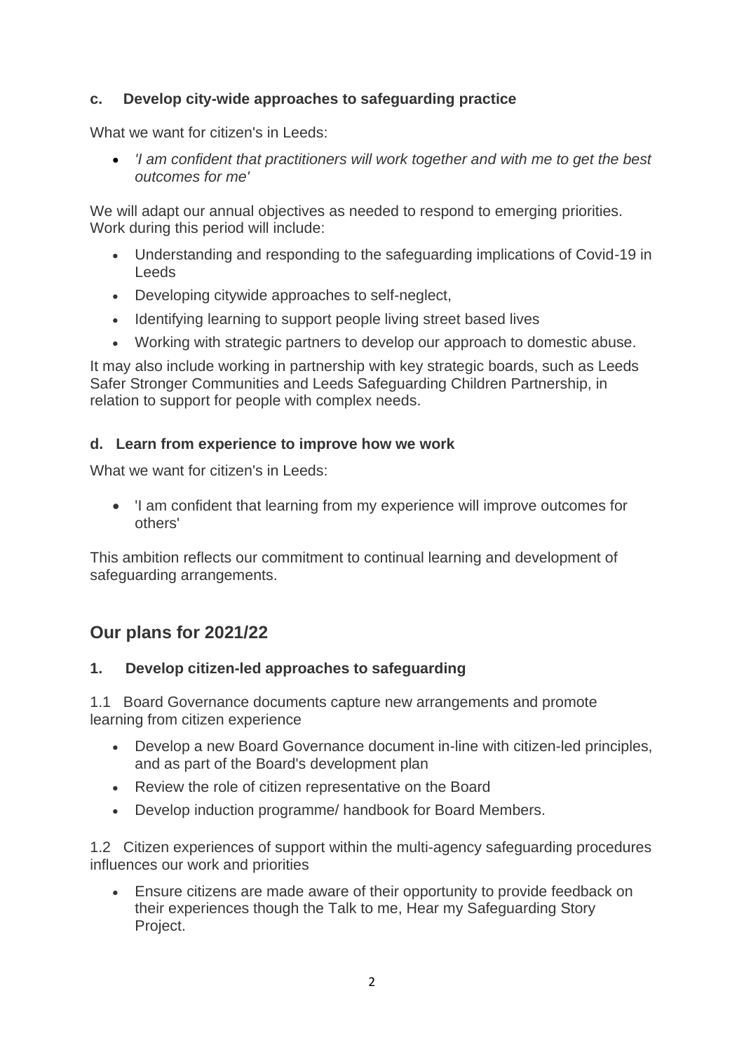### c. Develop city-wide approaches to safeguarding practice

What we want for citizen's in Leeds:

- *'I am confident that practitioners will work together and with me to get the best outcomes for me'*

We will adapt our annual objectives as needed to respond to emerging priorities. Work during this period will include:

- Understanding and responding to the safeguarding implications of Covid-19 in Leeds
- Developing citywide approaches to self-neglect,
- Identifying learning to support people living street based lives
- Working with strategic partners to develop our approach to domestic abuse.

It may also include working in partnership with key strategic boards, such as Leeds Safer Stronger Communities and Leeds Safeguarding Children Partnership, in relation to support for people with complex needs.

### d. Learn from experience to improve how we work

What we want for citizen's in Leeds:

- 'I am confident that learning from my experience will improve outcomes for others'

This ambition reflects our commitment to continual learning and development of safeguarding arrangements.

## Our plans for 2021/22

### 1. Develop citizen-led approaches to safeguarding

1.1 Board Governance documents capture new arrangements and promote learning from citizen experience

- Develop a new Board Governance document in-line with citizen-led principles, and as part of the Board's development plan
- Review the role of citizen representative on the Board
- Develop induction programme/ handbook for Board Members.

1.2 Citizen experiences of support within the multi-agency safeguarding procedures influences our work and priorities

- Ensure citizens are made aware of their opportunity to provide feedback on their experiences though the Talk to me, Hear my Safeguarding Story Project.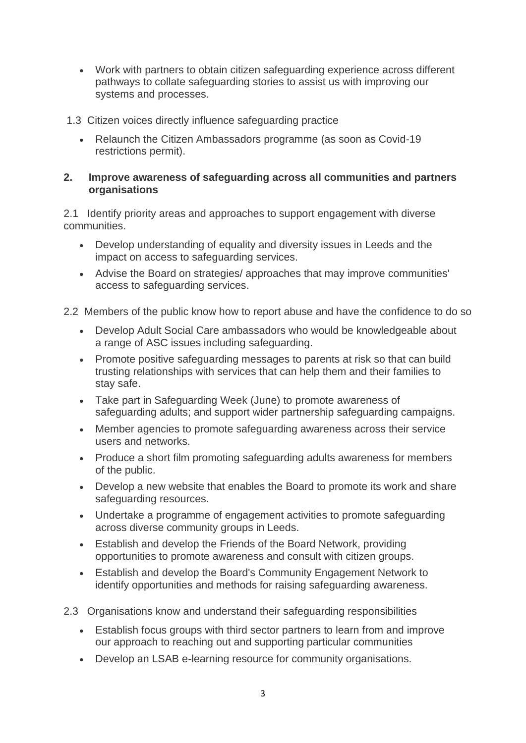- Work with partners to obtain citizen safeguarding experience across different pathways to collate safeguarding stories to assist us with improving our systems and processes.

1.3 Citizen voices directly influence safeguarding practice

- Relaunch the Citizen Ambassadors programme (as soon as Covid-19 restrictions permit).

## 2. Improve awareness of safeguarding across all communities and partners organisations

2.1 Identify priority areas and approaches to support engagement with diverse communities.

- Develop understanding of equality and diversity issues in Leeds and the impact on access to safeguarding services.
- Advise the Board on strategies/ approaches that may improve communities' access to safeguarding services.

2.2 Members of the public know how to report abuse and have the confidence to do so

- Develop Adult Social Care ambassadors who would be knowledgeable about a range of ASC issues including safeguarding.
- Promote positive safeguarding messages to parents at risk so that can build trusting relationships with services that can help them and their families to stay safe.
- Take part in Safeguarding Week (June) to promote awareness of safeguarding adults; and support wider partnership safeguarding campaigns.
- Member agencies to promote safeguarding awareness across their service users and networks.
- Produce a short film promoting safeguarding adults awareness for members of the public.
- Develop a new website that enables the Board to promote its work and share safeguarding resources.
- Undertake a programme of engagement activities to promote safeguarding across diverse community groups in Leeds.
- Establish and develop the Friends of the Board Network, providing opportunities to promote awareness and consult with citizen groups.
- Establish and develop the Board's Community Engagement Network to identify opportunities and methods for raising safeguarding awareness.

2.3 Organisations know and understand their safeguarding responsibilities

- Establish focus groups with third sector partners to learn from and improve our approach to reaching out and supporting particular communities
- Develop an LSAB e-learning resource for community organisations.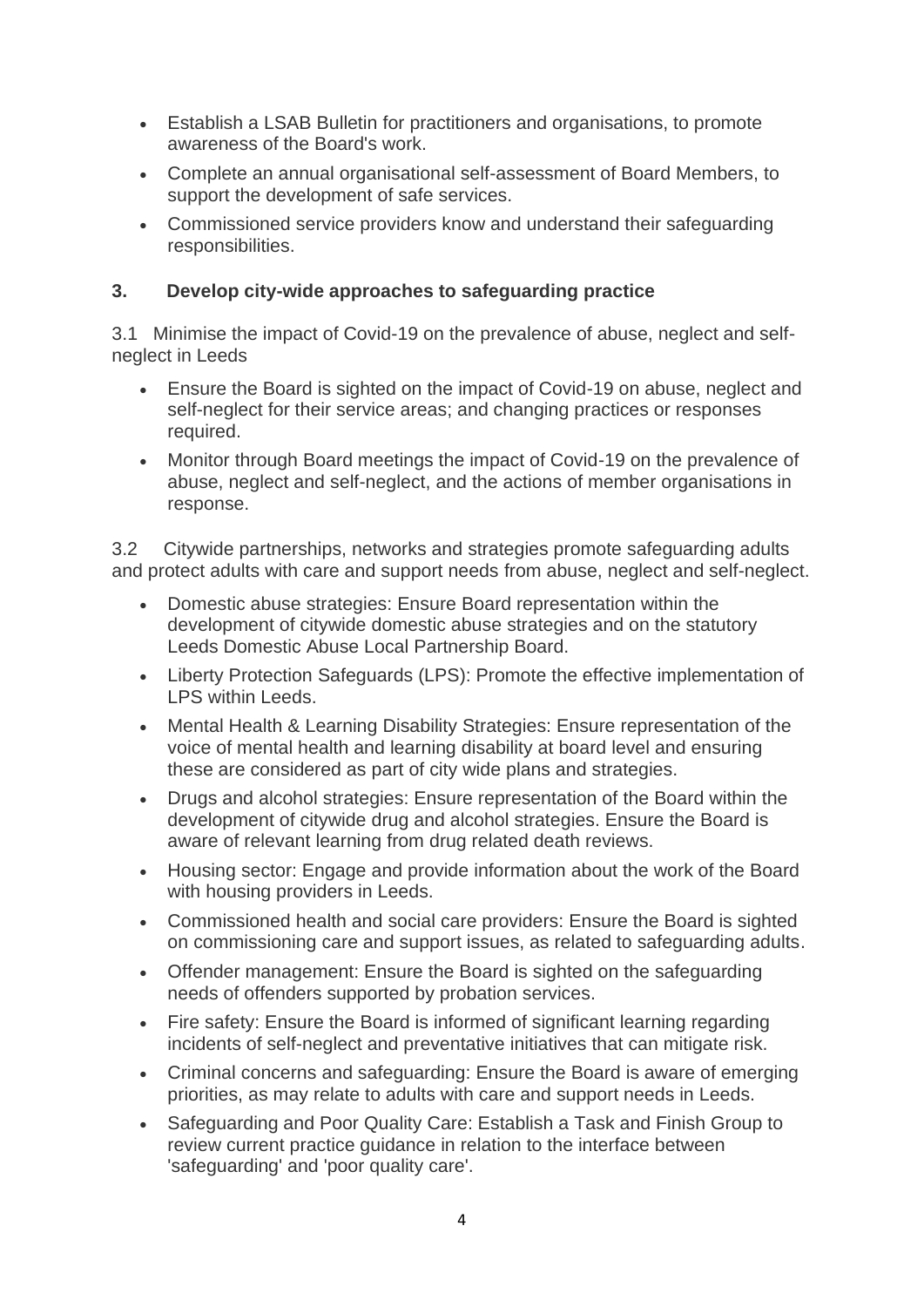- Establish a LSAB Bulletin for practitioners and organisations, to promote awareness of the Board's work.
- Complete an annual organisational self-assessment of Board Members, to support the development of safe services.
- Commissioned service providers know and understand their safeguarding responsibilities.

### 3. Develop city-wide approaches to safeguarding practice

3.1 Minimise the impact of Covid-19 on the prevalence of abuse, neglect and self-neglect in Leeds

- Ensure the Board is sighted on the impact of Covid-19 on abuse, neglect and self-neglect for their service areas; and changing practices or responses required.
- Monitor through Board meetings the impact of Covid-19 on the prevalence of abuse, neglect and self-neglect, and the actions of member organisations in response.

3.2 Citywide partnerships, networks and strategies promote safeguarding adults and protect adults with care and support needs from abuse, neglect and self-neglect.

- Domestic abuse strategies: Ensure Board representation within the development of citywide domestic abuse strategies and on the statutory Leeds Domestic Abuse Local Partnership Board.
- Liberty Protection Safeguards (LPS): Promote the effective implementation of LPS within Leeds.
- Mental Health & Learning Disability Strategies: Ensure representation of the voice of mental health and learning disability at board level and ensuring these are considered as part of city wide plans and strategies.
- Drugs and alcohol strategies: Ensure representation of the Board within the development of citywide drug and alcohol strategies. Ensure the Board is aware of relevant learning from drug related death reviews.
- Housing sector: Engage and provide information about the work of the Board with housing providers in Leeds.
- Commissioned health and social care providers: Ensure the Board is sighted on commissioning care and support issues, as related to safeguarding adults.
- Offender management: Ensure the Board is sighted on the safeguarding needs of offenders supported by probation services.
- Fire safety: Ensure the Board is informed of significant learning regarding incidents of self-neglect and preventative initiatives that can mitigate risk.
- Criminal concerns and safeguarding: Ensure the Board is aware of emerging priorities, as may relate to adults with care and support needs in Leeds.
- Safeguarding and Poor Quality Care: Establish a Task and Finish Group to review current practice guidance in relation to the interface between 'safeguarding' and 'poor quality care'.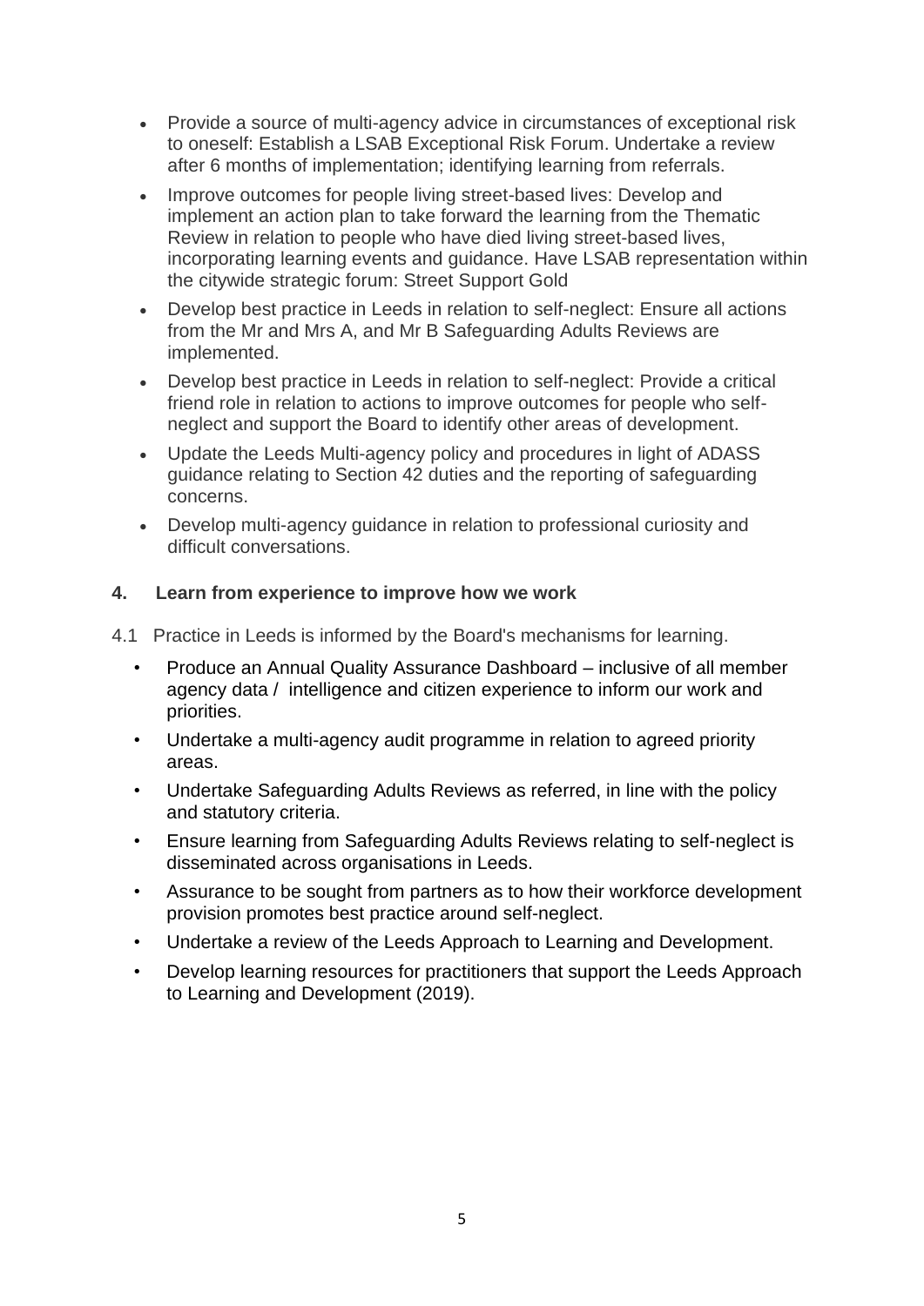- Provide a source of multi-agency advice in circumstances of exceptional risk to oneself: Establish a LSAB Exceptional Risk Forum. Undertake a review after 6 months of implementation; identifying learning from referrals.
- Improve outcomes for people living street-based lives: Develop and implement an action plan to take forward the learning from the Thematic Review in relation to people who have died living street-based lives, incorporating learning events and guidance. Have LSAB representation within the citywide strategic forum: Street Support Gold
- Develop best practice in Leeds in relation to self-neglect: Ensure all actions from the Mr and Mrs A, and Mr B Safeguarding Adults Reviews are implemented.
- Develop best practice in Leeds in relation to self-neglect: Provide a critical friend role in relation to actions to improve outcomes for people who self-neglect and support the Board to identify other areas of development.
- Update the Leeds Multi-agency policy and procedures in light of ADASS guidance relating to Section 42 duties and the reporting of safeguarding concerns.
- Develop multi-agency guidance in relation to professional curiosity and difficult conversations.

## 4. Learn from experience to improve how we work

4.1 Practice in Leeds is informed by the Board's mechanisms for learning.

- Produce an Annual Quality Assurance Dashboard – inclusive of all member agency data / intelligence and citizen experience to inform our work and priorities.
- Undertake a multi-agency audit programme in relation to agreed priority areas.
- Undertake Safeguarding Adults Reviews as referred, in line with the policy and statutory criteria.
- Ensure learning from Safeguarding Adults Reviews relating to self-neglect is disseminated across organisations in Leeds.
- Assurance to be sought from partners as to how their workforce development provision promotes best practice around self-neglect.
- Undertake a review of the Leeds Approach to Learning and Development.
- Develop learning resources for practitioners that support the Leeds Approach to Learning and Development (2019).